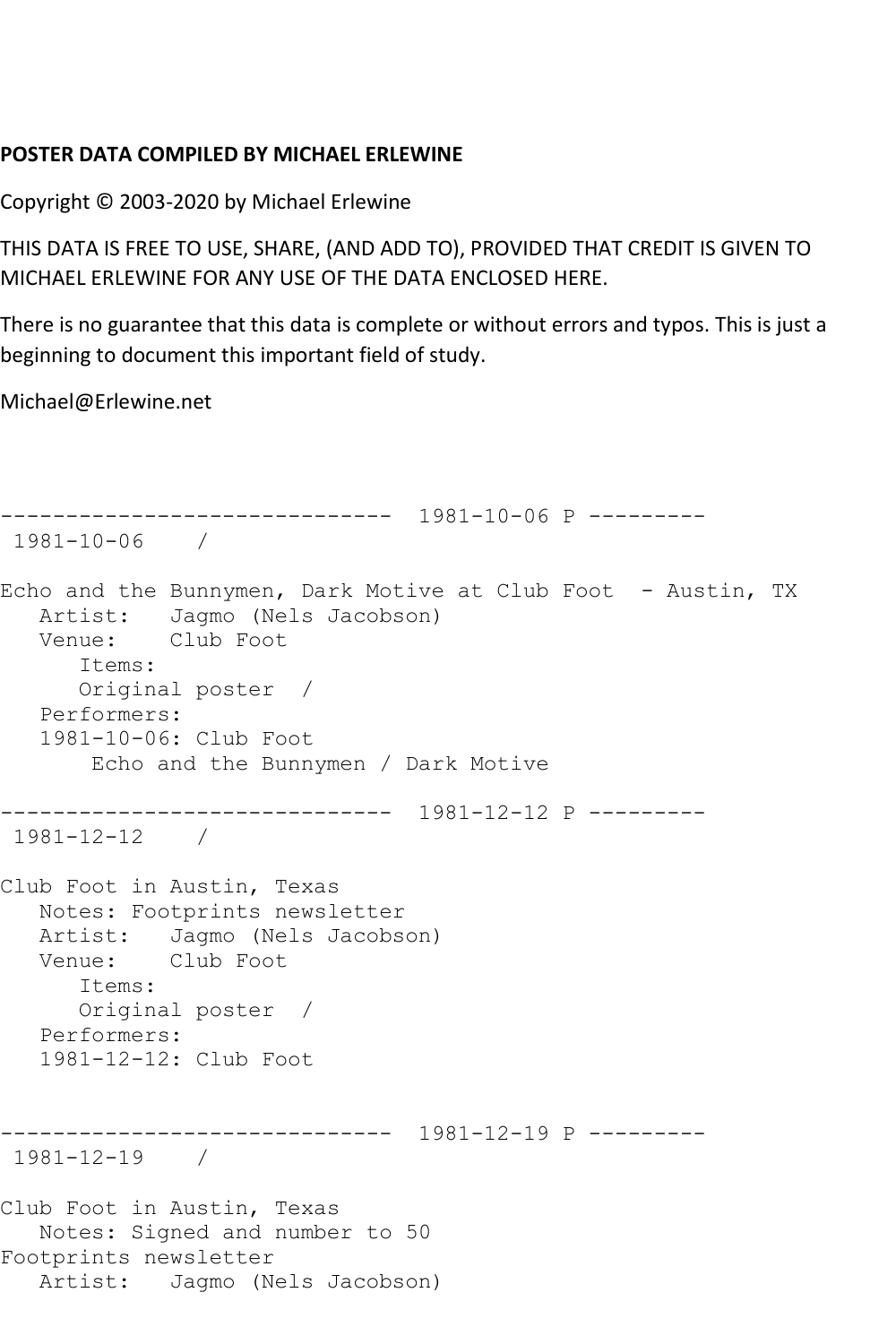**POSTER DATA COMPILED BY MICHAEL ERLEWINE**

Copyright © 2003-2020 by Michael Erlewine

THIS DATA IS FREE TO USE, SHARE, (AND ADD TO), PROVIDED THAT CREDIT IS GIVEN TO MICHAEL ERLEWINE FOR ANY USE OF THE DATA ENCLOSED HERE.

There is no guarantee that this data is complete or without errors and typos. This is just a beginning to document this important field of study.

Michael@Erlewine.net

```
------------------------------  1981-10-06 P ---------
 1981-10-06    /

Echo and the Bunnymen, Dark Motive at Club Foot  - Austin, TX
   Artist:   Jagmo (Nels Jacobson)
   Venue:    Club Foot
      Items:
      Original poster  /
   Performers:
   1981-10-06: Club Foot
       Echo and the Bunnymen / Dark Motive

------------------------------  1981-12-12 P ---------
 1981-12-12    /

Club Foot in Austin, Texas
   Notes: Footprints newsletter
   Artist:   Jagmo (Nels Jacobson)
   Venue:    Club Foot
      Items:
      Original poster  /
   Performers:
   1981-12-12: Club Foot


------------------------------  1981-12-19 P ---------
 1981-12-19    /

Club Foot in Austin, Texas
   Notes: Signed and number to 50
Footprints newsletter
   Artist:   Jagmo (Nels Jacobson)
```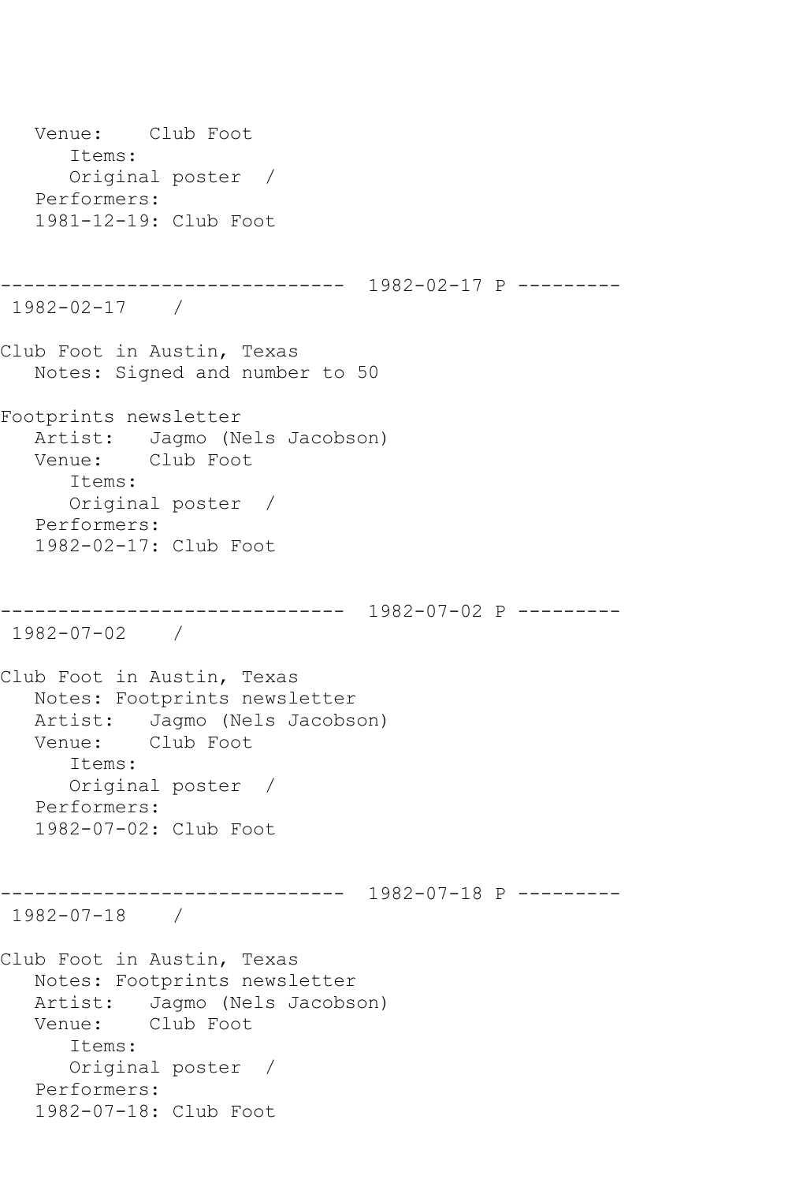```
   Venue:    Club Foot
      Items:
      Original poster  /
   Performers:
   1981-12-19: Club Foot


------------------------------  1982-02-17 P ---------
 1982-02-17    /

Club Foot in Austin, Texas
   Notes: Signed and number to 50

Footprints newsletter
   Artist:   Jagmo (Nels Jacobson)
   Venue:    Club Foot
      Items:
      Original poster  /
   Performers:
   1982-02-17: Club Foot


------------------------------  1982-07-02 P ---------
 1982-07-02    /

Club Foot in Austin, Texas
   Notes: Footprints newsletter
   Artist:   Jagmo (Nels Jacobson)
   Venue:    Club Foot
      Items:
      Original poster  /
   Performers:
   1982-07-02: Club Foot


------------------------------  1982-07-18 P ---------
 1982-07-18    /

Club Foot in Austin, Texas
   Notes: Footprints newsletter
   Artist:   Jagmo (Nels Jacobson)
   Venue:    Club Foot
      Items:
      Original poster  /
   Performers:
   1982-07-18: Club Foot
```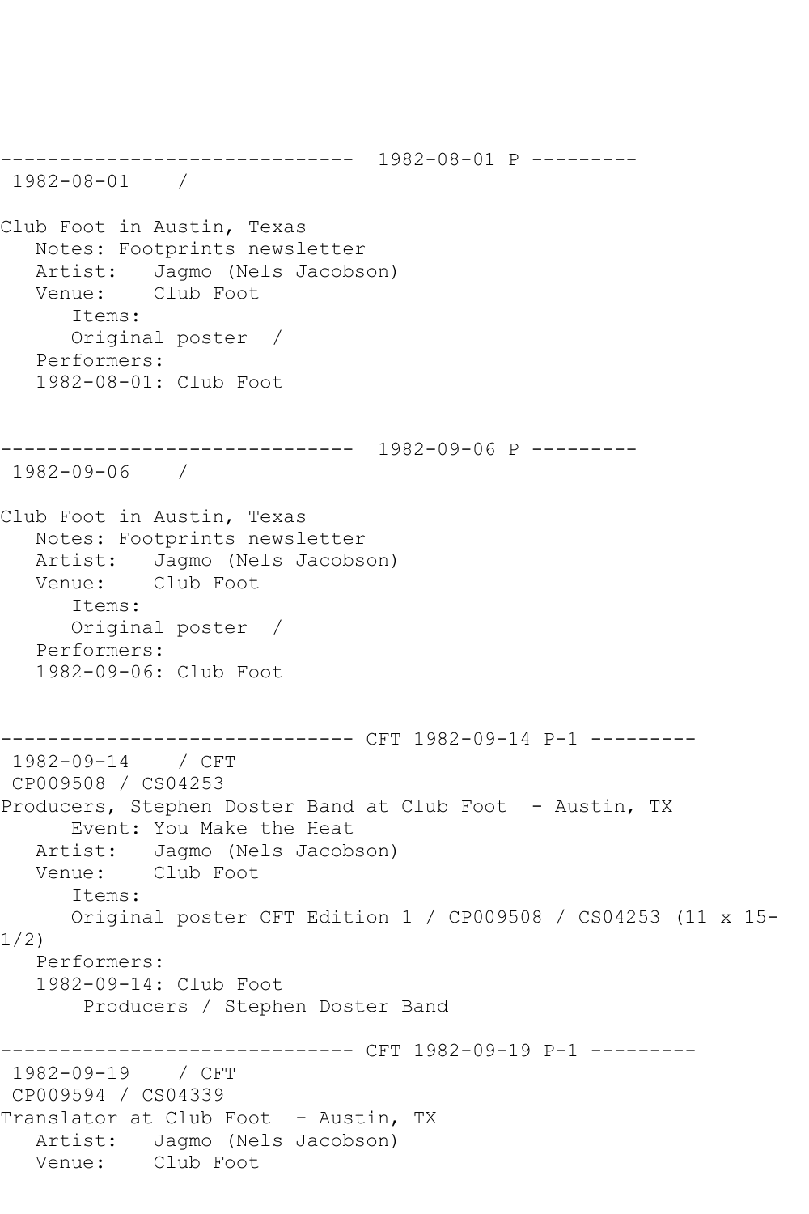------------------------------ 1982-08-01 P ---------
1982-08-01 /

Club Foot in Austin, Texas
Notes: Footprints newsletter
Artist: Jagmo (Nels Jacobson)
Venue: Club Foot
Items:
Original poster /
Performers:
1982-08-01: Club Foot

------------------------------ 1982-09-06 P ---------
1982-09-06 /

Club Foot in Austin, Texas
Notes: Footprints newsletter
Artist: Jagmo (Nels Jacobson)
Venue: Club Foot
Items:
Original poster /
Performers:
1982-09-06: Club Foot

------------------------------ CFT 1982-09-14 P-1 ---------
1982-09-14 / CFT
CP009508 / CS04253
Producers, Stephen Doster Band at Club Foot - Austin, TX
Event: You Make the Heat
Artist: Jagmo (Nels Jacobson)
Venue: Club Foot
Items:
Original poster CFT Edition 1 / CP009508 / CS04253 (11 x 15-1/2)
Performers:
1982-09-14: Club Foot
Producers / Stephen Doster Band

------------------------------ CFT 1982-09-19 P-1 ---------
1982-09-19 / CFT
CP009594 / CS04339
Translator at Club Foot - Austin, TX
Artist: Jagmo (Nels Jacobson)
Venue: Club Foot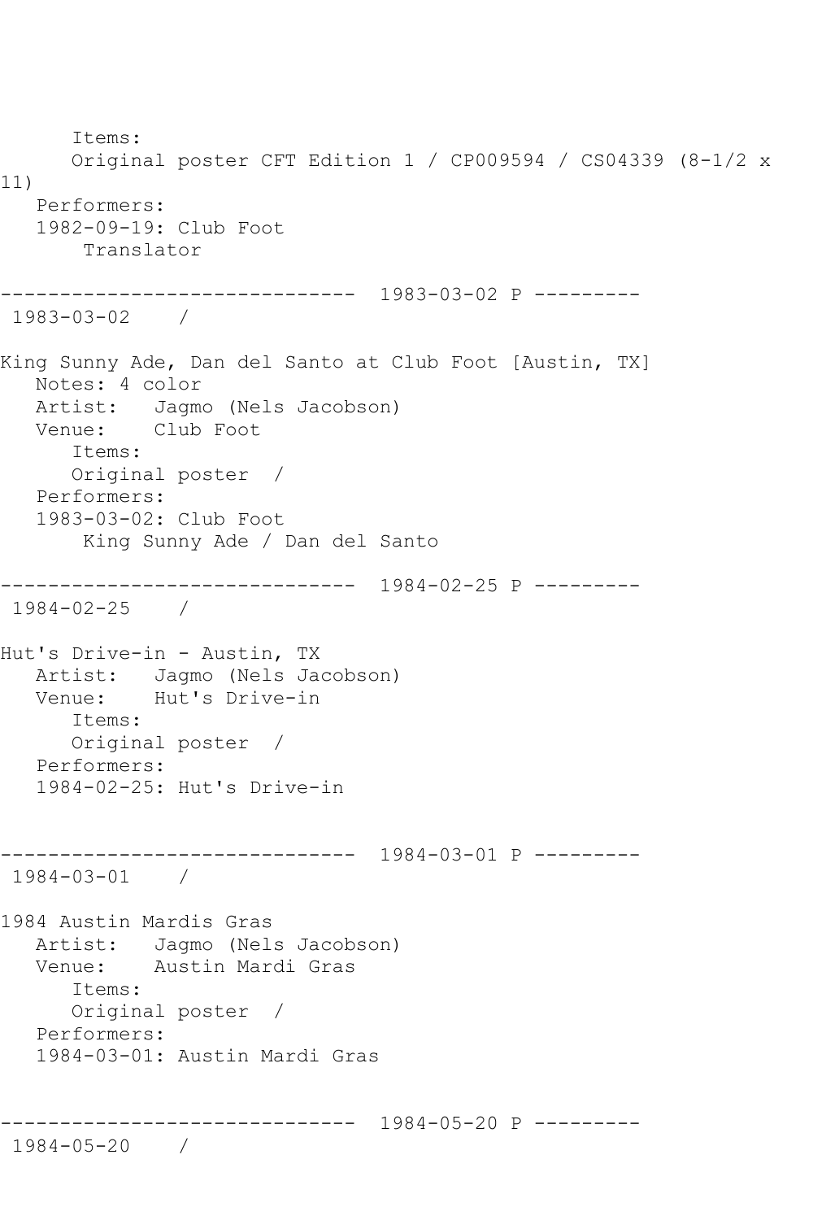Items:
Original poster CFT Edition 1 / CP009594 / CS04339 (8-1/2 x 11)
Performers:
1982-09-19: Club Foot
Translator

------------------------------ 1983-03-02 P ---------
1983-03-02 /

King Sunny Ade, Dan del Santo at Club Foot [Austin, TX]
Notes: 4 color
Artist: Jagmo (Nels Jacobson)
Venue: Club Foot
Items:
Original poster /
Performers:
1983-03-02: Club Foot
King Sunny Ade / Dan del Santo

------------------------------ 1984-02-25 P ---------
1984-02-25 /

Hut's Drive-in - Austin, TX
Artist: Jagmo (Nels Jacobson)
Venue: Hut's Drive-in
Items:
Original poster /
Performers:
1984-02-25: Hut's Drive-in

------------------------------ 1984-03-01 P ---------
1984-03-01 /

1984 Austin Mardis Gras
Artist: Jagmo (Nels Jacobson)
Venue: Austin Mardi Gras
Items:
Original poster /
Performers:
1984-03-01: Austin Mardi Gras

------------------------------ 1984-05-20 P ---------
1984-05-20 /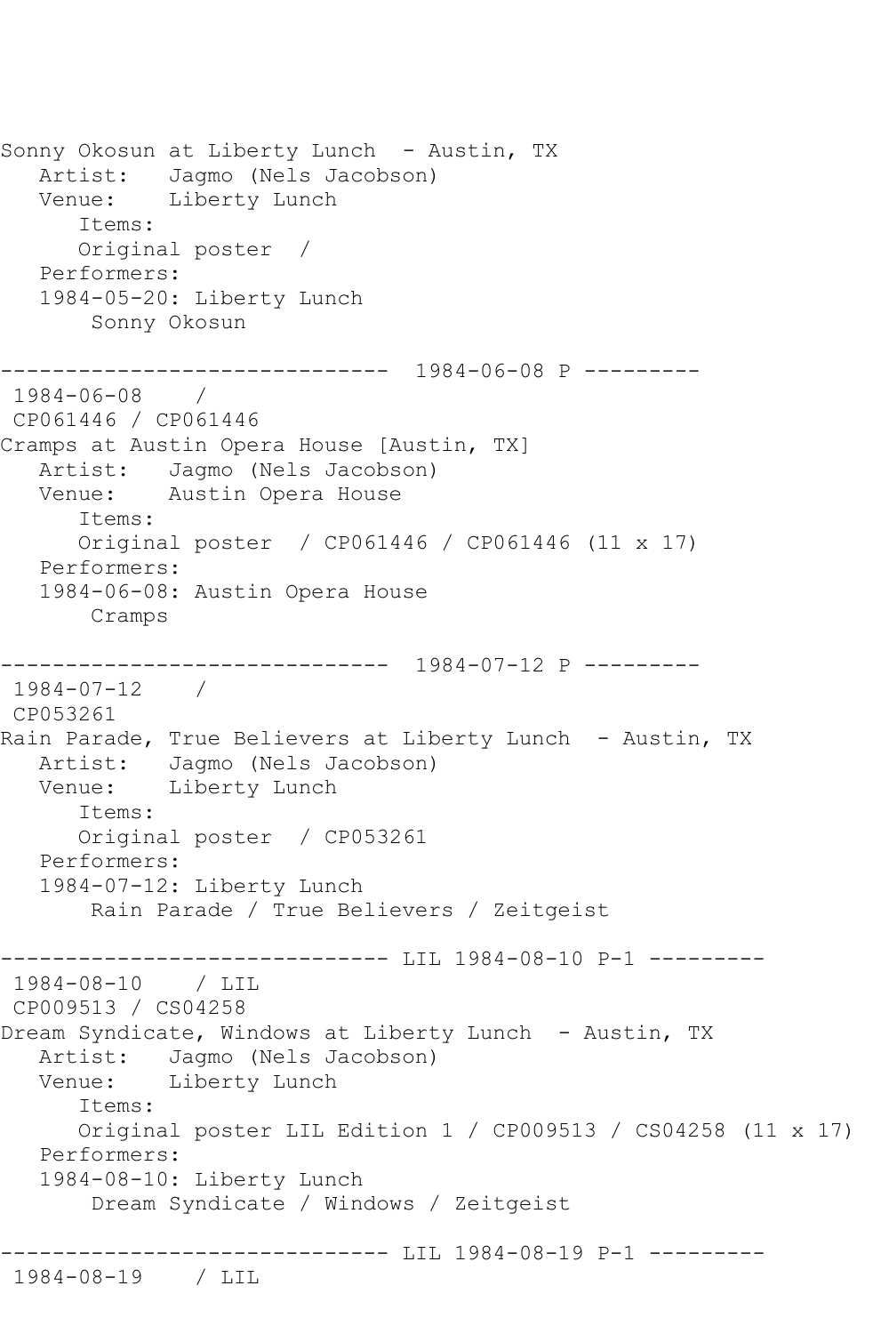Sonny Okosun at Liberty Lunch - Austin, TX
   Artist:   Jagmo (Nels Jacobson)
   Venue:    Liberty Lunch
      Items:
      Original poster /
   Performers:
   1984-05-20: Liberty Lunch
       Sonny Okosun

------------------------------ 1984-06-08 P ---------
 1984-06-08    /
 CP061446 / CP061446
Cramps at Austin Opera House [Austin, TX]
   Artist:   Jagmo (Nels Jacobson)
   Venue:    Austin Opera House
      Items:
      Original poster / CP061446 / CP061446 (11 x 17)
   Performers:
   1984-06-08: Austin Opera House
       Cramps

------------------------------ 1984-07-12 P ---------
 1984-07-12    /
 CP053261
Rain Parade, True Believers at Liberty Lunch - Austin, TX
   Artist:   Jagmo (Nels Jacobson)
   Venue:    Liberty Lunch
      Items:
      Original poster / CP053261
   Performers:
   1984-07-12: Liberty Lunch
       Rain Parade / True Believers / Zeitgeist

------------------------------ LIL 1984-08-10 P-1 ---------
 1984-08-10    / LIL
 CP009513 / CS04258
Dream Syndicate, Windows at Liberty Lunch - Austin, TX
   Artist:   Jagmo (Nels Jacobson)
   Venue:    Liberty Lunch
      Items:
      Original poster LIL Edition 1 / CP009513 / CS04258 (11 x 17)
   Performers:
   1984-08-10: Liberty Lunch
       Dream Syndicate / Windows / Zeitgeist

------------------------------ LIL 1984-08-19 P-1 ---------
 1984-08-19    / LIL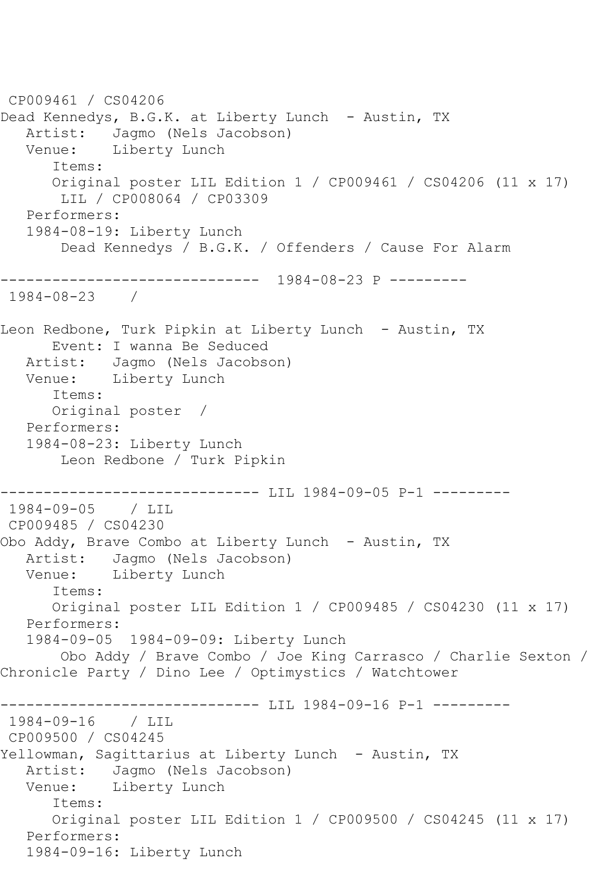CP009461 / CS04206
Dead Kennedys, B.G.K. at Liberty Lunch - Austin, TX
   Artist:   Jagmo (Nels Jacobson)
   Venue:    Liberty Lunch
      Items:
      Original poster LIL Edition 1 / CP009461 / CS04206 (11 x 17)
       LIL / CP008064 / CP03309
   Performers:
   1984-08-19: Liberty Lunch
       Dead Kennedys / B.G.K. / Offenders / Cause For Alarm

------------------------------ 1984-08-23 P ---------
1984-08-23    /

Leon Redbone, Turk Pipkin at Liberty Lunch - Austin, TX
      Event: I wanna Be Seduced
   Artist:   Jagmo (Nels Jacobson)
   Venue:    Liberty Lunch
      Items:
      Original poster /
   Performers:
   1984-08-23: Liberty Lunch
       Leon Redbone / Turk Pipkin

------------------------------ LIL 1984-09-05 P-1 ---------
1984-09-05    / LIL
CP009485 / CS04230
Obo Addy, Brave Combo at Liberty Lunch - Austin, TX
   Artist:   Jagmo (Nels Jacobson)
   Venue:    Liberty Lunch
      Items:
      Original poster LIL Edition 1 / CP009485 / CS04230 (11 x 17)
   Performers:
   1984-09-05  1984-09-09: Liberty Lunch
       Obo Addy / Brave Combo / Joe King Carrasco / Charlie Sexton / Chronicle Party / Dino Lee / Optimystics / Watchtower

------------------------------ LIL 1984-09-16 P-1 ---------
1984-09-16    / LIL
CP009500 / CS04245
Yellowman, Sagittarius at Liberty Lunch - Austin, TX
   Artist:   Jagmo (Nels Jacobson)
   Venue:    Liberty Lunch
      Items:
      Original poster LIL Edition 1 / CP009500 / CS04245 (11 x 17)
   Performers:
   1984-09-16: Liberty Lunch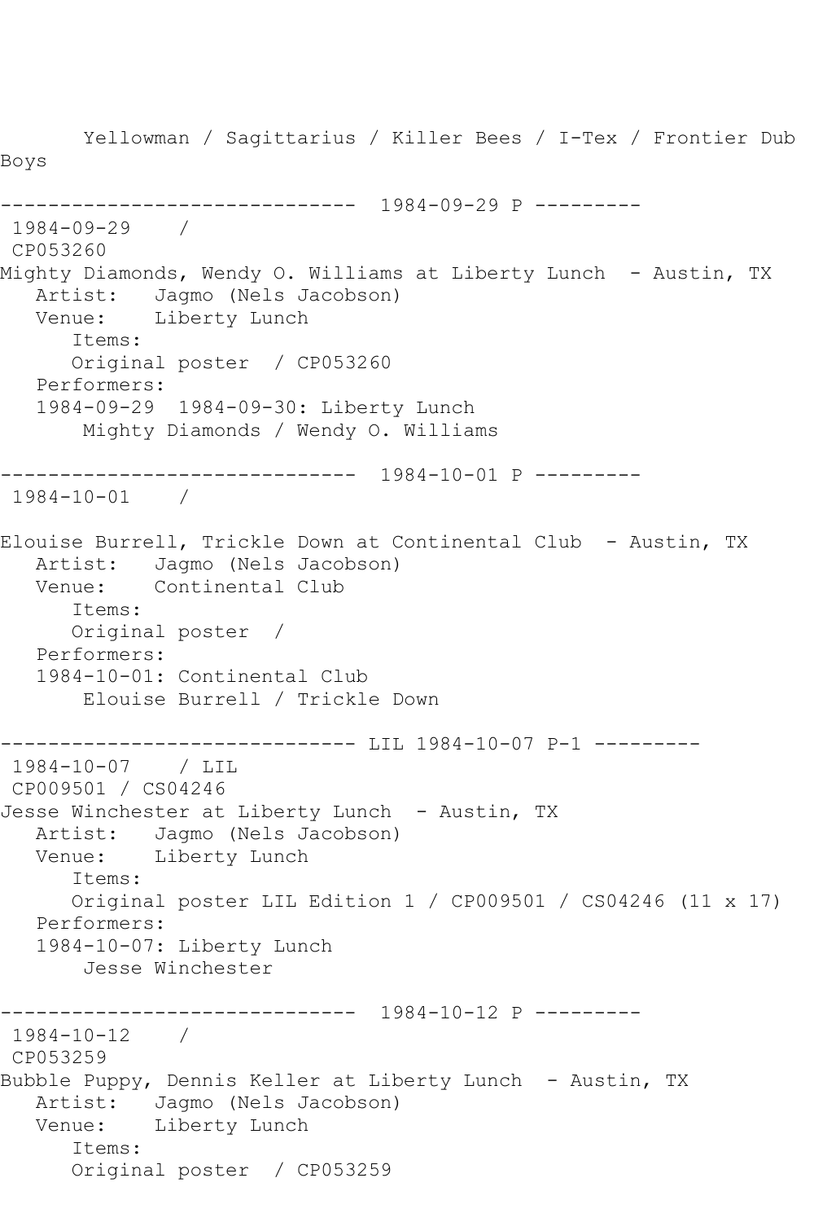```
       Yellowman / Sagittarius / Killer Bees / I-Tex / Frontier Dub
Boys

------------------------------  1984-09-29 P ---------
 1984-09-29    / 
 CP053260
Mighty Diamonds, Wendy O. Williams at Liberty Lunch  - Austin, TX
   Artist:   Jagmo (Nels Jacobson)
   Venue:    Liberty Lunch
      Items:
      Original poster  / CP053260
   Performers:
   1984-09-29  1984-09-30: Liberty Lunch
       Mighty Diamonds / Wendy O. Williams

------------------------------  1984-10-01 P ---------
 1984-10-01    / 

Elouise Burrell, Trickle Down at Continental Club  - Austin, TX
   Artist:   Jagmo (Nels Jacobson)
   Venue:    Continental Club
      Items:
      Original poster  / 
   Performers:
   1984-10-01: Continental Club
       Elouise Burrell / Trickle Down

------------------------------ LIL 1984-10-07 P-1 ---------
 1984-10-07    / LIL
 CP009501 / CS04246
Jesse Winchester at Liberty Lunch  - Austin, TX
   Artist:   Jagmo (Nels Jacobson)
   Venue:    Liberty Lunch
      Items:
      Original poster LIL Edition 1 / CP009501 / CS04246 (11 x 17)
   Performers:
   1984-10-07: Liberty Lunch
       Jesse Winchester

------------------------------  1984-10-12 P ---------
 1984-10-12    / 
 CP053259
Bubble Puppy, Dennis Keller at Liberty Lunch  - Austin, TX
   Artist:   Jagmo (Nels Jacobson)
   Venue:    Liberty Lunch
      Items:
      Original poster  / CP053259
```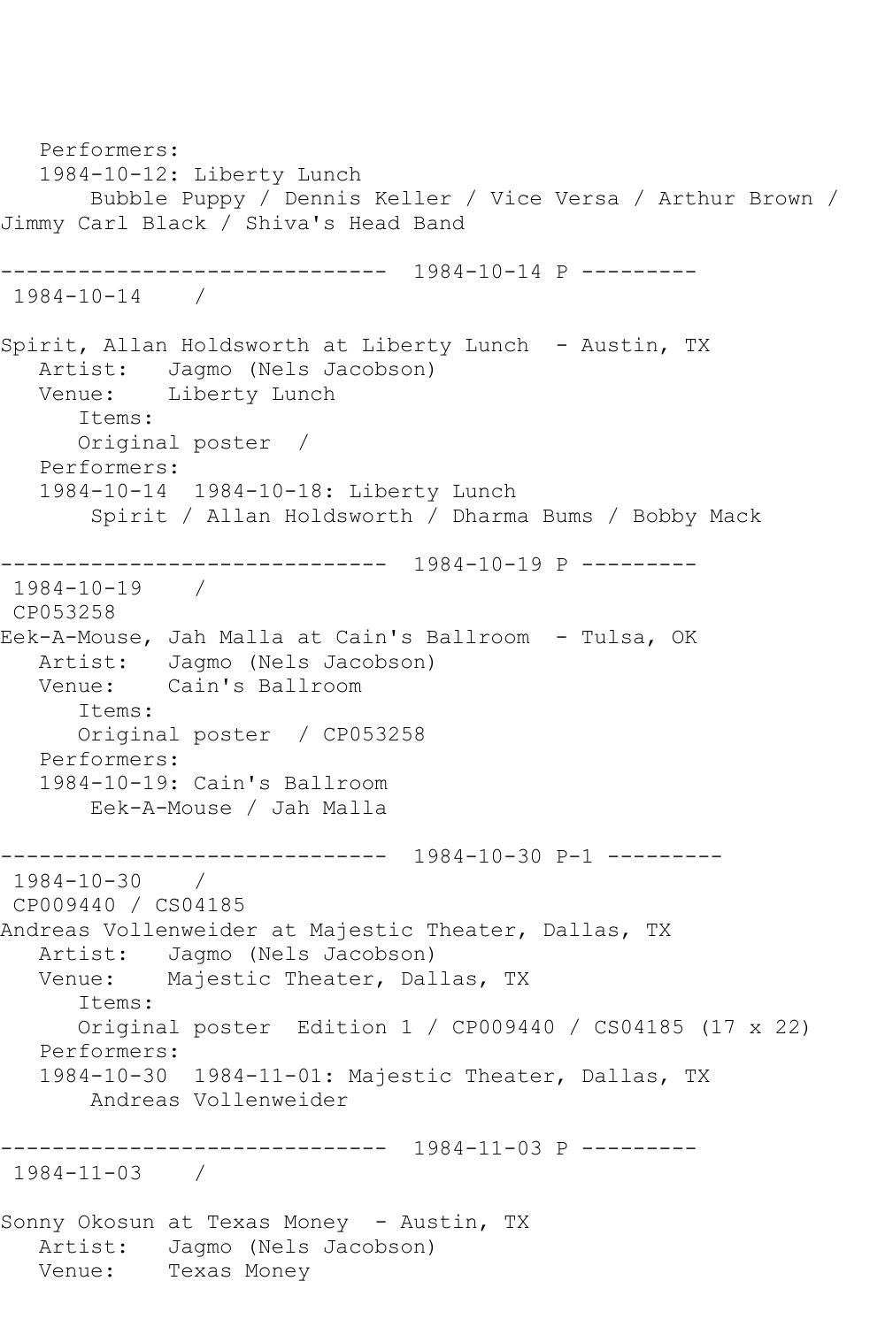Performers:
   1984-10-12: Liberty Lunch
       Bubble Puppy / Dennis Keller / Vice Versa / Arthur Brown / Jimmy Carl Black / Shiva's Head Band

------------------------------ 1984-10-14 P ---------
 1984-10-14    /

Spirit, Allan Holdsworth at Liberty Lunch  - Austin, TX
   Artist:   Jagmo (Nels Jacobson)
   Venue:    Liberty Lunch
      Items:
      Original poster  /
   Performers:
   1984-10-14  1984-10-18: Liberty Lunch
       Spirit / Allan Holdsworth / Dharma Bums / Bobby Mack

------------------------------ 1984-10-19 P ---------
 1984-10-19    /
 CP053258
Eek-A-Mouse, Jah Malla at Cain's Ballroom  - Tulsa, OK
   Artist:   Jagmo (Nels Jacobson)
   Venue:    Cain's Ballroom
      Items:
      Original poster  / CP053258
   Performers:
   1984-10-19: Cain's Ballroom
       Eek-A-Mouse / Jah Malla

------------------------------ 1984-10-30 P-1 ---------
 1984-10-30    /
 CP009440 / CS04185
Andreas Vollenweider at Majestic Theater, Dallas, TX
   Artist:   Jagmo (Nels Jacobson)
   Venue:    Majestic Theater, Dallas, TX
      Items:
      Original poster  Edition 1 / CP009440 / CS04185 (17 x 22)
   Performers:
   1984-10-30  1984-11-01: Majestic Theater, Dallas, TX
       Andreas Vollenweider

------------------------------ 1984-11-03 P ---------
 1984-11-03    /

Sonny Okosun at Texas Money  - Austin, TX
   Artist:   Jagmo (Nels Jacobson)
   Venue:    Texas Money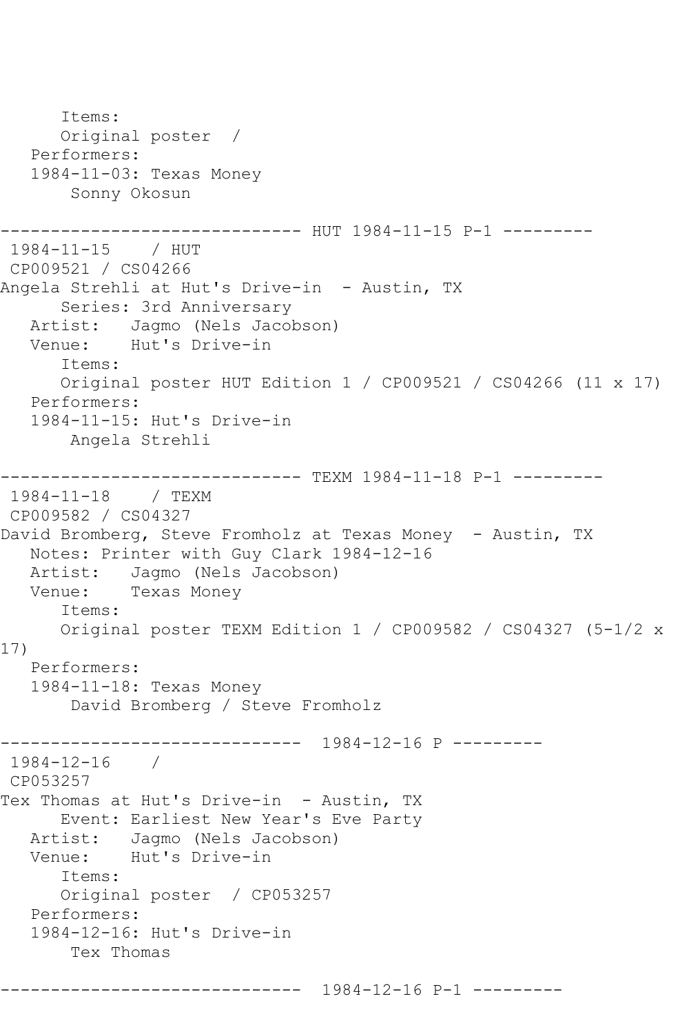Items:
Original poster /
Performers:
1984-11-03: Texas Money
Sonny Okosun

------------------------------ HUT 1984-11-15 P-1 ---------

1984-11-15 / HUT
CP009521 / CS04266
Angela Strehli at Hut's Drive-in - Austin, TX
Series: 3rd Anniversary
Artist: Jagmo (Nels Jacobson)
Venue: Hut's Drive-in
Items:
Original poster HUT Edition 1 / CP009521 / CS04266 (11 x 17)
Performers:
1984-11-15: Hut's Drive-in
Angela Strehli

------------------------------ TEXM 1984-11-18 P-1 ---------

1984-11-18 / TEXM
CP009582 / CS04327
David Bromberg, Steve Fromholz at Texas Money - Austin, TX
Notes: Printer with Guy Clark 1984-12-16
Artist: Jagmo (Nels Jacobson)
Venue: Texas Money
Items:
Original poster TEXM Edition 1 / CP009582 / CS04327 (5-1/2 x 17)
Performers:
1984-11-18: Texas Money
David Bromberg / Steve Fromholz

------------------------------ 1984-12-16 P ---------

1984-12-16 /
CP053257
Tex Thomas at Hut's Drive-in - Austin, TX
Event: Earliest New Year's Eve Party
Artist: Jagmo (Nels Jacobson)
Venue: Hut's Drive-in
Items:
Original poster / CP053257
Performers:
1984-12-16: Hut's Drive-in
Tex Thomas

------------------------------ 1984-12-16 P-1 ---------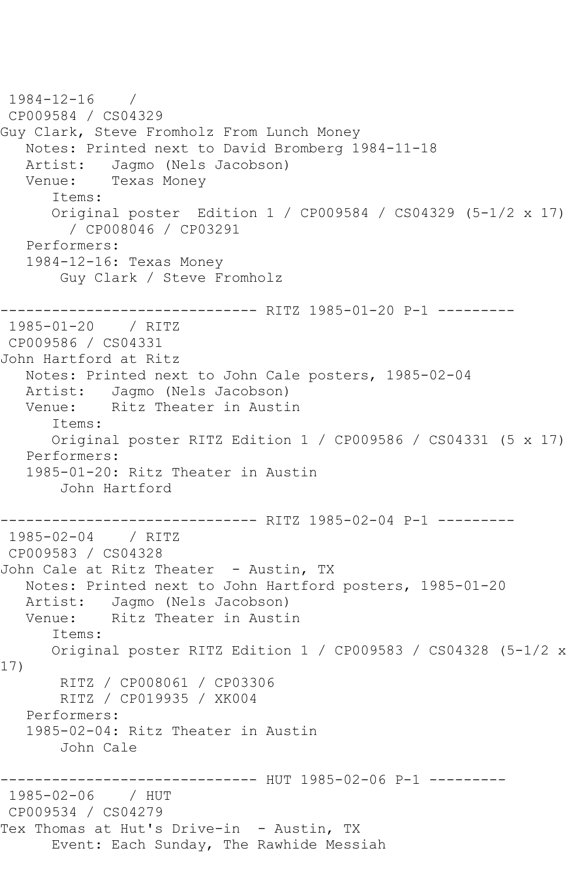```
 1984-12-16    / 
 CP009584 / CS04329
Guy Clark, Steve Fromholz From Lunch Money
   Notes: Printed next to David Bromberg 1984-11-18
   Artist:   Jagmo (Nels Jacobson)
   Venue:    Texas Money
      Items:
      Original poster  Edition 1 / CP009584 / CS04329 (5-1/2 x 17)
        / CP008046 / CP03291
   Performers:
   1984-12-16: Texas Money
       Guy Clark / Steve Fromholz

------------------------------ RITZ 1985-01-20 P-1 ---------
 1985-01-20    / RITZ
 CP009586 / CS04331
John Hartford at Ritz
   Notes: Printed next to John Cale posters, 1985-02-04
   Artist:   Jagmo (Nels Jacobson)
   Venue:    Ritz Theater in Austin
      Items:
      Original poster RITZ Edition 1 / CP009586 / CS04331 (5 x 17)
   Performers:
   1985-01-20: Ritz Theater in Austin
       John Hartford

------------------------------ RITZ 1985-02-04 P-1 ---------
 1985-02-04    / RITZ
 CP009583 / CS04328
John Cale at Ritz Theater  - Austin, TX
   Notes: Printed next to John Hartford posters, 1985-01-20
   Artist:   Jagmo (Nels Jacobson)
   Venue:    Ritz Theater in Austin
      Items:
      Original poster RITZ Edition 1 / CP009583 / CS04328 (5-1/2 x 
17)
       RITZ / CP008061 / CP03306
       RITZ / CP019935 / XK004
   Performers:
   1985-02-04: Ritz Theater in Austin
       John Cale

------------------------------ HUT 1985-02-06 P-1 ---------
 1985-02-06    / HUT
 CP009534 / CS04279
Tex Thomas at Hut's Drive-in  - Austin, TX
      Event: Each Sunday, The Rawhide Messiah
```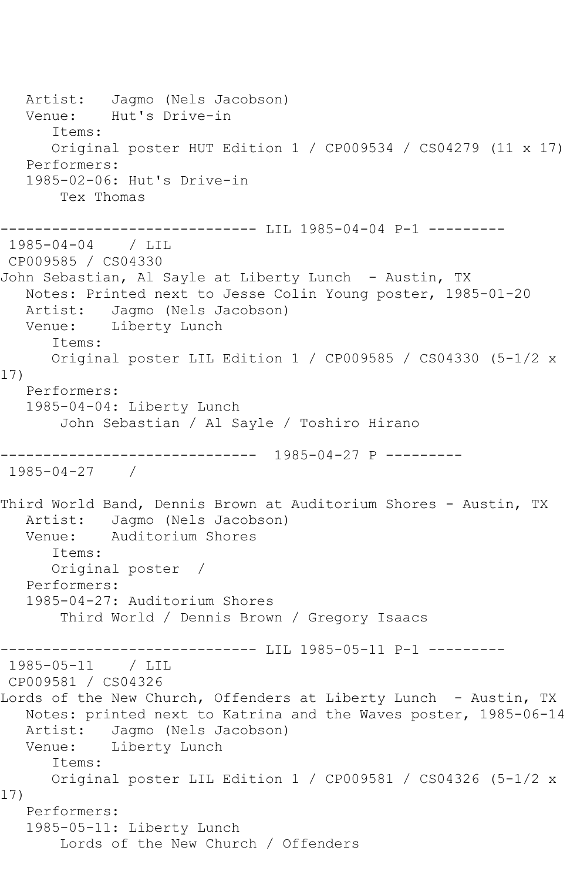```
   Artist:   Jagmo (Nels Jacobson)
   Venue:    Hut's Drive-in
      Items:
      Original poster HUT Edition 1 / CP009534 / CS04279 (11 x 17)
   Performers:
   1985-02-06: Hut's Drive-in
       Tex Thomas

------------------------------ LIL 1985-04-04 P-1 ---------
 1985-04-04    / LIL
 CP009585 / CS04330
John Sebastian, Al Sayle at Liberty Lunch  - Austin, TX
   Notes: Printed next to Jesse Colin Young poster, 1985-01-20
   Artist:   Jagmo (Nels Jacobson)
   Venue:    Liberty Lunch
      Items:
      Original poster LIL Edition 1 / CP009585 / CS04330 (5-1/2 x
17)
   Performers:
   1985-04-04: Liberty Lunch
       John Sebastian / Al Sayle / Toshiro Hirano

------------------------------  1985-04-27 P ---------
 1985-04-27    /

Third World Band, Dennis Brown at Auditorium Shores - Austin, TX
   Artist:   Jagmo (Nels Jacobson)
   Venue:    Auditorium Shores
      Items:
      Original poster  /
   Performers:
   1985-04-27: Auditorium Shores
       Third World / Dennis Brown / Gregory Isaacs

------------------------------ LIL 1985-05-11 P-1 ---------
 1985-05-11    / LIL
 CP009581 / CS04326
Lords of the New Church, Offenders at Liberty Lunch  - Austin, TX
   Notes: printed next to Katrina and the Waves poster, 1985-06-14
   Artist:   Jagmo (Nels Jacobson)
   Venue:    Liberty Lunch
      Items:
      Original poster LIL Edition 1 / CP009581 / CS04326 (5-1/2 x
17)
   Performers:
   1985-05-11: Liberty Lunch
       Lords of the New Church / Offenders
```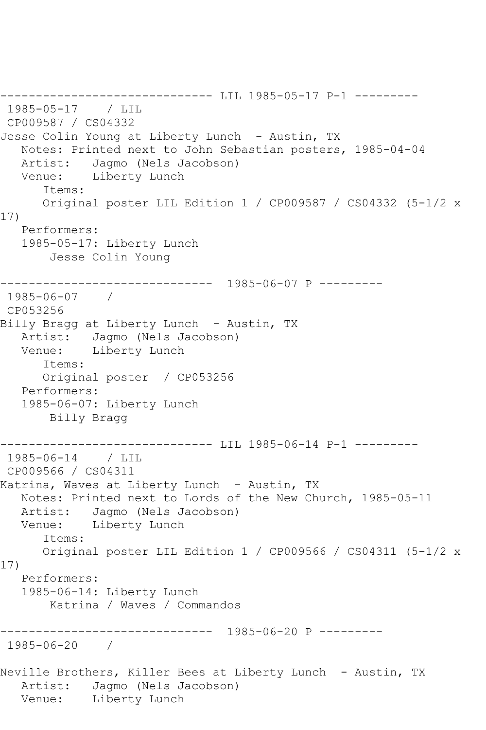------------------------------ LIL 1985-05-17 P-1 ---------
1985-05-17 / LIL
CP009587 / CS04332
Jesse Colin Young at Liberty Lunch - Austin, TX
Notes: Printed next to John Sebastian posters, 1985-04-04
Artist: Jagmo (Nels Jacobson)
Venue: Liberty Lunch
Items:
Original poster LIL Edition 1 / CP009587 / CS04332 (5-1/2 x 17)
Performers:
1985-05-17: Liberty Lunch
Jesse Colin Young

------------------------------ 1985-06-07 P ---------
1985-06-07 /
CP053256
Billy Bragg at Liberty Lunch - Austin, TX
Artist: Jagmo (Nels Jacobson)
Venue: Liberty Lunch
Items:
Original poster / CP053256
Performers:
1985-06-07: Liberty Lunch
Billy Bragg

------------------------------ LIL 1985-06-14 P-1 ---------
1985-06-14 / LIL
CP009566 / CS04311
Katrina, Waves at Liberty Lunch - Austin, TX
Notes: Printed next to Lords of the New Church, 1985-05-11
Artist: Jagmo (Nels Jacobson)
Venue: Liberty Lunch
Items:
Original poster LIL Edition 1 / CP009566 / CS04311 (5-1/2 x 17)
Performers:
1985-06-14: Liberty Lunch
Katrina / Waves / Commandos

------------------------------ 1985-06-20 P ---------
1985-06-20 /

Neville Brothers, Killer Bees at Liberty Lunch - Austin, TX
Artist: Jagmo (Nels Jacobson)
Venue: Liberty Lunch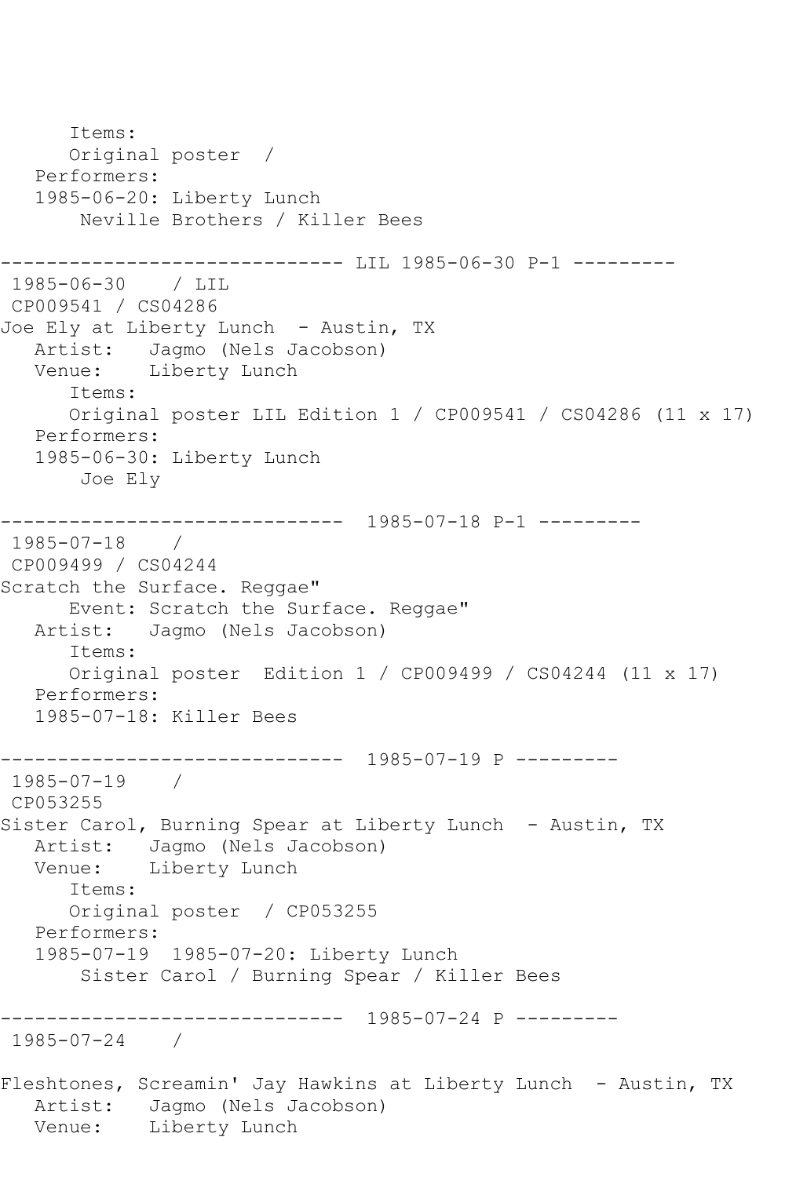```
      Items:
      Original poster  /
   Performers:
   1985-06-20: Liberty Lunch
       Neville Brothers / Killer Bees

------------------------------ LIL 1985-06-30 P-1 ---------
 1985-06-30    / LIL
 CP009541 / CS04286
Joe Ely at Liberty Lunch  - Austin, TX
   Artist:   Jagmo (Nels Jacobson)
   Venue:    Liberty Lunch
      Items:
      Original poster LIL Edition 1 / CP009541 / CS04286 (11 x 17)
   Performers:
   1985-06-30: Liberty Lunch
       Joe Ely

------------------------------  1985-07-18 P-1 ---------
 1985-07-18    /
 CP009499 / CS04244
Scratch the Surface. Reggae"
      Event: Scratch the Surface. Reggae"
   Artist:   Jagmo (Nels Jacobson)
      Items:
      Original poster  Edition 1 / CP009499 / CS04244 (11 x 17)
   Performers:
   1985-07-18: Killer Bees

------------------------------  1985-07-19 P ---------
 1985-07-19    /
 CP053255
Sister Carol, Burning Spear at Liberty Lunch  - Austin, TX
   Artist:   Jagmo (Nels Jacobson)
   Venue:    Liberty Lunch
      Items:
      Original poster  / CP053255
   Performers:
   1985-07-19  1985-07-20: Liberty Lunch
       Sister Carol / Burning Spear / Killer Bees

------------------------------  1985-07-24 P ---------
 1985-07-24    /

Fleshtones, Screamin' Jay Hawkins at Liberty Lunch  - Austin, TX
   Artist:   Jagmo (Nels Jacobson)
   Venue:    Liberty Lunch
```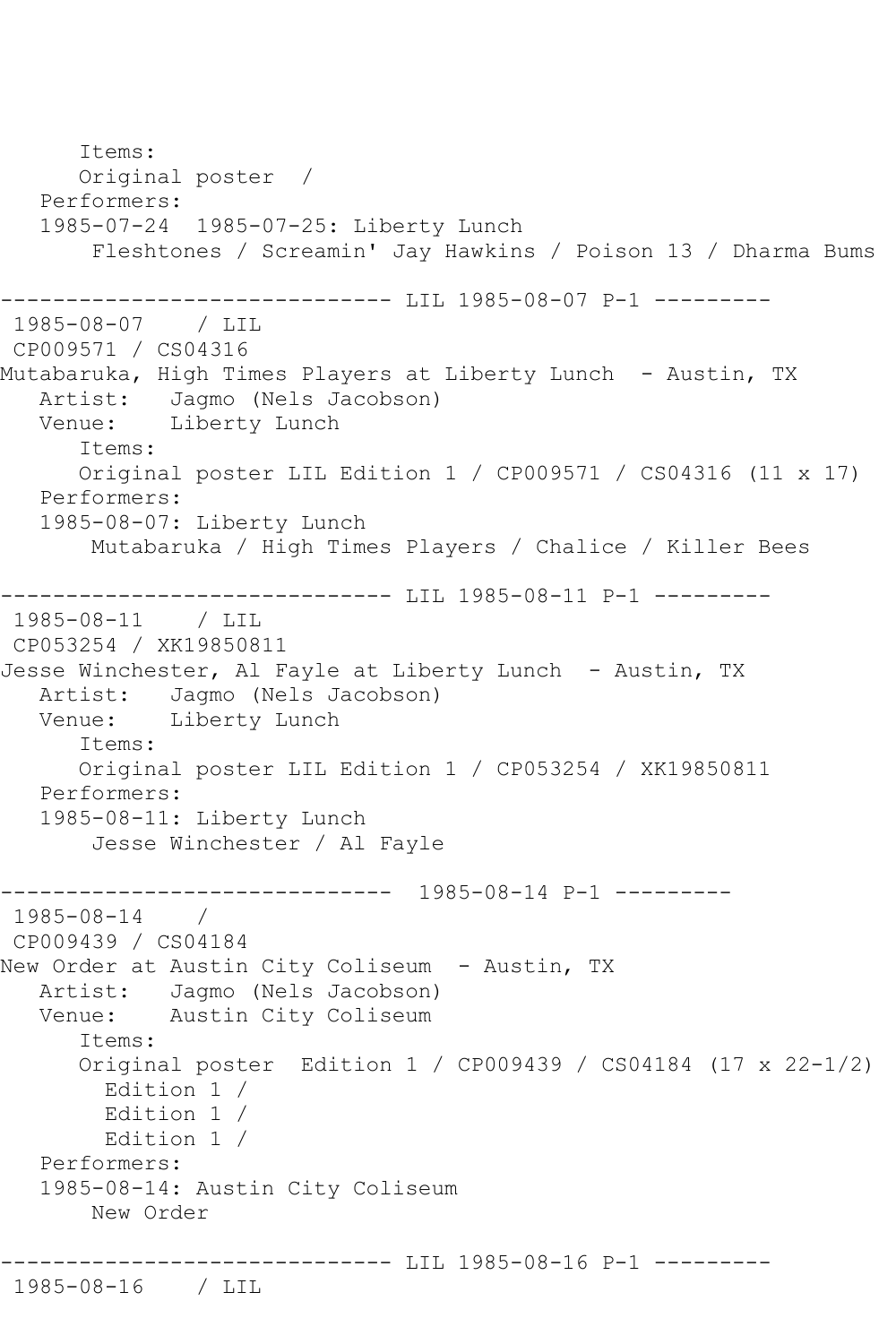```
      Items:
      Original poster  / 
   Performers:
   1985-07-24  1985-07-25: Liberty Lunch
       Fleshtones / Screamin' Jay Hawkins / Poison 13 / Dharma Bums

------------------------------ LIL 1985-08-07 P-1 ---------
 1985-08-07    / LIL 
 CP009571 / CS04316
Mutabaruka, High Times Players at Liberty Lunch  - Austin, TX
   Artist:   Jagmo (Nels Jacobson)
   Venue:    Liberty Lunch
      Items:
      Original poster LIL Edition 1 / CP009571 / CS04316 (11 x 17)
   Performers:
   1985-08-07: Liberty Lunch
       Mutabaruka / High Times Players / Chalice / Killer Bees

------------------------------ LIL 1985-08-11 P-1 ---------
 1985-08-11    / LIL 
 CP053254 / XK19850811
Jesse Winchester, Al Fayle at Liberty Lunch  - Austin, TX
   Artist:   Jagmo (Nels Jacobson)
   Venue:    Liberty Lunch
      Items:
      Original poster LIL Edition 1 / CP053254 / XK19850811
   Performers:
   1985-08-11: Liberty Lunch
       Jesse Winchester / Al Fayle

------------------------------  1985-08-14 P-1 ---------
 1985-08-14    / 
 CP009439 / CS04184
New Order at Austin City Coliseum  - Austin, TX
   Artist:   Jagmo (Nels Jacobson)
   Venue:    Austin City Coliseum
      Items:
      Original poster  Edition 1 / CP009439 / CS04184 (17 x 22-1/2)
        Edition 1 / 
        Edition 1 / 
        Edition 1 / 
   Performers:
   1985-08-14: Austin City Coliseum
       New Order

------------------------------ LIL 1985-08-16 P-1 ---------
 1985-08-16    / LIL
```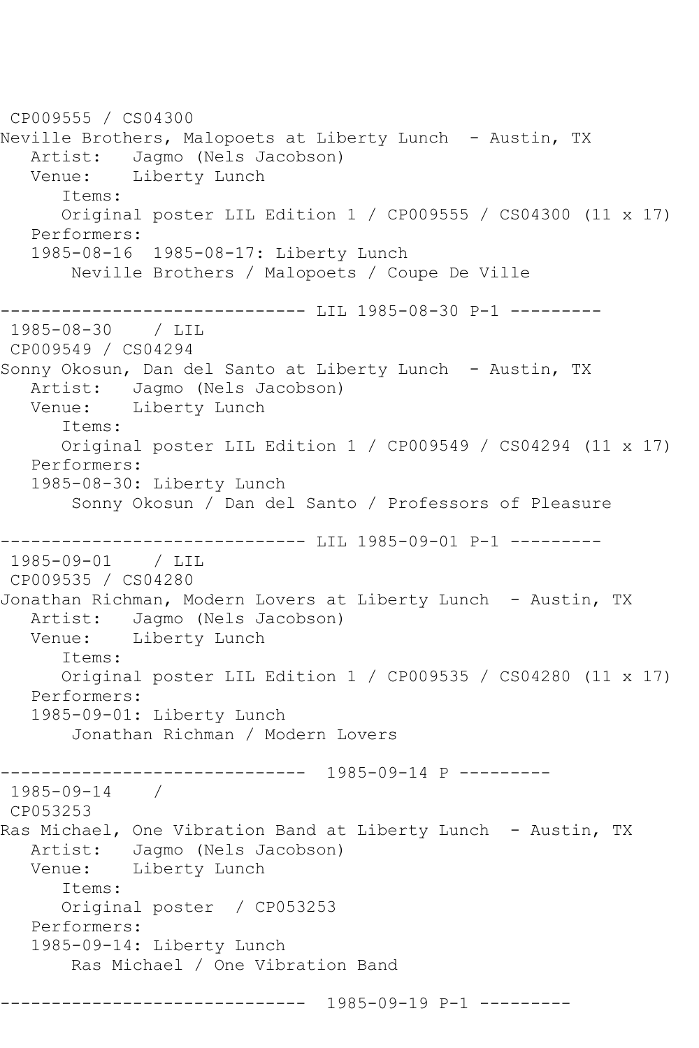CP009555 / CS04300
Neville Brothers, Malopoets at Liberty Lunch - Austin, TX
   Artist:   Jagmo (Nels Jacobson)
   Venue:    Liberty Lunch
      Items:
      Original poster LIL Edition 1 / CP009555 / CS04300 (11 x 17)
   Performers:
   1985-08-16  1985-08-17: Liberty Lunch
       Neville Brothers / Malopoets / Coupe De Ville

------------------------------ LIL 1985-08-30 P-1 ---------
1985-08-30    / LIL
CP009549 / CS04294
Sonny Okosun, Dan del Santo at Liberty Lunch - Austin, TX
   Artist:   Jagmo (Nels Jacobson)
   Venue:    Liberty Lunch
      Items:
      Original poster LIL Edition 1 / CP009549 / CS04294 (11 x 17)
   Performers:
   1985-08-30: Liberty Lunch
       Sonny Okosun / Dan del Santo / Professors of Pleasure

------------------------------ LIL 1985-09-01 P-1 ---------
1985-09-01    / LIL
CP009535 / CS04280
Jonathan Richman, Modern Lovers at Liberty Lunch - Austin, TX
   Artist:   Jagmo (Nels Jacobson)
   Venue:    Liberty Lunch
      Items:
      Original poster LIL Edition 1 / CP009535 / CS04280 (11 x 17)
   Performers:
   1985-09-01: Liberty Lunch
       Jonathan Richman / Modern Lovers

------------------------------  1985-09-14 P ---------
1985-09-14    /
CP053253
Ras Michael, One Vibration Band at Liberty Lunch - Austin, TX
   Artist:   Jagmo (Nels Jacobson)
   Venue:    Liberty Lunch
      Items:
      Original poster  / CP053253
   Performers:
   1985-09-14: Liberty Lunch
       Ras Michael / One Vibration Band

------------------------------  1985-09-19 P-1 ---------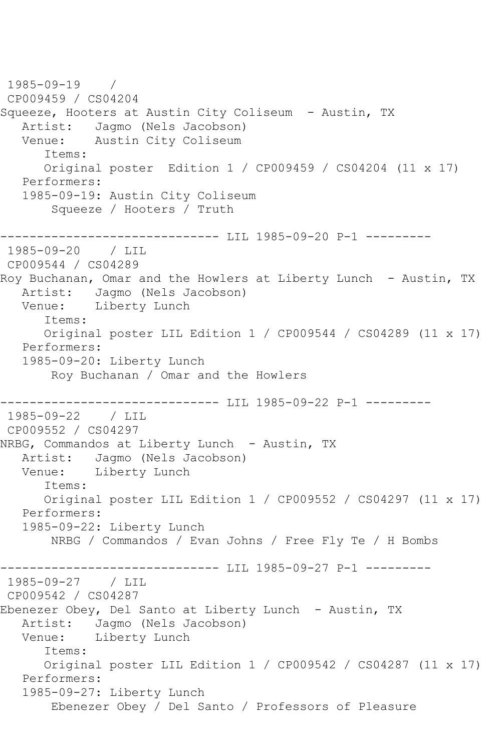1985-09-19 /
CP009459 / CS04204
Squeeze, Hooters at Austin City Coliseum - Austin, TX
Artist: Jagmo (Nels Jacobson)
Venue: Austin City Coliseum
Items:
Original poster Edition 1 / CP009459 / CS04204 (11 x 17)
Performers:
1985-09-19: Austin City Coliseum
Squeeze / Hooters / Truth

------------------------------ LIL 1985-09-20 P-1 ---------
1985-09-20 / LIL
CP009544 / CS04289
Roy Buchanan, Omar and the Howlers at Liberty Lunch - Austin, TX
Artist: Jagmo (Nels Jacobson)
Venue: Liberty Lunch
Items:
Original poster LIL Edition 1 / CP009544 / CS04289 (11 x 17)
Performers:
1985-09-20: Liberty Lunch
Roy Buchanan / Omar and the Howlers

------------------------------ LIL 1985-09-22 P-1 ---------
1985-09-22 / LIL
CP009552 / CS04297
NRBG, Commandos at Liberty Lunch - Austin, TX
Artist: Jagmo (Nels Jacobson)
Venue: Liberty Lunch
Items:
Original poster LIL Edition 1 / CP009552 / CS04297 (11 x 17)
Performers:
1985-09-22: Liberty Lunch
NRBG / Commandos / Evan Johns / Free Fly Te / H Bombs

------------------------------ LIL 1985-09-27 P-1 ---------
1985-09-27 / LIL
CP009542 / CS04287
Ebenezer Obey, Del Santo at Liberty Lunch - Austin, TX
Artist: Jagmo (Nels Jacobson)
Venue: Liberty Lunch
Items:
Original poster LIL Edition 1 / CP009542 / CS04287 (11 x 17)
Performers:
1985-09-27: Liberty Lunch
Ebenezer Obey / Del Santo / Professors of Pleasure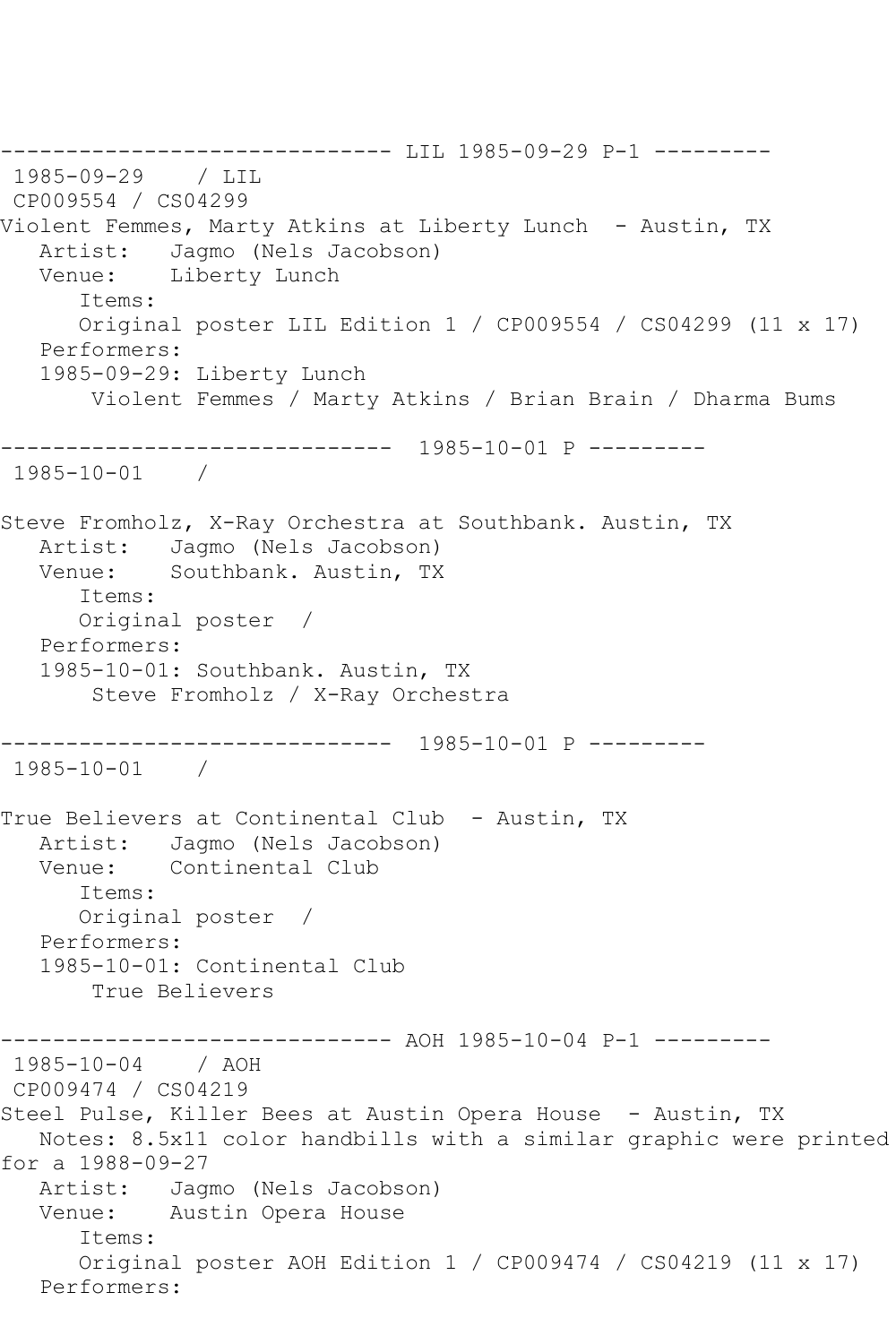------------------------------ LIL 1985-09-29 P-1 ---------
1985-09-29    / LIL
CP009554 / CS04299
Violent Femmes, Marty Atkins at Liberty Lunch  - Austin, TX
   Artist:   Jagmo (Nels Jacobson)
   Venue:    Liberty Lunch
      Items:
      Original poster LIL Edition 1 / CP009554 / CS04299 (11 x 17)
   Performers:
   1985-09-29: Liberty Lunch
       Violent Femmes / Marty Atkins / Brian Brain / Dharma Bums

------------------------------  1985-10-01 P ---------
1985-10-01    /

Steve Fromholz, X-Ray Orchestra at Southbank. Austin, TX
   Artist:   Jagmo (Nels Jacobson)
   Venue:    Southbank. Austin, TX
      Items:
      Original poster  /
   Performers:
   1985-10-01: Southbank. Austin, TX
       Steve Fromholz / X-Ray Orchestra

------------------------------  1985-10-01 P ---------
1985-10-01    /

True Believers at Continental Club  - Austin, TX
   Artist:   Jagmo (Nels Jacobson)
   Venue:    Continental Club
      Items:
      Original poster  /
   Performers:
   1985-10-01: Continental Club
       True Believers

------------------------------ AOH 1985-10-04 P-1 ---------
1985-10-04    / AOH
CP009474 / CS04219
Steel Pulse, Killer Bees at Austin Opera House  - Austin, TX
   Notes: 8.5x11 color handbills with a similar graphic were printed for a 1988-09-27
   Artist:   Jagmo (Nels Jacobson)
   Venue:    Austin Opera House
      Items:
      Original poster AOH Edition 1 / CP009474 / CS04219 (11 x 17)
   Performers: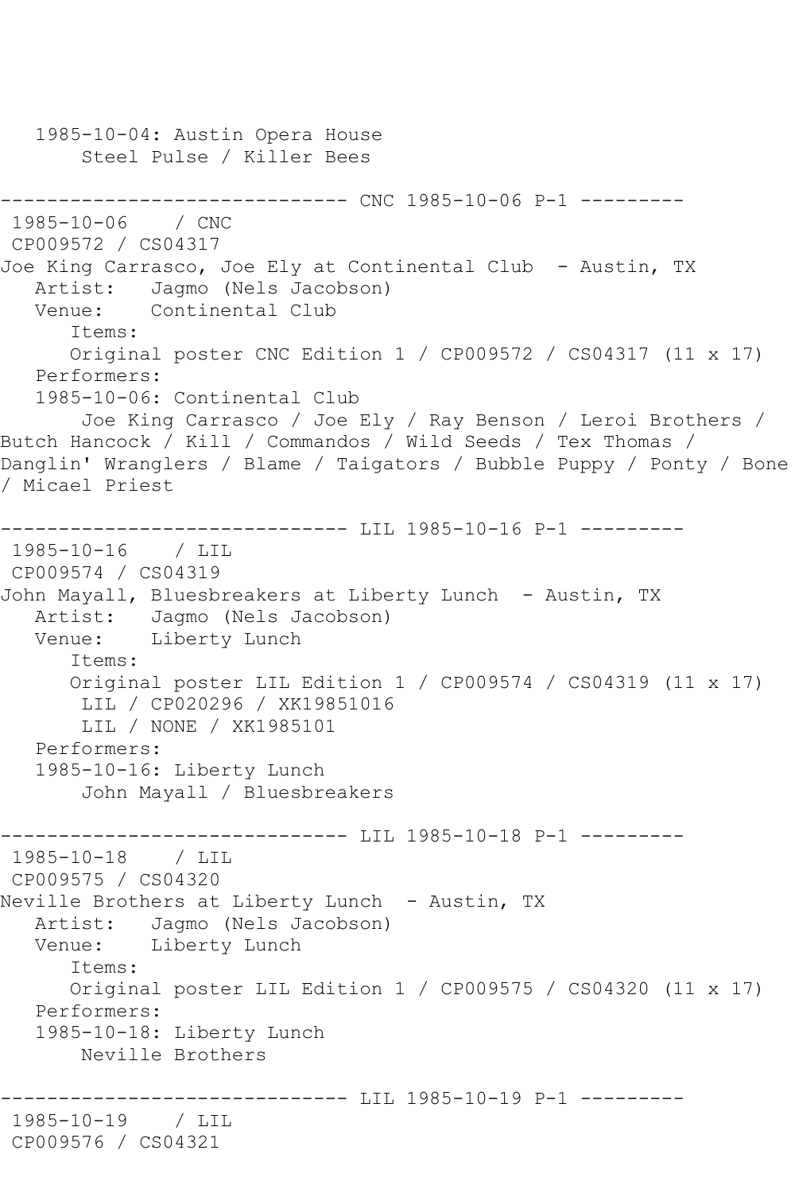```
   1985-10-04: Austin Opera House
       Steel Pulse / Killer Bees

------------------------------ CNC 1985-10-06 P-1 ---------
 1985-10-06    / CNC
 CP009572 / CS04317
Joe King Carrasco, Joe Ely at Continental Club  - Austin, TX
   Artist:   Jagmo (Nels Jacobson)
   Venue:    Continental Club
      Items:
      Original poster CNC Edition 1 / CP009572 / CS04317 (11 x 17)
   Performers:
   1985-10-06: Continental Club
       Joe King Carrasco / Joe Ely / Ray Benson / Leroi Brothers /
Butch Hancock / Kill / Commandos / Wild Seeds / Tex Thomas /
Danglin' Wranglers / Blame / Taigators / Bubble Puppy / Ponty / Bone
/ Micael Priest

------------------------------ LIL 1985-10-16 P-1 ---------
 1985-10-16    / LIL
 CP009574 / CS04319
John Mayall, Bluesbreakers at Liberty Lunch  - Austin, TX
   Artist:   Jagmo (Nels Jacobson)
   Venue:    Liberty Lunch
      Items:
      Original poster LIL Edition 1 / CP009574 / CS04319 (11 x 17)
       LIL / CP020296 / XK19851016
       LIL / NONE / XK1985101
   Performers:
   1985-10-16: Liberty Lunch
       John Mayall / Bluesbreakers

------------------------------ LIL 1985-10-18 P-1 ---------
 1985-10-18    / LIL
 CP009575 / CS04320
Neville Brothers at Liberty Lunch  - Austin, TX
   Artist:   Jagmo (Nels Jacobson)
   Venue:    Liberty Lunch
      Items:
      Original poster LIL Edition 1 / CP009575 / CS04320 (11 x 17)
   Performers:
   1985-10-18: Liberty Lunch
       Neville Brothers

------------------------------ LIL 1985-10-19 P-1 ---------
 1985-10-19    / LIL
 CP009576 / CS04321
```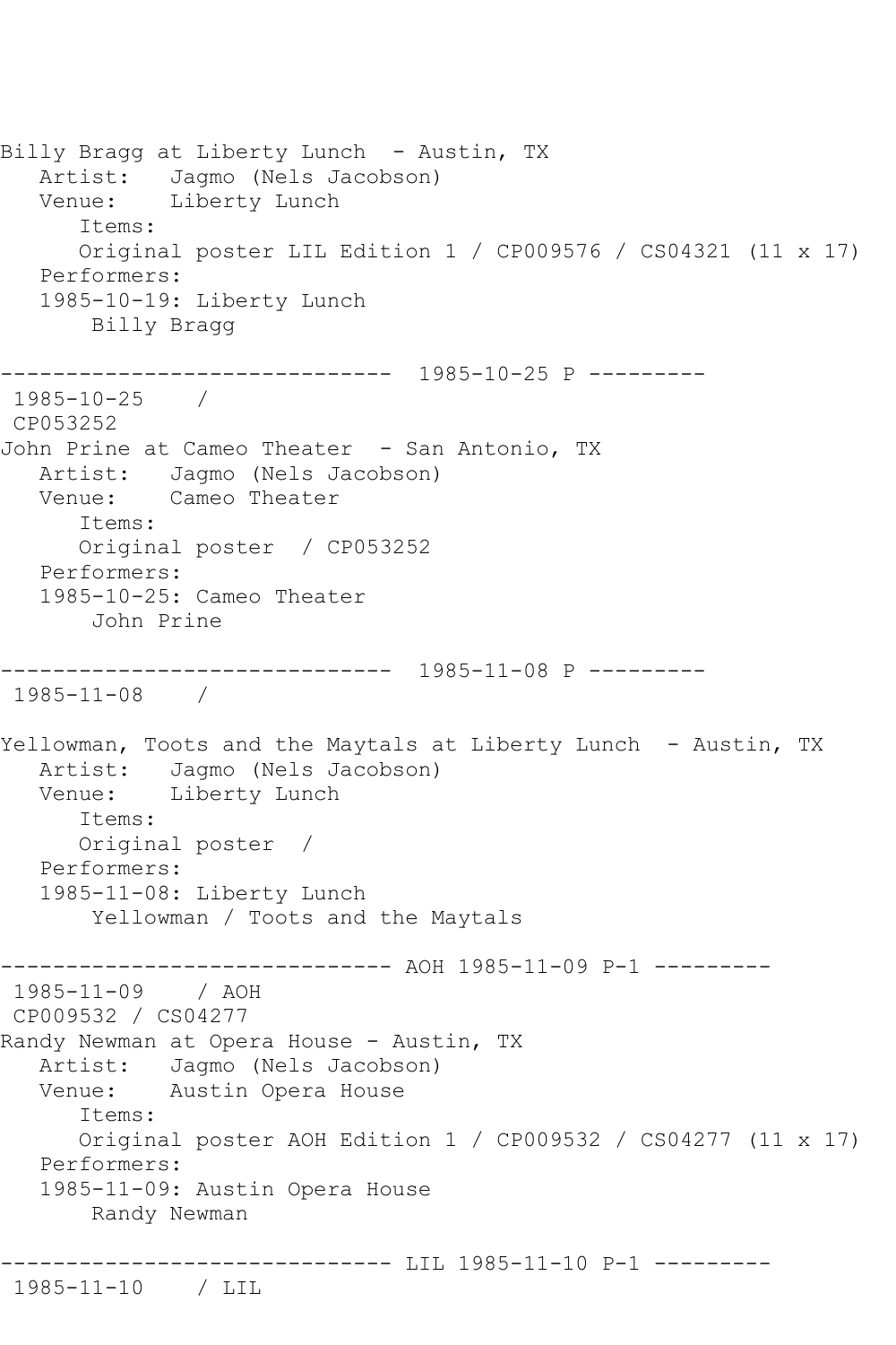```
Billy Bragg at Liberty Lunch  - Austin, TX
   Artist:   Jagmo (Nels Jacobson)
   Venue:    Liberty Lunch
      Items:
      Original poster LIL Edition 1 / CP009576 / CS04321 (11 x 17)
   Performers:
   1985-10-19: Liberty Lunch
       Billy Bragg

------------------------------  1985-10-25 P ---------
 1985-10-25    /
 CP053252
John Prine at Cameo Theater  - San Antonio, TX
   Artist:   Jagmo (Nels Jacobson)
   Venue:    Cameo Theater
      Items:
      Original poster  / CP053252
   Performers:
   1985-10-25: Cameo Theater
       John Prine

------------------------------  1985-11-08 P ---------
 1985-11-08    /

Yellowman, Toots and the Maytals at Liberty Lunch  - Austin, TX
   Artist:   Jagmo (Nels Jacobson)
   Venue:    Liberty Lunch
      Items:
      Original poster  /
   Performers:
   1985-11-08: Liberty Lunch
       Yellowman / Toots and the Maytals

------------------------------ AOH 1985-11-09 P-1 ---------
 1985-11-09    / AOH
 CP009532 / CS04277
Randy Newman at Opera House - Austin, TX
   Artist:   Jagmo (Nels Jacobson)
   Venue:    Austin Opera House
      Items:
      Original poster AOH Edition 1 / CP009532 / CS04277 (11 x 17)
   Performers:
   1985-11-09: Austin Opera House
       Randy Newman

------------------------------ LIL 1985-11-10 P-1 ---------
 1985-11-10    / LIL
```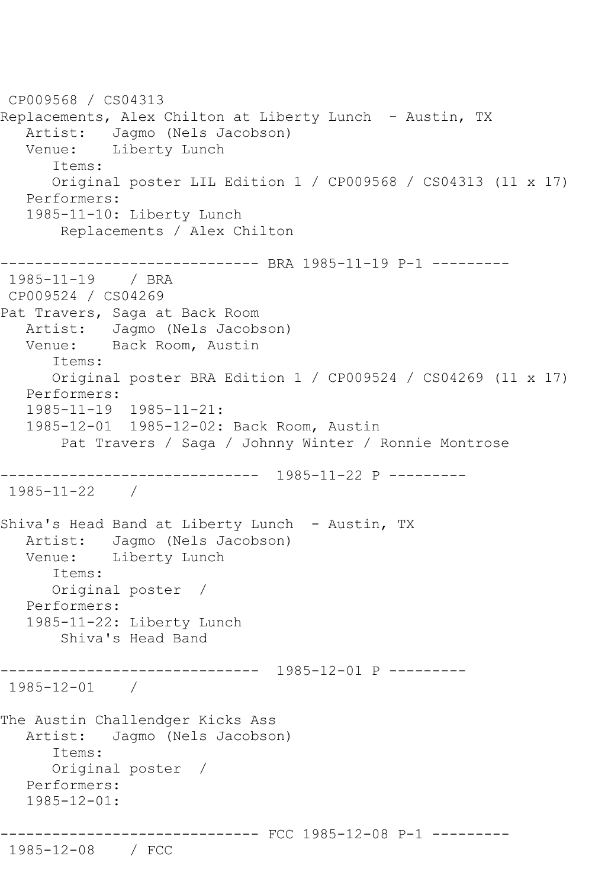CP009568 / CS04313
Replacements, Alex Chilton at Liberty Lunch - Austin, TX
Artist: Jagmo (Nels Jacobson)
Venue: Liberty Lunch
Items:
Original poster LIL Edition 1 / CP009568 / CS04313 (11 x 17)
Performers:
1985-11-10: Liberty Lunch
Replacements / Alex Chilton

------------------------------ BRA 1985-11-19 P-1 ---------
1985-11-19 / BRA
CP009524 / CS04269
Pat Travers, Saga at Back Room
Artist: Jagmo (Nels Jacobson)
Venue: Back Room, Austin
Items:
Original poster BRA Edition 1 / CP009524 / CS04269 (11 x 17)
Performers:
1985-11-19 1985-11-21:
1985-12-01 1985-12-02: Back Room, Austin
Pat Travers / Saga / Johnny Winter / Ronnie Montrose

------------------------------ 1985-11-22 P ---------
1985-11-22 /

Shiva's Head Band at Liberty Lunch - Austin, TX
Artist: Jagmo (Nels Jacobson)
Venue: Liberty Lunch
Items:
Original poster /
Performers:
1985-11-22: Liberty Lunch
Shiva's Head Band

------------------------------ 1985-12-01 P ---------
1985-12-01 /

The Austin Challendger Kicks Ass
Artist: Jagmo (Nels Jacobson)
Items:
Original poster /
Performers:
1985-12-01:

------------------------------ FCC 1985-12-08 P-1 ---------
1985-12-08 / FCC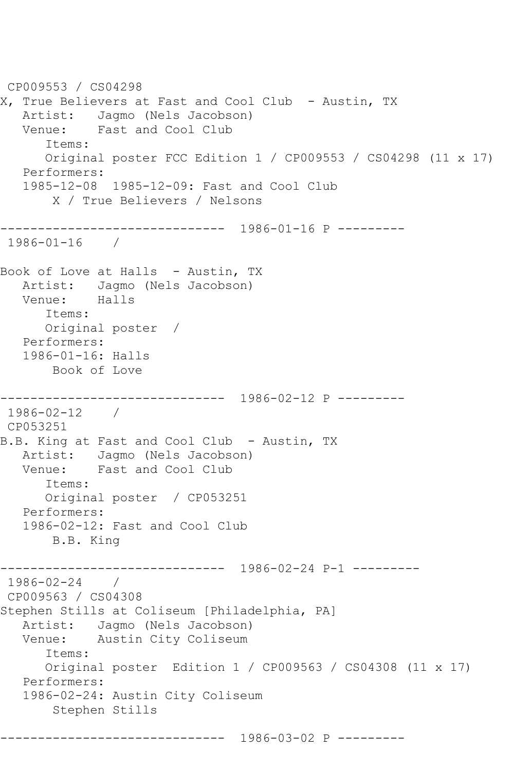CP009553 / CS04298
X, True Believers at Fast and Cool Club - Austin, TX
   Artist: Jagmo (Nels Jacobson)
   Venue: Fast and Cool Club
      Items:
      Original poster FCC Edition 1 / CP009553 / CS04298 (11 x 17)
   Performers:
   1985-12-08 1985-12-09: Fast and Cool Club
       X / True Believers / Nelsons

------------------------------ 1986-01-16 P ---------
1986-01-16 /

Book of Love at Halls - Austin, TX
   Artist: Jagmo (Nels Jacobson)
   Venue: Halls
      Items:
      Original poster /
   Performers:
   1986-01-16: Halls
       Book of Love

------------------------------ 1986-02-12 P ---------
1986-02-12 /
CP053251
B.B. King at Fast and Cool Club - Austin, TX
   Artist: Jagmo (Nels Jacobson)
   Venue: Fast and Cool Club
      Items:
      Original poster / CP053251
   Performers:
   1986-02-12: Fast and Cool Club
       B.B. King

------------------------------ 1986-02-24 P-1 ---------
1986-02-24 /
CP009563 / CS04308
Stephen Stills at Coliseum [Philadelphia, PA]
   Artist: Jagmo (Nels Jacobson)
   Venue: Austin City Coliseum
      Items:
      Original poster Edition 1 / CP009563 / CS04308 (11 x 17)
   Performers:
   1986-02-24: Austin City Coliseum
       Stephen Stills

------------------------------ 1986-03-02 P ---------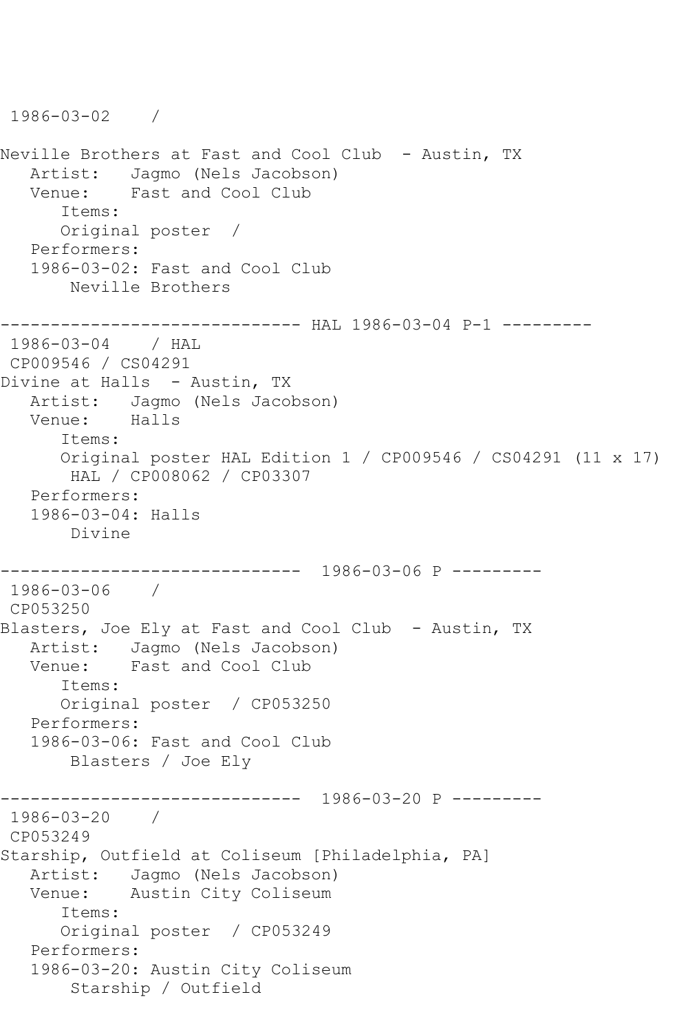```
 1986-03-02    /

Neville Brothers at Fast and Cool Club  - Austin, TX
   Artist:   Jagmo (Nels Jacobson)
   Venue:    Fast and Cool Club
      Items:
      Original poster  /
   Performers:
   1986-03-02: Fast and Cool Club
       Neville Brothers

------------------------------ HAL 1986-03-04 P-1 ---------
 1986-03-04    / HAL
 CP009546 / CS04291
Divine at Halls  - Austin, TX
   Artist:   Jagmo (Nels Jacobson)
   Venue:    Halls
      Items:
      Original poster HAL Edition 1 / CP009546 / CS04291 (11 x 17)
       HAL / CP008062 / CP03307
   Performers:
   1986-03-04: Halls
       Divine

------------------------------  1986-03-06 P ---------
 1986-03-06    /
 CP053250
Blasters, Joe Ely at Fast and Cool Club  - Austin, TX
   Artist:   Jagmo (Nels Jacobson)
   Venue:    Fast and Cool Club
      Items:
      Original poster  / CP053250
   Performers:
   1986-03-06: Fast and Cool Club
       Blasters / Joe Ely

------------------------------  1986-03-20 P ---------
 1986-03-20    /
 CP053249
Starship, Outfield at Coliseum [Philadelphia, PA]
   Artist:   Jagmo (Nels Jacobson)
   Venue:    Austin City Coliseum
      Items:
      Original poster  / CP053249
   Performers:
   1986-03-20: Austin City Coliseum
       Starship / Outfield
```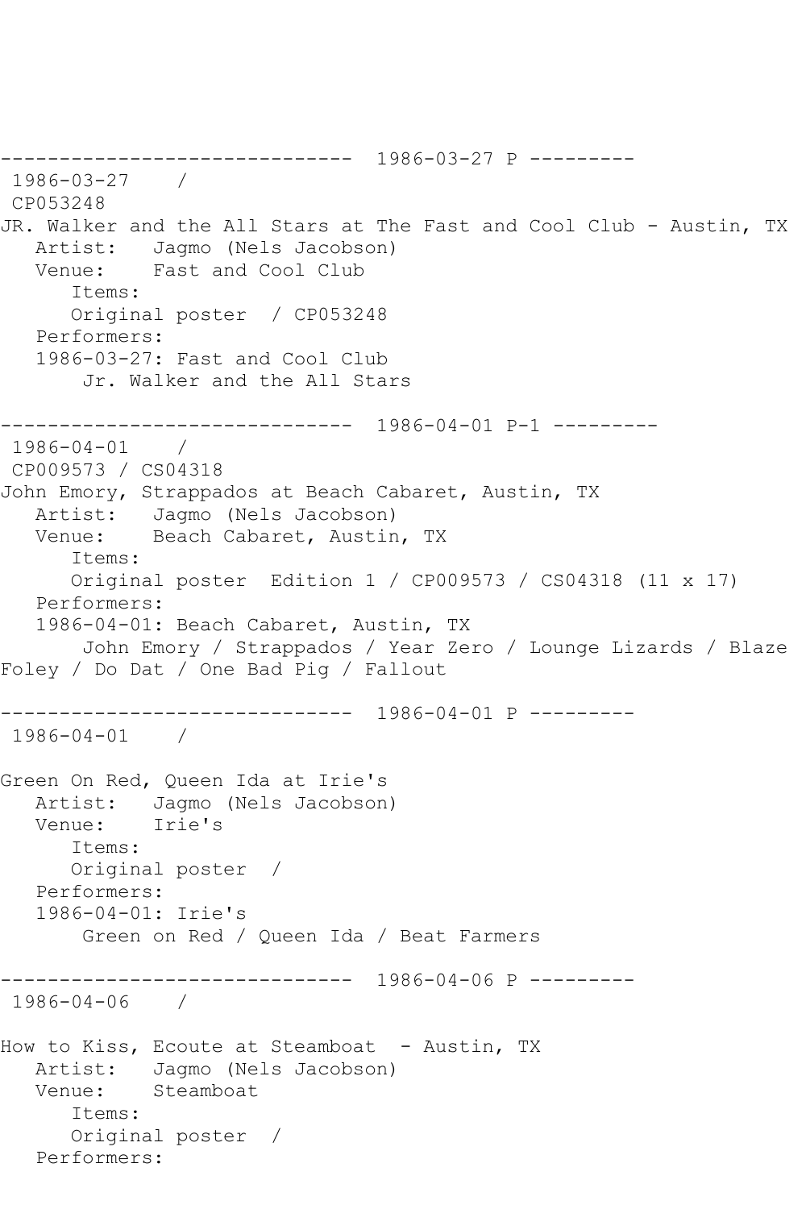------------------------------ 1986-03-27 P ---------

1986-03-27 /

CP053248

JR. Walker and the All Stars at The Fast and Cool Club - Austin, TX

Artist: Jagmo (Nels Jacobson)

Venue: Fast and Cool Club

Items:

Original poster / CP053248

Performers:

1986-03-27: Fast and Cool Club

Jr. Walker and the All Stars

------------------------------ 1986-04-01 P-1 ---------

1986-04-01 /

CP009573 / CS04318

John Emory, Strappados at Beach Cabaret, Austin, TX

Artist: Jagmo (Nels Jacobson)

Venue: Beach Cabaret, Austin, TX

Items:

Original poster Edition 1 / CP009573 / CS04318 (11 x 17)

Performers:

1986-04-01: Beach Cabaret, Austin, TX

John Emory / Strappados / Year Zero / Lounge Lizards / Blaze Foley / Do Dat / One Bad Pig / Fallout

------------------------------ 1986-04-01 P ---------

1986-04-01 /

Green On Red, Queen Ida at Irie's

Artist: Jagmo (Nels Jacobson)

Venue: Irie's

Items:

Original poster /

Performers:

1986-04-01: Irie's

Green on Red / Queen Ida / Beat Farmers

------------------------------ 1986-04-06 P ---------

1986-04-06 /

How to Kiss, Ecoute at Steamboat - Austin, TX

Artist: Jagmo (Nels Jacobson)

Venue: Steamboat

Items:

Original poster /

Performers: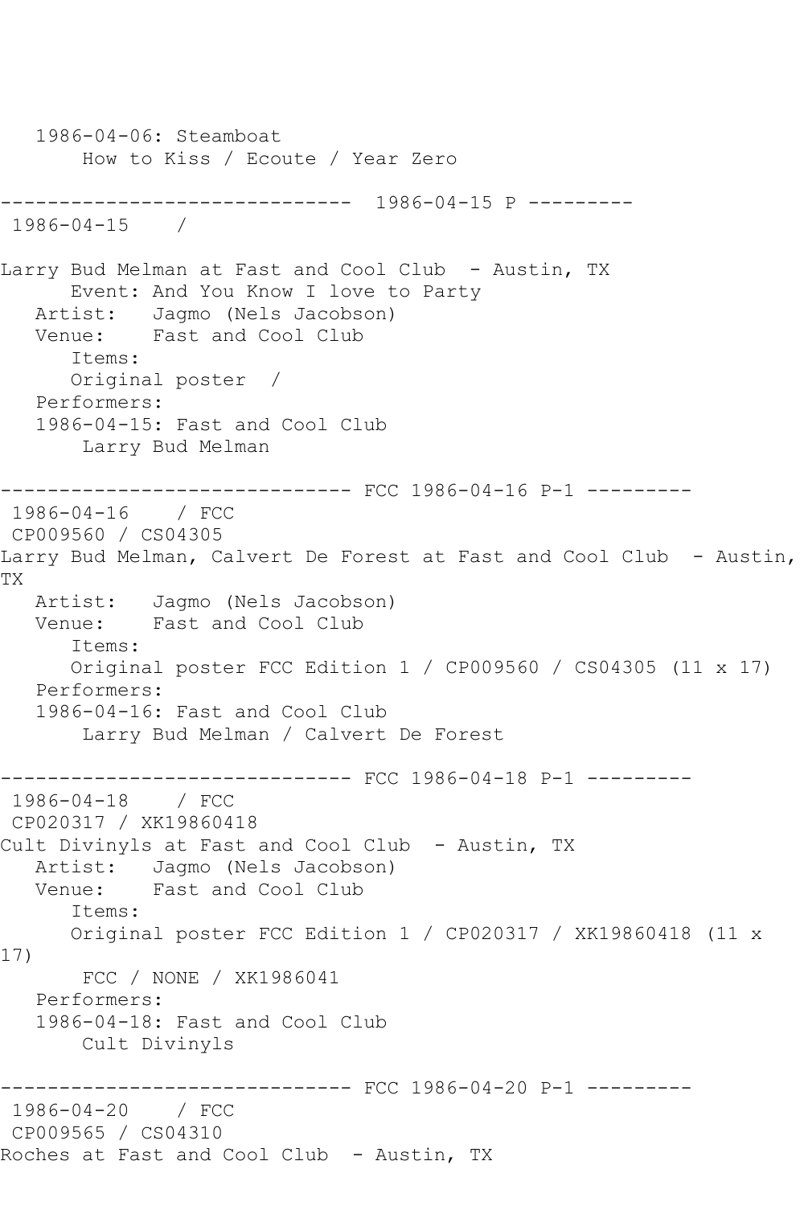1986-04-06: Steamboat
 How to Kiss / Ecoute / Year Zero

------------------------------ 1986-04-15 P ---------
1986-04-15 /

Larry Bud Melman at Fast and Cool Club - Austin, TX
 Event: And You Know I love to Party
 Artist: Jagmo (Nels Jacobson)
 Venue: Fast and Cool Club
 Items:
 Original poster /
 Performers:
 1986-04-15: Fast and Cool Club
 Larry Bud Melman

------------------------------ FCC 1986-04-16 P-1 ---------
1986-04-16 / FCC
CP009560 / CS04305
Larry Bud Melman, Calvert De Forest at Fast and Cool Club - Austin, TX
 Artist: Jagmo (Nels Jacobson)
 Venue: Fast and Cool Club
 Items:
 Original poster FCC Edition 1 / CP009560 / CS04305 (11 x 17)
 Performers:
 1986-04-16: Fast and Cool Club
 Larry Bud Melman / Calvert De Forest

------------------------------ FCC 1986-04-18 P-1 ---------
1986-04-18 / FCC
CP020317 / XK19860418
Cult Divinyls at Fast and Cool Club - Austin, TX
 Artist: Jagmo (Nels Jacobson)
 Venue: Fast and Cool Club
 Items:
 Original poster FCC Edition 1 / CP020317 / XK19860418 (11 x 17)
 FCC / NONE / XK1986041
 Performers:
 1986-04-18: Fast and Cool Club
 Cult Divinyls

------------------------------ FCC 1986-04-20 P-1 ---------
1986-04-20 / FCC
CP009565 / CS04310
Roches at Fast and Cool Club - Austin, TX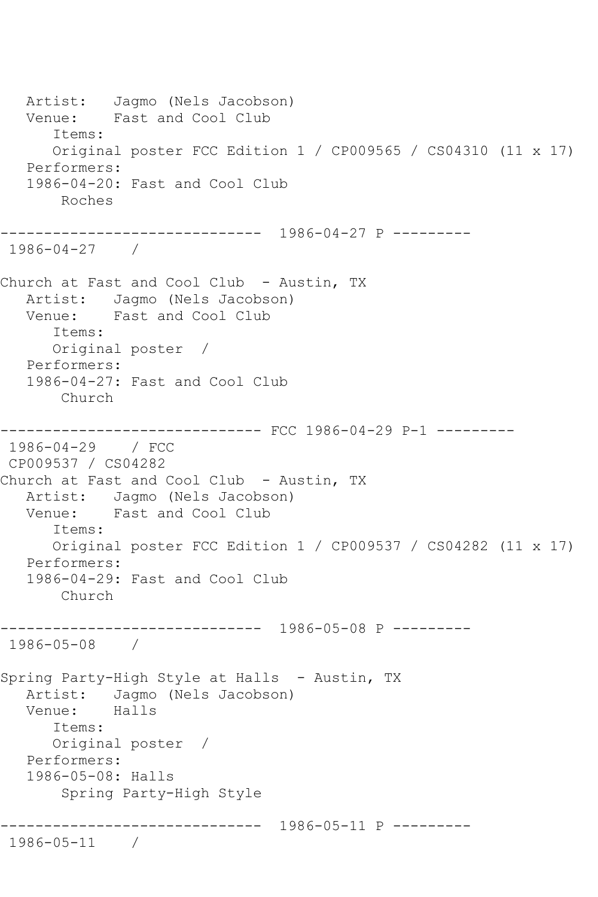```
   Artist:   Jagmo (Nels Jacobson)
   Venue:    Fast and Cool Club
      Items:
      Original poster FCC Edition 1 / CP009565 / CS04310 (11 x 17)
   Performers:
   1986-04-20: Fast and Cool Club
       Roches

------------------------------  1986-04-27 P ---------
 1986-04-27    /

Church at Fast and Cool Club  - Austin, TX
   Artist:   Jagmo (Nels Jacobson)
   Venue:    Fast and Cool Club
      Items:
      Original poster  /
   Performers:
   1986-04-27: Fast and Cool Club
       Church

------------------------------ FCC 1986-04-29 P-1 ---------
 1986-04-29    / FCC
 CP009537 / CS04282
Church at Fast and Cool Club  - Austin, TX
   Artist:   Jagmo (Nels Jacobson)
   Venue:    Fast and Cool Club
      Items:
      Original poster FCC Edition 1 / CP009537 / CS04282 (11 x 17)
   Performers:
   1986-04-29: Fast and Cool Club
       Church

------------------------------  1986-05-08 P ---------
 1986-05-08    /

Spring Party-High Style at Halls  - Austin, TX
   Artist:   Jagmo (Nels Jacobson)
   Venue:    Halls
      Items:
      Original poster  /
   Performers:
   1986-05-08: Halls
       Spring Party-High Style

------------------------------  1986-05-11 P ---------
 1986-05-11    /
```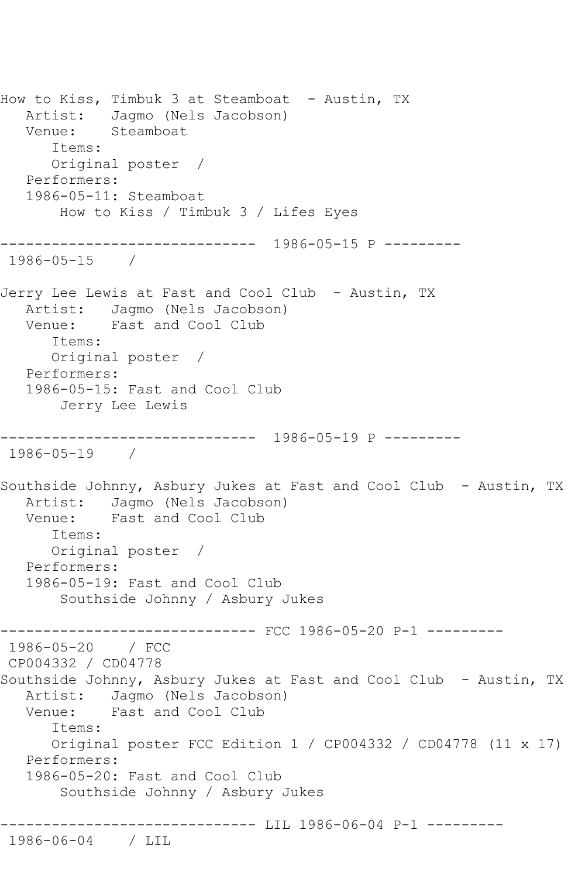How to Kiss, Timbuk 3 at Steamboat - Austin, TX
Artist: Jagmo (Nels Jacobson)
Venue: Steamboat
Items:
Original poster /
Performers:
1986-05-11: Steamboat
How to Kiss / Timbuk 3 / Lifes Eyes

------------------------------ 1986-05-15 P ---------
1986-05-15 /

Jerry Lee Lewis at Fast and Cool Club - Austin, TX
Artist: Jagmo (Nels Jacobson)
Venue: Fast and Cool Club
Items:
Original poster /
Performers:
1986-05-15: Fast and Cool Club
Jerry Lee Lewis

------------------------------ 1986-05-19 P ---------
1986-05-19 /

Southside Johnny, Asbury Jukes at Fast and Cool Club - Austin, TX
Artist: Jagmo (Nels Jacobson)
Venue: Fast and Cool Club
Items:
Original poster /
Performers:
1986-05-19: Fast and Cool Club
Southside Johnny / Asbury Jukes

------------------------------ FCC 1986-05-20 P-1 ---------
1986-05-20 / FCC
CP004332 / CD04778
Southside Johnny, Asbury Jukes at Fast and Cool Club - Austin, TX
Artist: Jagmo (Nels Jacobson)
Venue: Fast and Cool Club
Items:
Original poster FCC Edition 1 / CP004332 / CD04778 (11 x 17)
Performers:
1986-05-20: Fast and Cool Club
Southside Johnny / Asbury Jukes

------------------------------ LIL 1986-06-04 P-1 ---------
1986-06-04 / LIL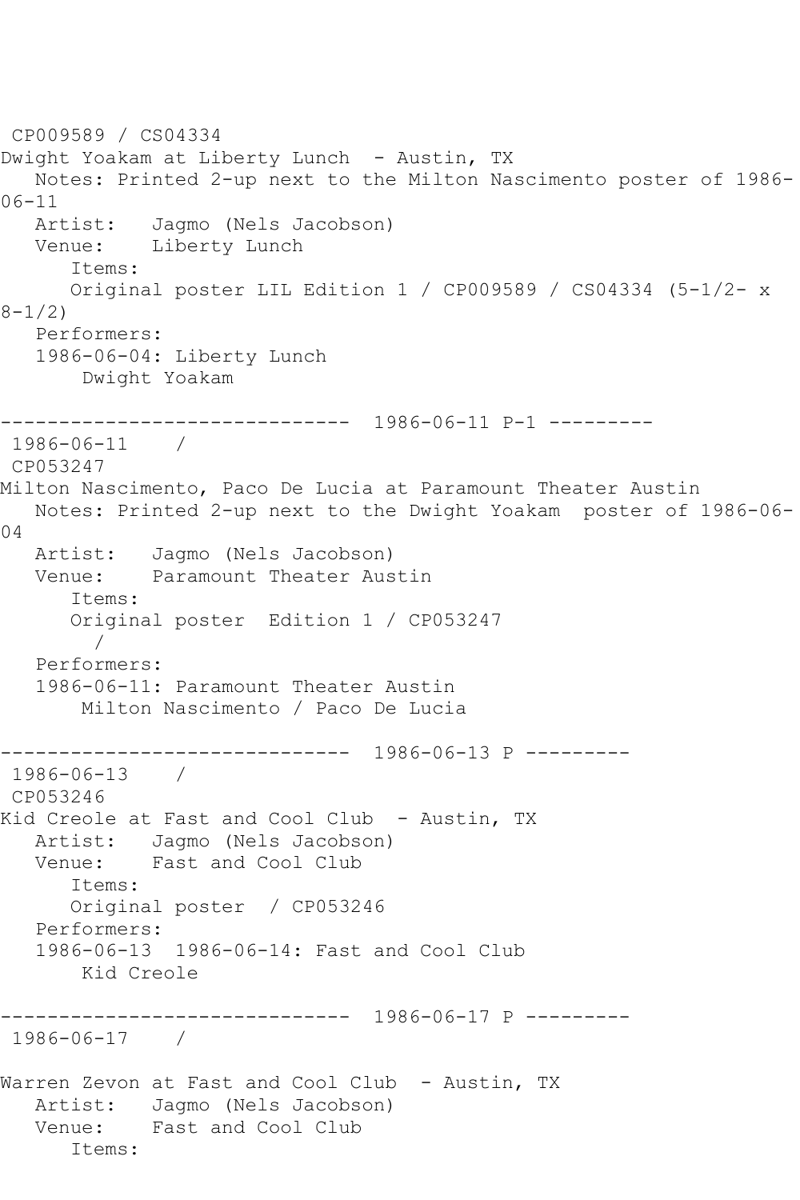CP009589 / CS04334
Dwight Yoakam at Liberty Lunch - Austin, TX
Notes: Printed 2-up next to the Milton Nascimento poster of 1986-06-11
Artist: Jagmo (Nels Jacobson)
Venue: Liberty Lunch
Items:
Original poster LIL Edition 1 / CP009589 / CS04334 (5-1/2- x 8-1/2)
Performers:
1986-06-04: Liberty Lunch
Dwight Yoakam

------------------------------ 1986-06-11 P-1 ---------
1986-06-11 /
CP053247
Milton Nascimento, Paco De Lucia at Paramount Theater Austin
Notes: Printed 2-up next to the Dwight Yoakam poster of 1986-06-04
Artist: Jagmo (Nels Jacobson)
Venue: Paramount Theater Austin
Items:
Original poster Edition 1 / CP053247
/
Performers:
1986-06-11: Paramount Theater Austin
Milton Nascimento / Paco De Lucia

------------------------------ 1986-06-13 P ---------
1986-06-13 /
CP053246
Kid Creole at Fast and Cool Club - Austin, TX
Artist: Jagmo (Nels Jacobson)
Venue: Fast and Cool Club
Items:
Original poster / CP053246
Performers:
1986-06-13 1986-06-14: Fast and Cool Club
Kid Creole

------------------------------ 1986-06-17 P ---------
1986-06-17 /

Warren Zevon at Fast and Cool Club - Austin, TX
Artist: Jagmo (Nels Jacobson)
Venue: Fast and Cool Club
Items: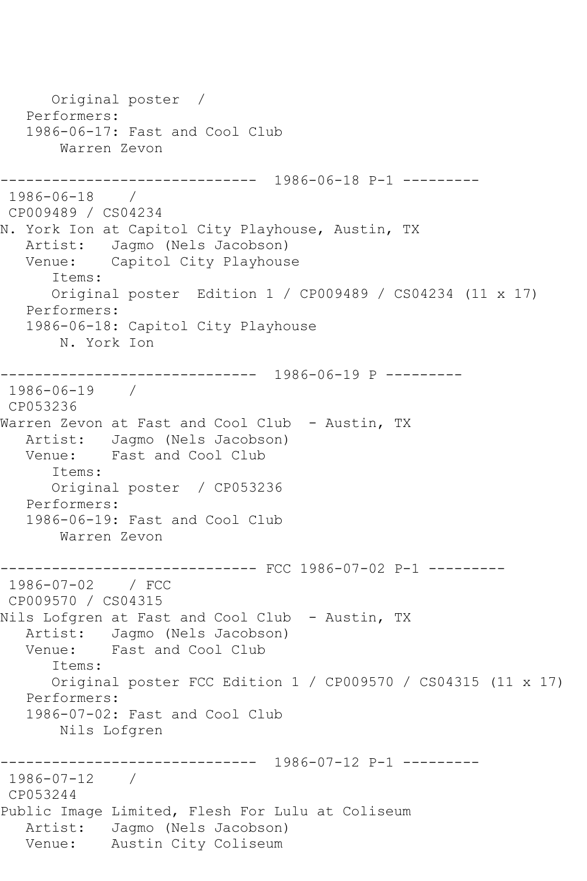```
      Original poster  /
   Performers:
   1986-06-17: Fast and Cool Club
       Warren Zevon

------------------------------  1986-06-18 P-1 ---------
 1986-06-18    /
 CP009489 / CS04234
N. York Ion at Capitol City Playhouse, Austin, TX
   Artist:   Jagmo (Nels Jacobson)
   Venue:    Capitol City Playhouse
      Items:
      Original poster  Edition 1 / CP009489 / CS04234 (11 x 17)
   Performers:
   1986-06-18: Capitol City Playhouse
       N. York Ion

------------------------------  1986-06-19 P ---------
 1986-06-19    /
 CP053236
Warren Zevon at Fast and Cool Club  - Austin, TX
   Artist:   Jagmo (Nels Jacobson)
   Venue:    Fast and Cool Club
      Items:
      Original poster  / CP053236
   Performers:
   1986-06-19: Fast and Cool Club
       Warren Zevon

------------------------------ FCC 1986-07-02 P-1 ---------
 1986-07-02    / FCC
 CP009570 / CS04315
Nils Lofgren at Fast and Cool Club  - Austin, TX
   Artist:   Jagmo (Nels Jacobson)
   Venue:    Fast and Cool Club
      Items:
      Original poster FCC Edition 1 / CP009570 / CS04315 (11 x 17)
   Performers:
   1986-07-02: Fast and Cool Club
       Nils Lofgren

------------------------------  1986-07-12 P-1 ---------
 1986-07-12    /
 CP053244
Public Image Limited, Flesh For Lulu at Coliseum
   Artist:   Jagmo (Nels Jacobson)
   Venue:    Austin City Coliseum
```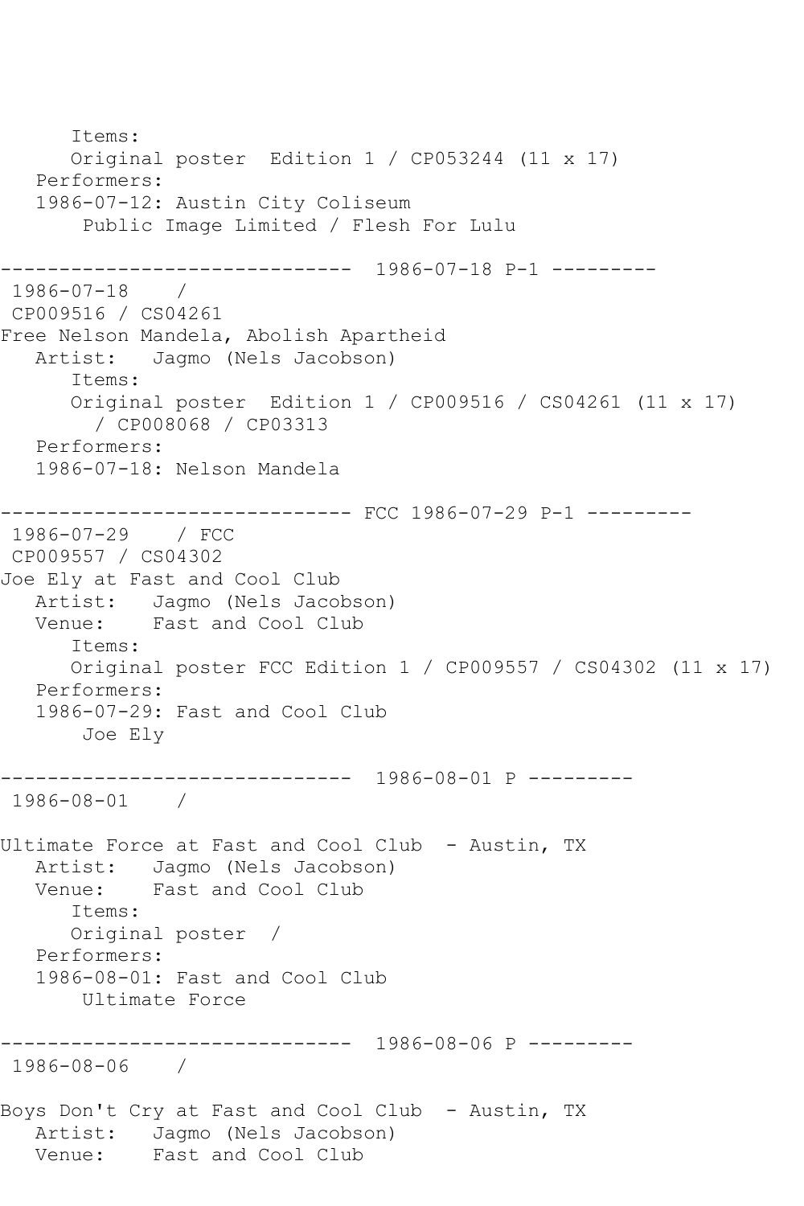```
      Items:
      Original poster  Edition 1 / CP053244 (11 x 17)
   Performers:
   1986-07-12: Austin City Coliseum
       Public Image Limited / Flesh For Lulu

------------------------------  1986-07-18 P-1 ---------
 1986-07-18    /
 CP009516 / CS04261
Free Nelson Mandela, Abolish Apartheid
   Artist:   Jagmo (Nels Jacobson)
      Items:
      Original poster  Edition 1 / CP009516 / CS04261 (11 x 17)
        / CP008068 / CP03313
   Performers:
   1986-07-18: Nelson Mandela

------------------------------ FCC 1986-07-29 P-1 ---------
 1986-07-29    / FCC
 CP009557 / CS04302
Joe Ely at Fast and Cool Club
   Artist:   Jagmo (Nels Jacobson)
   Venue:    Fast and Cool Club
      Items:
      Original poster FCC Edition 1 / CP009557 / CS04302 (11 x 17)
   Performers:
   1986-07-29: Fast and Cool Club
       Joe Ely

------------------------------  1986-08-01 P ---------
 1986-08-01    /

Ultimate Force at Fast and Cool Club  - Austin, TX
   Artist:   Jagmo (Nels Jacobson)
   Venue:    Fast and Cool Club
      Items:
      Original poster  /
   Performers:
   1986-08-01: Fast and Cool Club
       Ultimate Force

------------------------------  1986-08-06 P ---------
 1986-08-06    /

Boys Don't Cry at Fast and Cool Club  - Austin, TX
   Artist:   Jagmo (Nels Jacobson)
   Venue:    Fast and Cool Club
```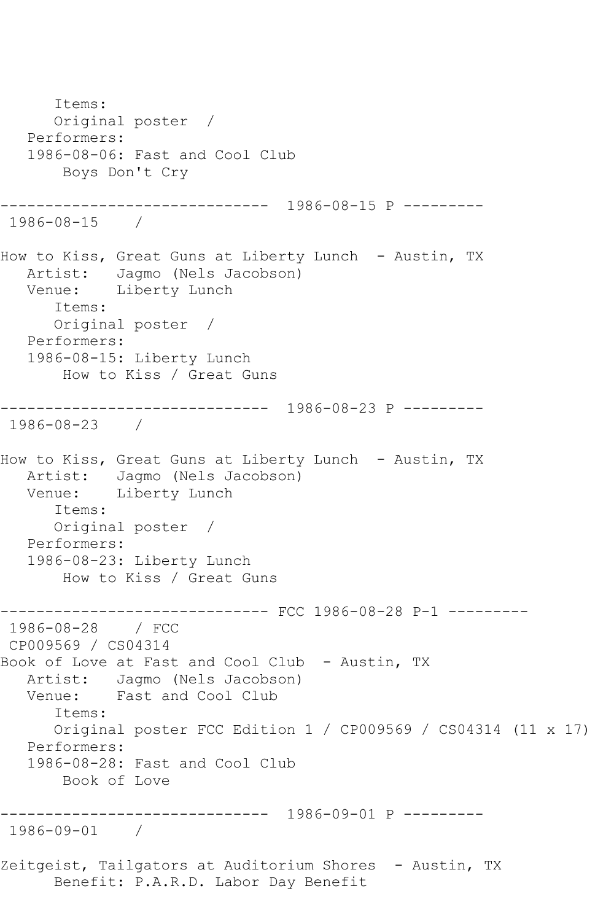```
      Items:
      Original poster  /
   Performers:
   1986-08-06: Fast and Cool Club
       Boys Don't Cry

------------------------------  1986-08-15 P ---------
 1986-08-15    /

How to Kiss, Great Guns at Liberty Lunch  - Austin, TX
   Artist:   Jagmo (Nels Jacobson)
   Venue:    Liberty Lunch
      Items:
      Original poster  /
   Performers:
   1986-08-15: Liberty Lunch
       How to Kiss / Great Guns

------------------------------  1986-08-23 P ---------
 1986-08-23    /

How to Kiss, Great Guns at Liberty Lunch  - Austin, TX
   Artist:   Jagmo (Nels Jacobson)
   Venue:    Liberty Lunch
      Items:
      Original poster  /
   Performers:
   1986-08-23: Liberty Lunch
       How to Kiss / Great Guns

------------------------------ FCC 1986-08-28 P-1 ---------
 1986-08-28    / FCC
 CP009569 / CS04314
Book of Love at Fast and Cool Club  - Austin, TX
   Artist:   Jagmo (Nels Jacobson)
   Venue:    Fast and Cool Club
      Items:
      Original poster FCC Edition 1 / CP009569 / CS04314 (11 x 17)
   Performers:
   1986-08-28: Fast and Cool Club
       Book of Love

------------------------------  1986-09-01 P ---------
 1986-09-01    /

Zeitgeist, Tailgators at Auditorium Shores  - Austin, TX
      Benefit: P.A.R.D. Labor Day Benefit
```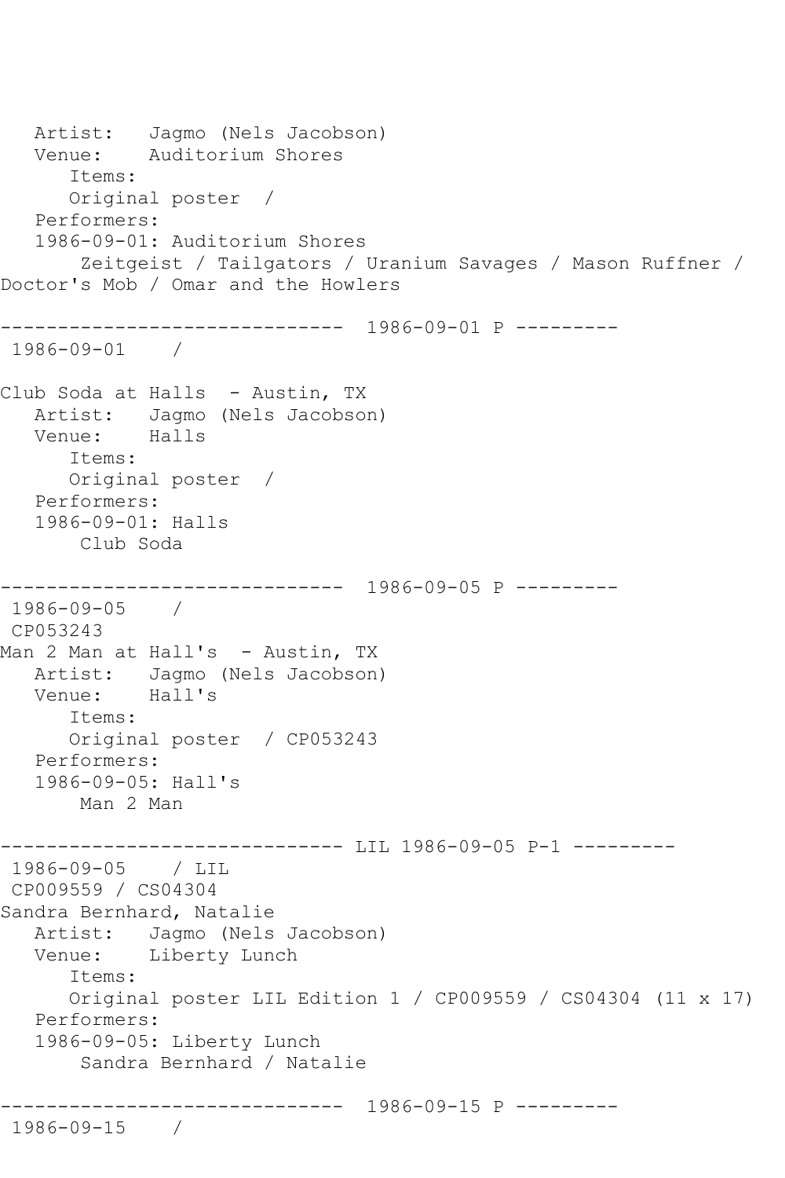Artist: Jagmo (Nels Jacobson)
Venue: Auditorium Shores
Items:
Original poster /
Performers:
1986-09-01: Auditorium Shores
Zeitgeist / Tailgators / Uranium Savages / Mason Ruffner / Doctor's Mob / Omar and the Howlers

------------------------------ 1986-09-01 P ---------
1986-09-01 /

Club Soda at Halls - Austin, TX
Artist: Jagmo (Nels Jacobson)
Venue: Halls
Items:
Original poster /
Performers:
1986-09-01: Halls
Club Soda

------------------------------ 1986-09-05 P ---------
1986-09-05 /
CP053243
Man 2 Man at Hall's - Austin, TX
Artist: Jagmo (Nels Jacobson)
Venue: Hall's
Items:
Original poster / CP053243
Performers:
1986-09-05: Hall's
Man 2 Man

------------------------------ LIL 1986-09-05 P-1 ---------
1986-09-05 / LIL
CP009559 / CS04304
Sandra Bernhard, Natalie
Artist: Jagmo (Nels Jacobson)
Venue: Liberty Lunch
Items:
Original poster LIL Edition 1 / CP009559 / CS04304 (11 x 17)
Performers:
1986-09-05: Liberty Lunch
Sandra Bernhard / Natalie

------------------------------ 1986-09-15 P ---------
1986-09-15 /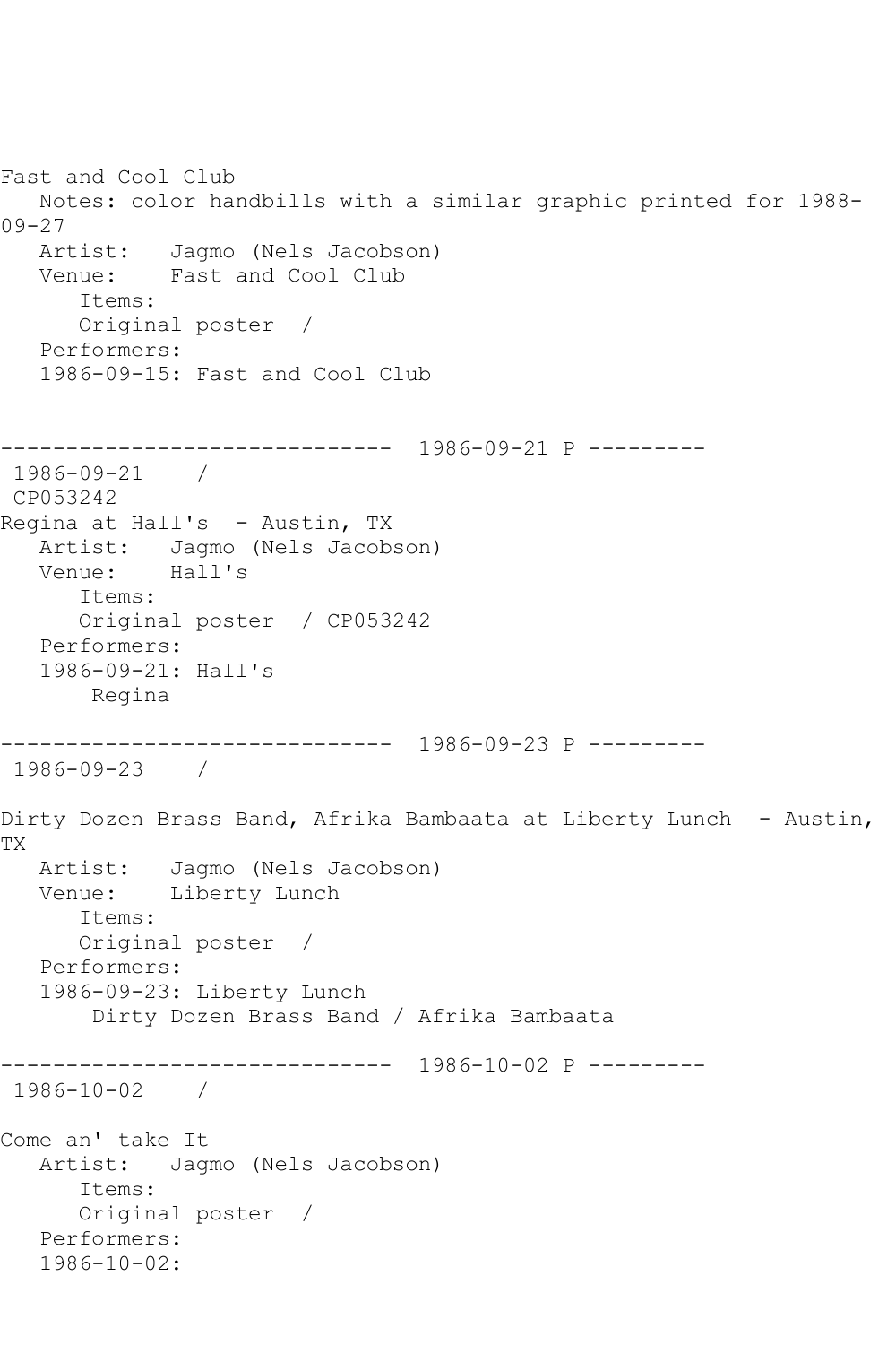Fast and Cool Club
   Notes: color handbills with a similar graphic printed for 1988-09-27
   Artist:   Jagmo (Nels Jacobson)
   Venue:    Fast and Cool Club
      Items:
      Original poster  /
   Performers:
   1986-09-15: Fast and Cool Club

------------------------------  1986-09-21 P ---------
 1986-09-21    /
 CP053242
Regina at Hall's  - Austin, TX
   Artist:   Jagmo (Nels Jacobson)
   Venue:    Hall's
      Items:
      Original poster  / CP053242
   Performers:
   1986-09-21: Hall's
       Regina

------------------------------  1986-09-23 P ---------
 1986-09-23    /

Dirty Dozen Brass Band, Afrika Bambaata at Liberty Lunch  - Austin, TX
   Artist:   Jagmo (Nels Jacobson)
   Venue:    Liberty Lunch
      Items:
      Original poster  /
   Performers:
   1986-09-23: Liberty Lunch
       Dirty Dozen Brass Band / Afrika Bambaata

------------------------------  1986-10-02 P ---------
 1986-10-02    /

Come an' take It
   Artist:   Jagmo (Nels Jacobson)
      Items:
      Original poster  /
   Performers:
   1986-10-02: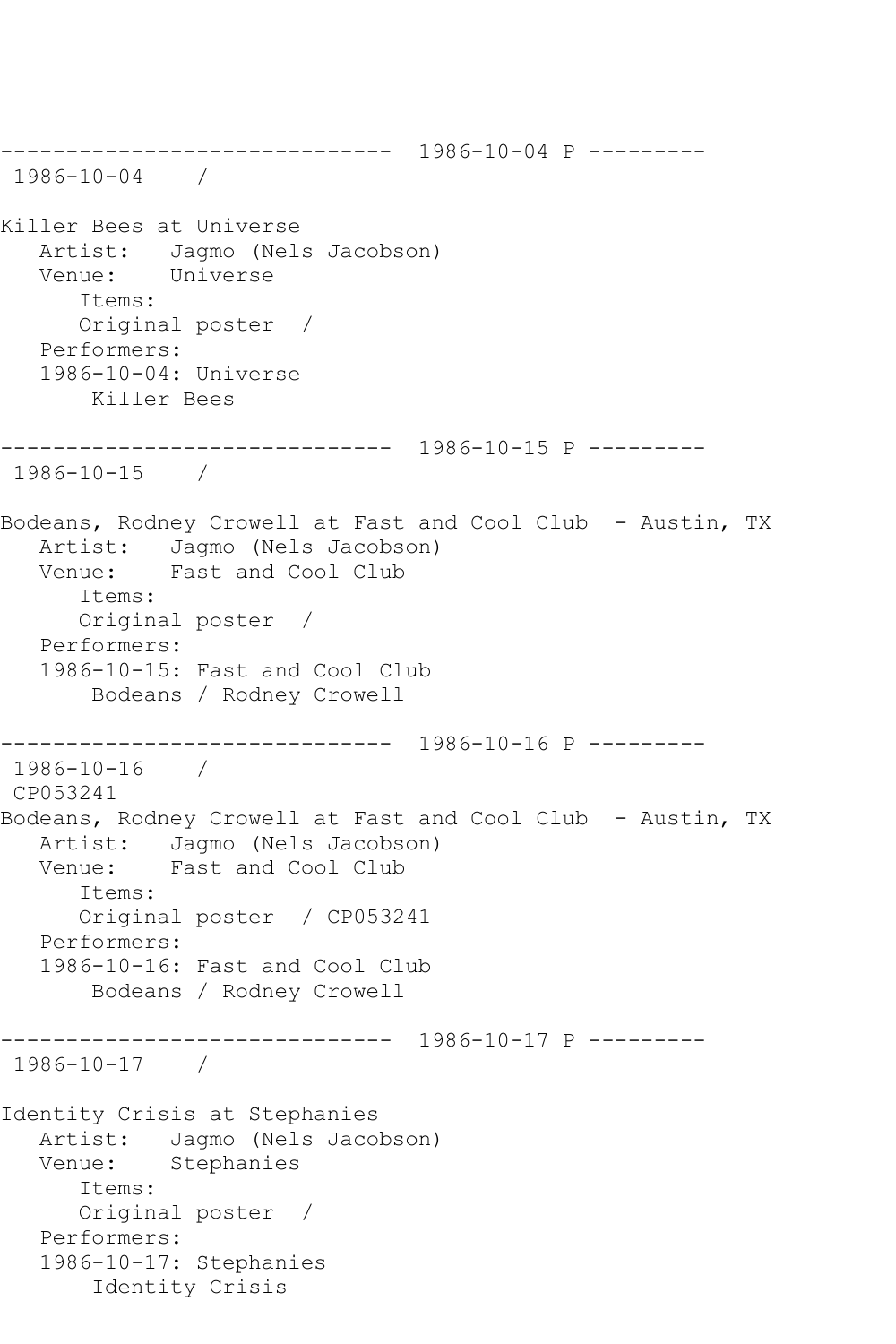------------------------------  1986-10-04 P ---------
 1986-10-04    /

Killer Bees at Universe
   Artist:   Jagmo (Nels Jacobson)
   Venue:    Universe
      Items:
      Original poster  /
   Performers:
   1986-10-04: Universe
       Killer Bees

------------------------------  1986-10-15 P ---------
 1986-10-15    /

Bodeans, Rodney Crowell at Fast and Cool Club  - Austin, TX
   Artist:   Jagmo (Nels Jacobson)
   Venue:    Fast and Cool Club
      Items:
      Original poster  /
   Performers:
   1986-10-15: Fast and Cool Club
       Bodeans / Rodney Crowell

------------------------------  1986-10-16 P ---------
 1986-10-16    /
 CP053241
Bodeans, Rodney Crowell at Fast and Cool Club  - Austin, TX
   Artist:   Jagmo (Nels Jacobson)
   Venue:    Fast and Cool Club
      Items:
      Original poster  / CP053241
   Performers:
   1986-10-16: Fast and Cool Club
       Bodeans / Rodney Crowell

------------------------------  1986-10-17 P ---------
 1986-10-17    /

Identity Crisis at Stephanies
   Artist:   Jagmo (Nels Jacobson)
   Venue:    Stephanies
      Items:
      Original poster  /
   Performers:
   1986-10-17: Stephanies
       Identity Crisis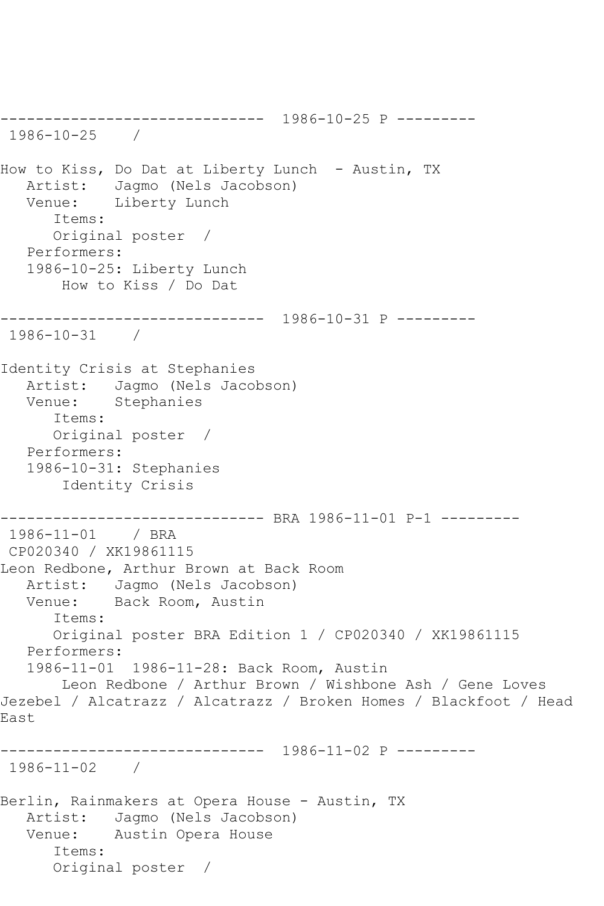------------------------------  1986-10-25 P ---------
 1986-10-25    /

How to Kiss, Do Dat at Liberty Lunch  - Austin, TX
   Artist:   Jagmo (Nels Jacobson)
   Venue:    Liberty Lunch
      Items:
      Original poster  /
   Performers:
   1986-10-25: Liberty Lunch
       How to Kiss / Do Dat

------------------------------  1986-10-31 P ---------
 1986-10-31    /

Identity Crisis at Stephanies
   Artist:   Jagmo (Nels Jacobson)
   Venue:    Stephanies
      Items:
      Original poster  /
   Performers:
   1986-10-31: Stephanies
       Identity Crisis

------------------------------ BRA 1986-11-01 P-1 ---------
 1986-11-01    / BRA
 CP020340 / XK19861115
Leon Redbone, Arthur Brown at Back Room
   Artist:   Jagmo (Nels Jacobson)
   Venue:    Back Room, Austin
      Items:
      Original poster BRA Edition 1 / CP020340 / XK19861115
   Performers:
   1986-11-01  1986-11-28: Back Room, Austin
       Leon Redbone / Arthur Brown / Wishbone Ash / Gene Loves Jezebel / Alcatrazz / Alcatrazz / Broken Homes / Blackfoot / Head East

------------------------------  1986-11-02 P ---------
 1986-11-02    /

Berlin, Rainmakers at Opera House - Austin, TX
   Artist:   Jagmo (Nels Jacobson)
   Venue:    Austin Opera House
      Items:
      Original poster  /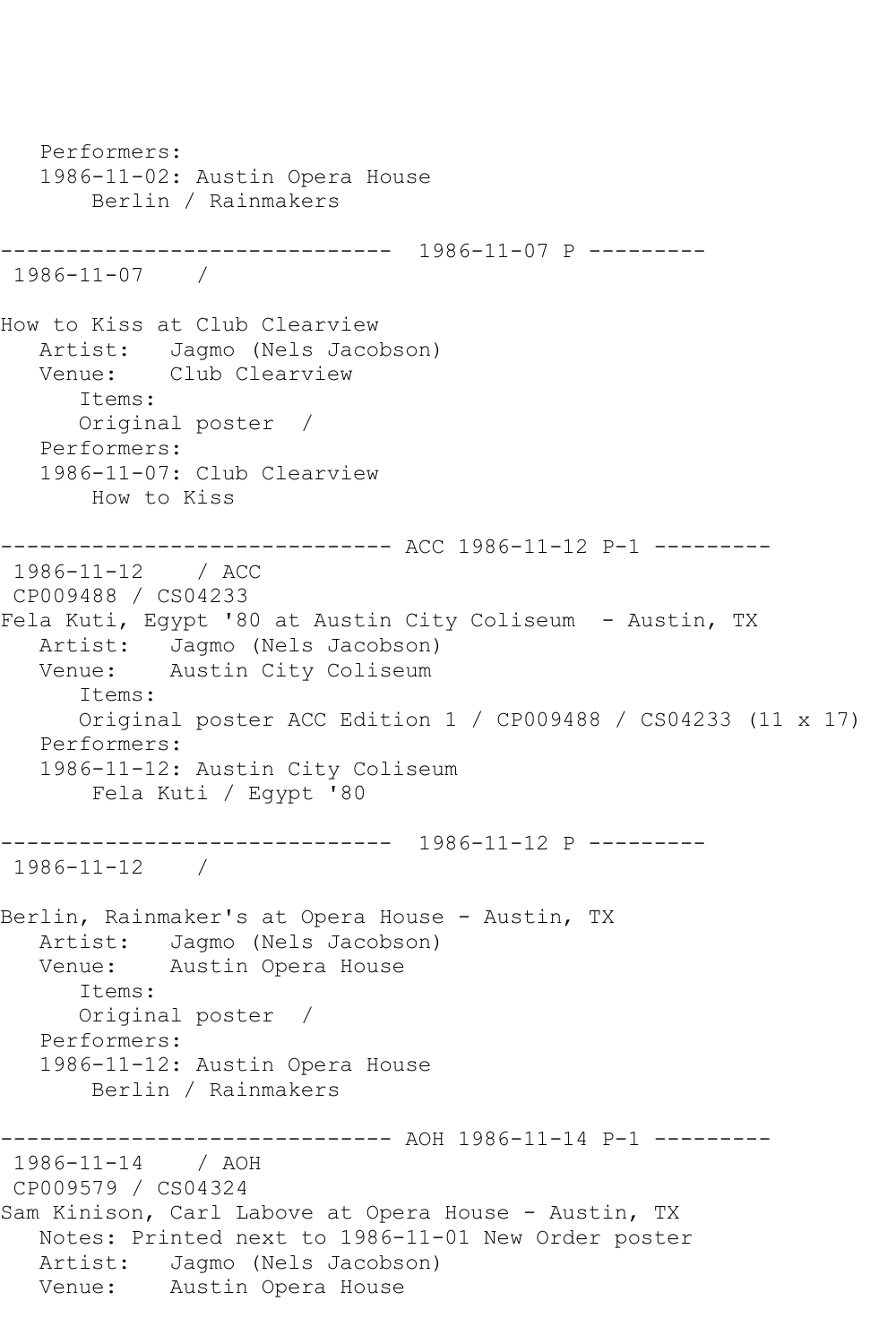```
   Performers:
   1986-11-02: Austin Opera House
       Berlin / Rainmakers

------------------------------  1986-11-07 P ---------
 1986-11-07    /

How to Kiss at Club Clearview
   Artist:   Jagmo (Nels Jacobson)
   Venue:    Club Clearview
      Items:
      Original poster  /
   Performers:
   1986-11-07: Club Clearview
       How to Kiss

------------------------------ ACC 1986-11-12 P-1 ---------
 1986-11-12    / ACC
 CP009488 / CS04233
Fela Kuti, Egypt '80 at Austin City Coliseum  - Austin, TX
   Artist:   Jagmo (Nels Jacobson)
   Venue:    Austin City Coliseum
      Items:
      Original poster ACC Edition 1 / CP009488 / CS04233 (11 x 17)
   Performers:
   1986-11-12: Austin City Coliseum
       Fela Kuti / Egypt '80

------------------------------  1986-11-12 P ---------
 1986-11-12    /

Berlin, Rainmaker's at Opera House - Austin, TX
   Artist:   Jagmo (Nels Jacobson)
   Venue:    Austin Opera House
      Items:
      Original poster  /
   Performers:
   1986-11-12: Austin Opera House
       Berlin / Rainmakers

------------------------------ AOH 1986-11-14 P-1 ---------
 1986-11-14    / AOH
 CP009579 / CS04324
Sam Kinison, Carl Labove at Opera House - Austin, TX
   Notes: Printed next to 1986-11-01 New Order poster
   Artist:   Jagmo (Nels Jacobson)
   Venue:    Austin Opera House
```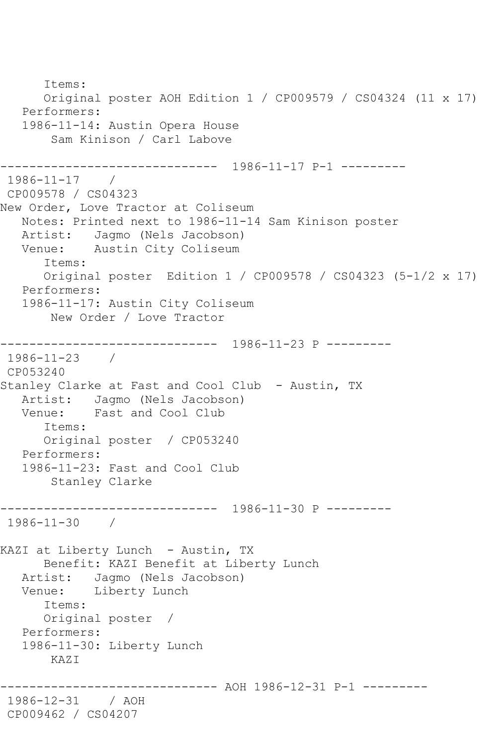```
      Items:
      Original poster AOH Edition 1 / CP009579 / CS04324 (11 x 17)
   Performers:
   1986-11-14: Austin Opera House
       Sam Kinison / Carl Labove

------------------------------  1986-11-17 P-1 ---------
 1986-11-17    /
 CP009578 / CS04323
New Order, Love Tractor at Coliseum
   Notes: Printed next to 1986-11-14 Sam Kinison poster
   Artist:   Jagmo (Nels Jacobson)
   Venue:    Austin City Coliseum
      Items:
      Original poster  Edition 1 / CP009578 / CS04323 (5-1/2 x 17)
   Performers:
   1986-11-17: Austin City Coliseum
       New Order / Love Tractor

------------------------------  1986-11-23 P ---------
 1986-11-23    /
 CP053240
Stanley Clarke at Fast and Cool Club  - Austin, TX
   Artist:   Jagmo (Nels Jacobson)
   Venue:    Fast and Cool Club
      Items:
      Original poster  / CP053240
   Performers:
   1986-11-23: Fast and Cool Club
       Stanley Clarke

------------------------------  1986-11-30 P ---------
 1986-11-30    /

KAZI at Liberty Lunch  - Austin, TX
      Benefit: KAZI Benefit at Liberty Lunch
   Artist:   Jagmo (Nels Jacobson)
   Venue:    Liberty Lunch
      Items:
      Original poster  /
   Performers:
   1986-11-30: Liberty Lunch
       KAZI

------------------------------ AOH 1986-12-31 P-1 ---------
 1986-12-31    / AOH
 CP009462 / CS04207
```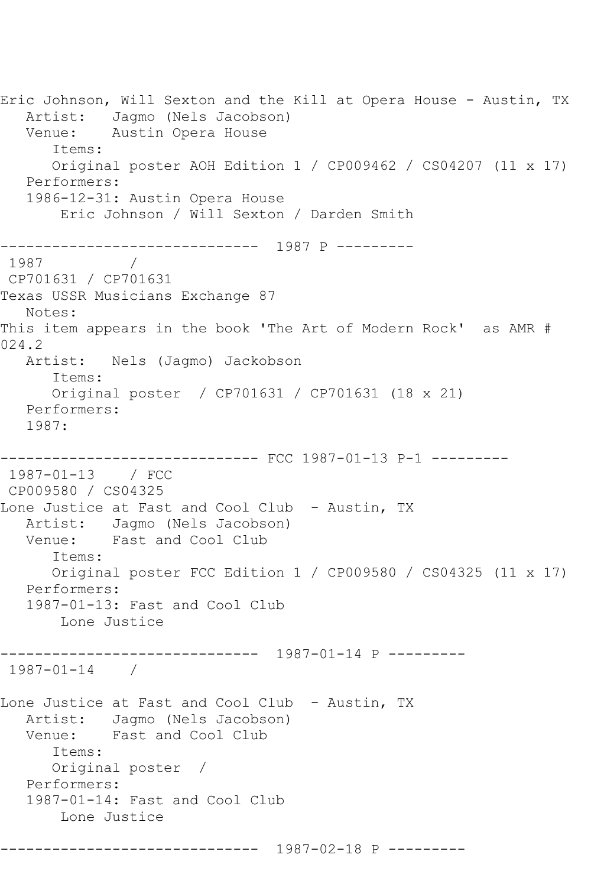```
Eric Johnson, Will Sexton and the Kill at Opera House - Austin, TX
   Artist:   Jagmo (Nels Jacobson)
   Venue:    Austin Opera House
      Items:
      Original poster AOH Edition 1 / CP009462 / CS04207 (11 x 17)
   Performers:
   1986-12-31: Austin Opera House
       Eric Johnson / Will Sexton / Darden Smith

------------------------------  1987 P ---------
 1987          /
 CP701631 / CP701631
Texas USSR Musicians Exchange 87
   Notes:
This item appears in the book 'The Art of Modern Rock'  as AMR #
024.2
   Artist:   Nels (Jagmo) Jackobson
      Items:
      Original poster  / CP701631 / CP701631 (18 x 21)
   Performers:
   1987:

------------------------------ FCC 1987-01-13 P-1 ---------
 1987-01-13    / FCC
 CP009580 / CS04325
Lone Justice at Fast and Cool Club  - Austin, TX
   Artist:   Jagmo (Nels Jacobson)
   Venue:    Fast and Cool Club
      Items:
      Original poster FCC Edition 1 / CP009580 / CS04325 (11 x 17)
   Performers:
   1987-01-13: Fast and Cool Club
       Lone Justice

------------------------------  1987-01-14 P ---------
 1987-01-14    /

Lone Justice at Fast and Cool Club  - Austin, TX
   Artist:   Jagmo (Nels Jacobson)
   Venue:    Fast and Cool Club
      Items:
      Original poster  /
   Performers:
   1987-01-14: Fast and Cool Club
       Lone Justice

------------------------------  1987-02-18 P ---------
```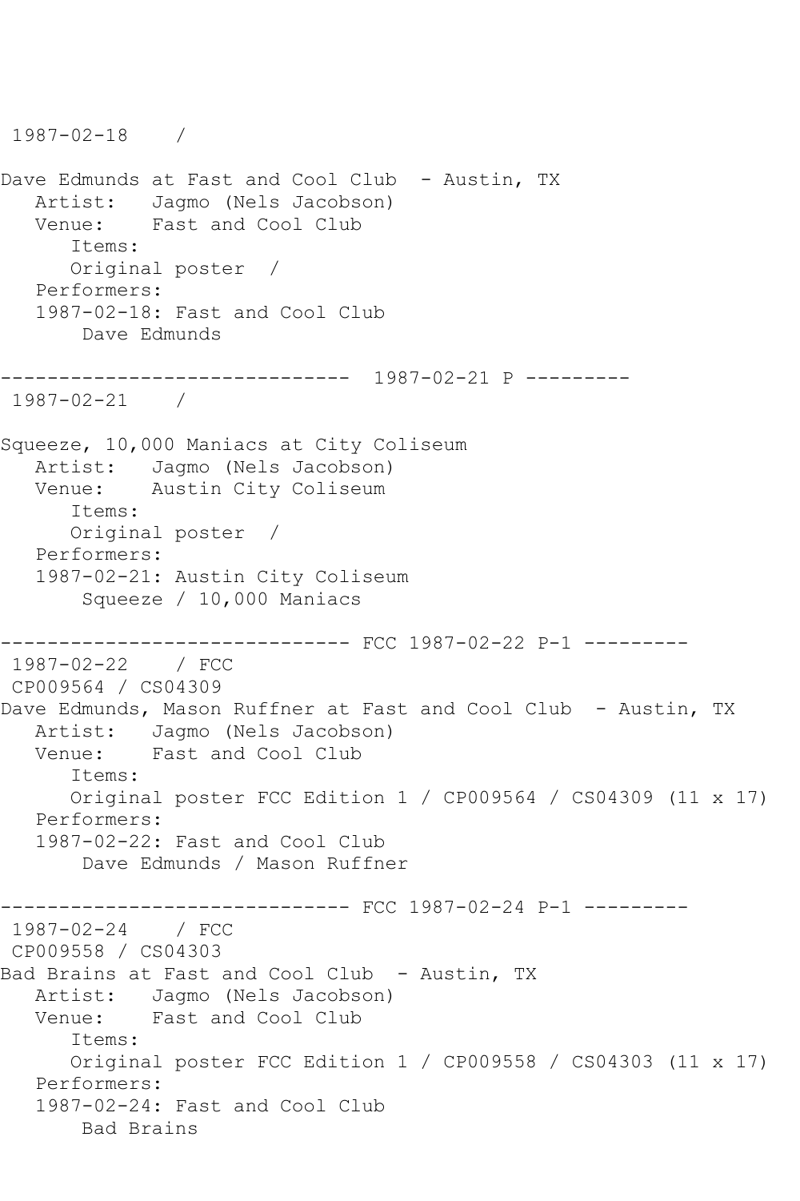1987-02-18 /

Dave Edmunds at Fast and Cool Club - Austin, TX
Artist: Jagmo (Nels Jacobson)
Venue: Fast and Cool Club
Items:
Original poster /
Performers:
1987-02-18: Fast and Cool Club
Dave Edmunds

------------------------------ 1987-02-21 P ---------
1987-02-21 /

Squeeze, 10,000 Maniacs at City Coliseum
Artist: Jagmo (Nels Jacobson)
Venue: Austin City Coliseum
Items:
Original poster /
Performers:
1987-02-21: Austin City Coliseum
Squeeze / 10,000 Maniacs

------------------------------ FCC 1987-02-22 P-1 ---------
1987-02-22 / FCC
CP009564 / CS04309
Dave Edmunds, Mason Ruffner at Fast and Cool Club - Austin, TX
Artist: Jagmo (Nels Jacobson)
Venue: Fast and Cool Club
Items:
Original poster FCC Edition 1 / CP009564 / CS04309 (11 x 17)
Performers:
1987-02-22: Fast and Cool Club
Dave Edmunds / Mason Ruffner

------------------------------ FCC 1987-02-24 P-1 ---------
1987-02-24 / FCC
CP009558 / CS04303
Bad Brains at Fast and Cool Club - Austin, TX
Artist: Jagmo (Nels Jacobson)
Venue: Fast and Cool Club
Items:
Original poster FCC Edition 1 / CP009558 / CS04303 (11 x 17)
Performers:
1987-02-24: Fast and Cool Club
Bad Brains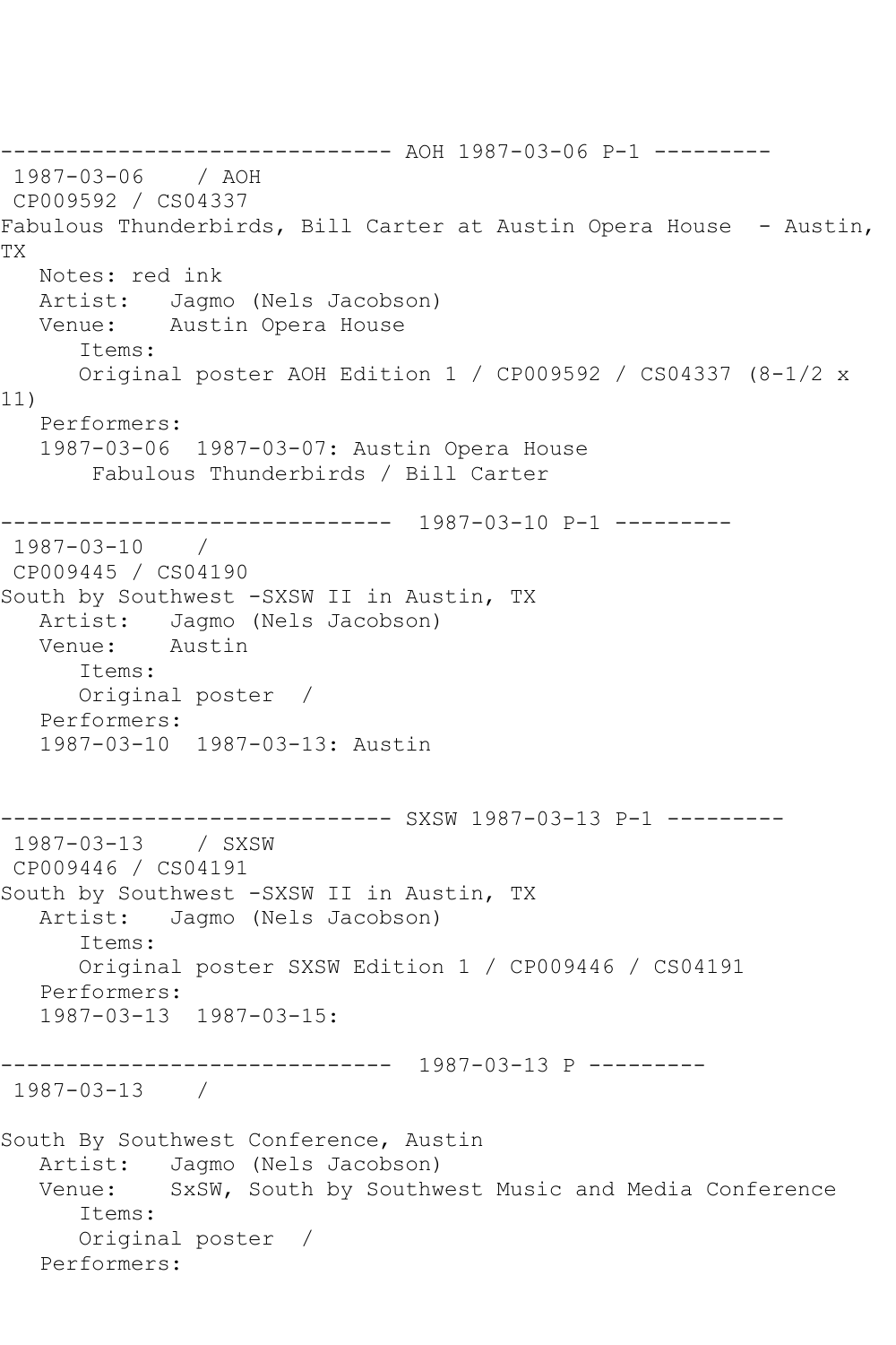------------------------------ AOH 1987-03-06 P-1 ---------
1987-03-06 / AOH
CP009592 / CS04337
Fabulous Thunderbirds, Bill Carter at Austin Opera House - Austin, TX
Notes: red ink
Artist: Jagmo (Nels Jacobson)
Venue: Austin Opera House
Items:
Original poster AOH Edition 1 / CP009592 / CS04337 (8-1/2 x 11)
Performers:
1987-03-06 1987-03-07: Austin Opera House
Fabulous Thunderbirds / Bill Carter

------------------------------ 1987-03-10 P-1 ---------
1987-03-10 /
CP009445 / CS04190
South by Southwest -SXSW II in Austin, TX
Artist: Jagmo (Nels Jacobson)
Venue: Austin
Items:
Original poster /
Performers:
1987-03-10 1987-03-13: Austin

------------------------------ SXSW 1987-03-13 P-1 ---------
1987-03-13 / SXSW
CP009446 / CS04191
South by Southwest -SXSW II in Austin, TX
Artist: Jagmo (Nels Jacobson)
Items:
Original poster SXSW Edition 1 / CP009446 / CS04191
Performers:
1987-03-13 1987-03-15:

------------------------------ 1987-03-13 P ---------
1987-03-13 /

South By Southwest Conference, Austin
Artist: Jagmo (Nels Jacobson)
Venue: SxSW, South by Southwest Music and Media Conference
Items:
Original poster /
Performers: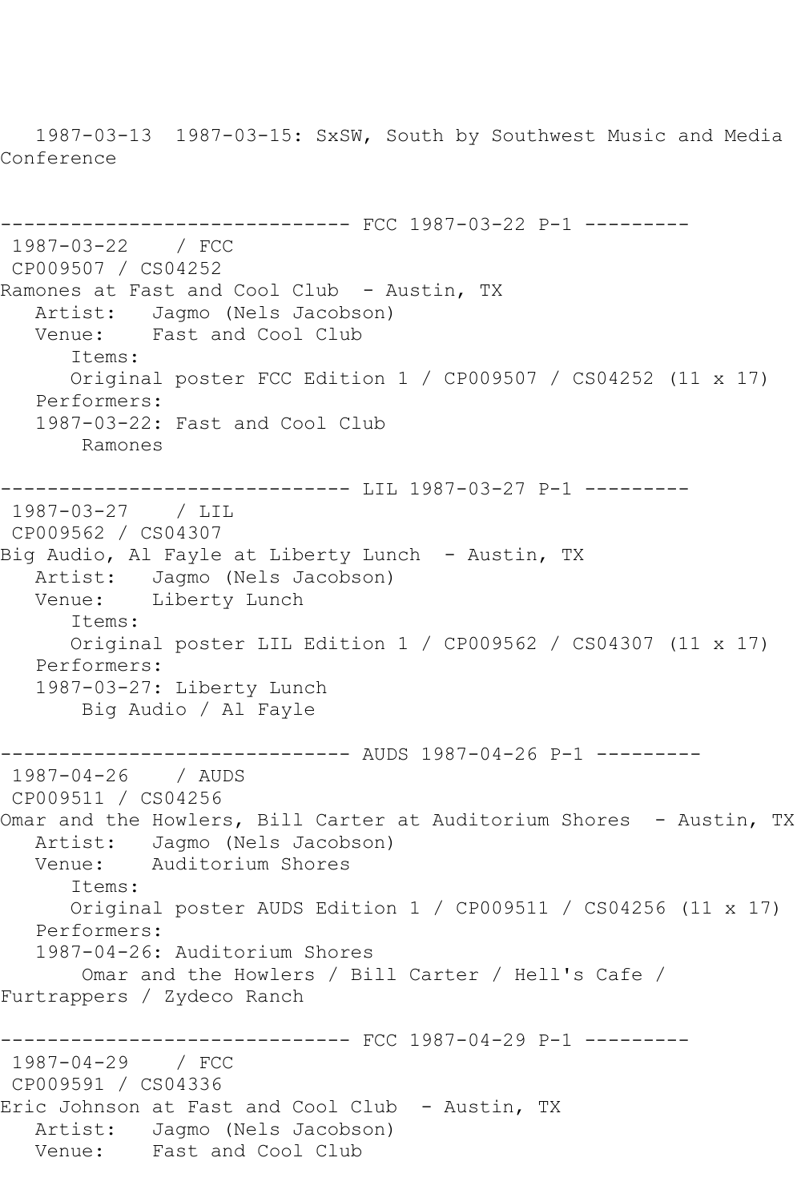1987-03-13 1987-03-15: SxSW, South by Southwest Music and Media Conference

------------------------------ FCC 1987-03-22 P-1 ---------

1987-03-22 / FCC
CP009507 / CS04252
Ramones at Fast and Cool Club - Austin, TX
Artist: Jagmo (Nels Jacobson)
Venue: Fast and Cool Club
Items:
Original poster FCC Edition 1 / CP009507 / CS04252 (11 x 17)
Performers:
1987-03-22: Fast and Cool Club
Ramones

------------------------------ LIL 1987-03-27 P-1 ---------

1987-03-27 / LIL
CP009562 / CS04307
Big Audio, Al Fayle at Liberty Lunch - Austin, TX
Artist: Jagmo (Nels Jacobson)
Venue: Liberty Lunch
Items:
Original poster LIL Edition 1 / CP009562 / CS04307 (11 x 17)
Performers:
1987-03-27: Liberty Lunch
Big Audio / Al Fayle

------------------------------ AUDS 1987-04-26 P-1 ---------

1987-04-26 / AUDS
CP009511 / CS04256
Omar and the Howlers, Bill Carter at Auditorium Shores - Austin, TX
Artist: Jagmo (Nels Jacobson)
Venue: Auditorium Shores
Items:
Original poster AUDS Edition 1 / CP009511 / CS04256 (11 x 17)
Performers:
1987-04-26: Auditorium Shores
Omar and the Howlers / Bill Carter / Hell's Cafe / Furtrappers / Zydeco Ranch

------------------------------ FCC 1987-04-29 P-1 ---------

1987-04-29 / FCC
CP009591 / CS04336
Eric Johnson at Fast and Cool Club - Austin, TX
Artist: Jagmo (Nels Jacobson)
Venue: Fast and Cool Club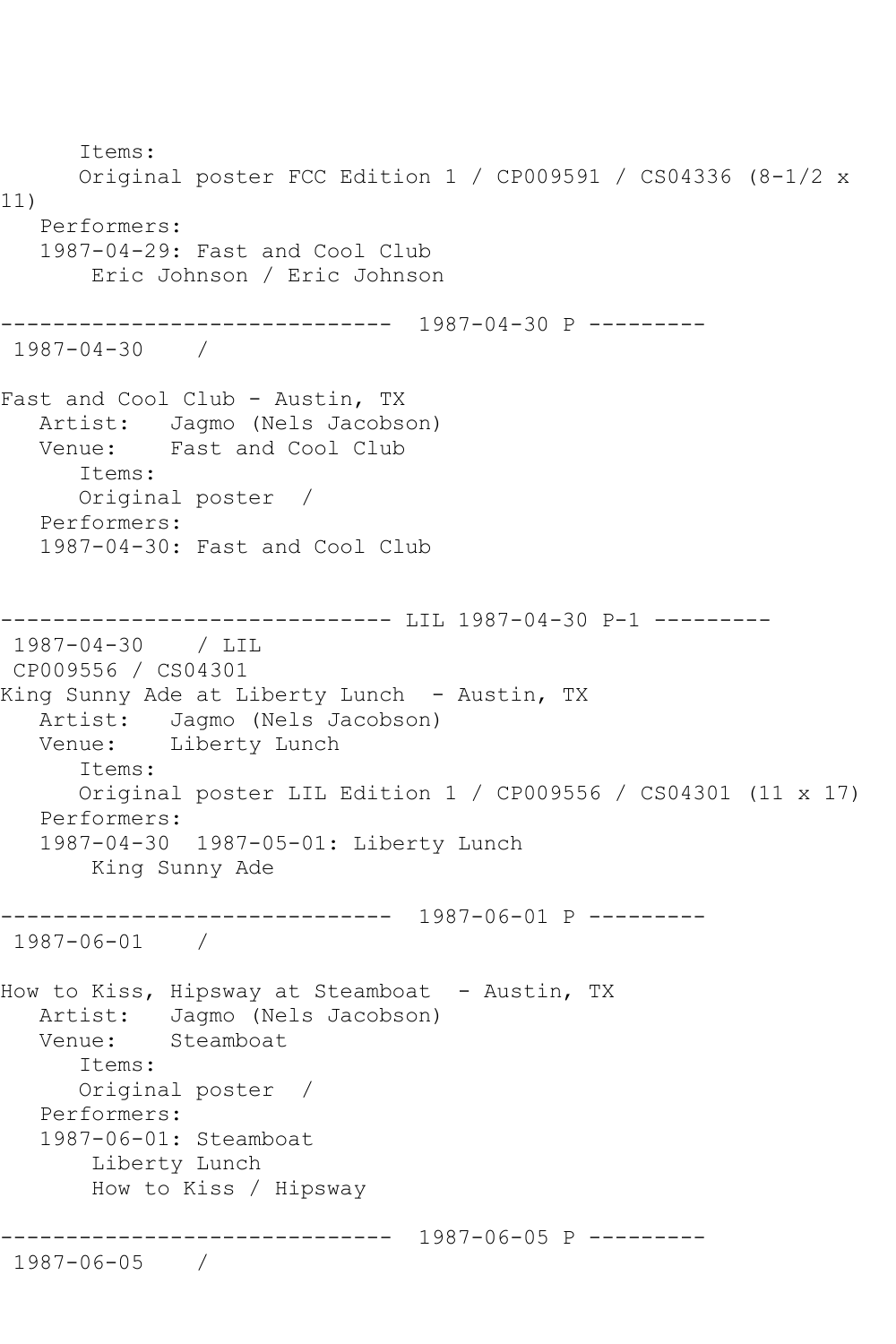Items:
Original poster FCC Edition 1 / CP009591 / CS04336 (8-1/2 x 11)
Performers:
1987-04-29: Fast and Cool Club
Eric Johnson / Eric Johnson

------------------------------ 1987-04-30 P ---------
1987-04-30 /

Fast and Cool Club - Austin, TX
Artist: Jagmo (Nels Jacobson)
Venue: Fast and Cool Club
Items:
Original poster /
Performers:
1987-04-30: Fast and Cool Club

------------------------------ LIL 1987-04-30 P-1 ---------
1987-04-30 / LIL
CP009556 / CS04301
King Sunny Ade at Liberty Lunch - Austin, TX
Artist: Jagmo (Nels Jacobson)
Venue: Liberty Lunch
Items:
Original poster LIL Edition 1 / CP009556 / CS04301 (11 x 17)
Performers:
1987-04-30 1987-05-01: Liberty Lunch
King Sunny Ade

------------------------------ 1987-06-01 P ---------
1987-06-01 /

How to Kiss, Hipsway at Steamboat - Austin, TX
Artist: Jagmo (Nels Jacobson)
Venue: Steamboat
Items:
Original poster /
Performers:
1987-06-01: Steamboat
Liberty Lunch
How to Kiss / Hipsway

------------------------------ 1987-06-05 P ---------
1987-06-05 /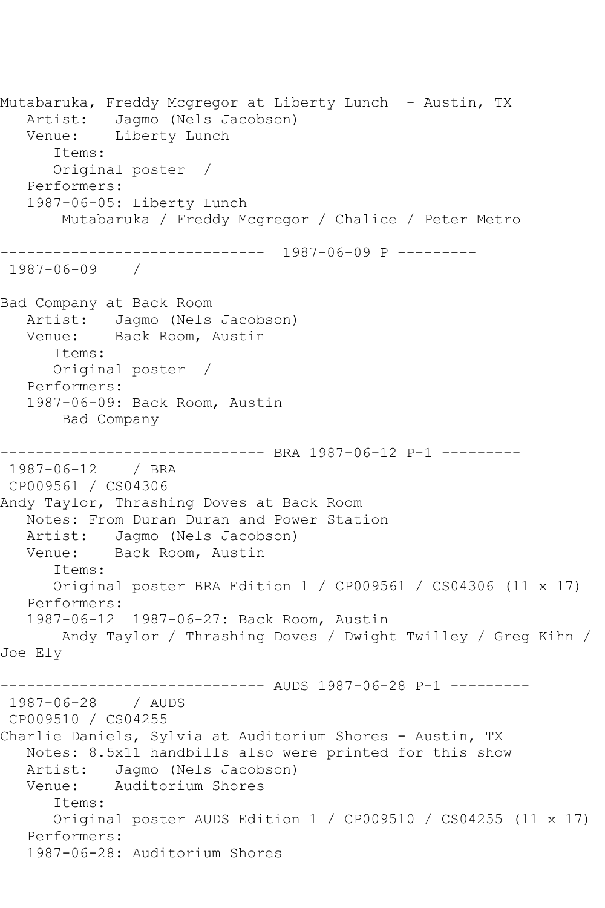Mutabaruka, Freddy Mcgregor at Liberty Lunch - Austin, TX
   Artist: Jagmo (Nels Jacobson)
   Venue: Liberty Lunch
      Items:
      Original poster /
   Performers:
   1987-06-05: Liberty Lunch
       Mutabaruka / Freddy Mcgregor / Chalice / Peter Metro

------------------------------ 1987-06-09 P ---------
 1987-06-09 /

Bad Company at Back Room
   Artist: Jagmo (Nels Jacobson)
   Venue: Back Room, Austin
      Items:
      Original poster /
   Performers:
   1987-06-09: Back Room, Austin
       Bad Company

------------------------------ BRA 1987-06-12 P-1 ---------
 1987-06-12 / BRA
 CP009561 / CS04306
Andy Taylor, Thrashing Doves at Back Room
   Notes: From Duran Duran and Power Station
   Artist: Jagmo (Nels Jacobson)
   Venue: Back Room, Austin
      Items:
      Original poster BRA Edition 1 / CP009561 / CS04306 (11 x 17)
   Performers:
   1987-06-12 1987-06-27: Back Room, Austin
       Andy Taylor / Thrashing Doves / Dwight Twilley / Greg Kihn / Joe Ely

------------------------------ AUDS 1987-06-28 P-1 ---------
 1987-06-28 / AUDS
 CP009510 / CS04255
Charlie Daniels, Sylvia at Auditorium Shores - Austin, TX
   Notes: 8.5x11 handbills also were printed for this show
   Artist: Jagmo (Nels Jacobson)
   Venue: Auditorium Shores
      Items:
      Original poster AUDS Edition 1 / CP009510 / CS04255 (11 x 17)
   Performers:
   1987-06-28: Auditorium Shores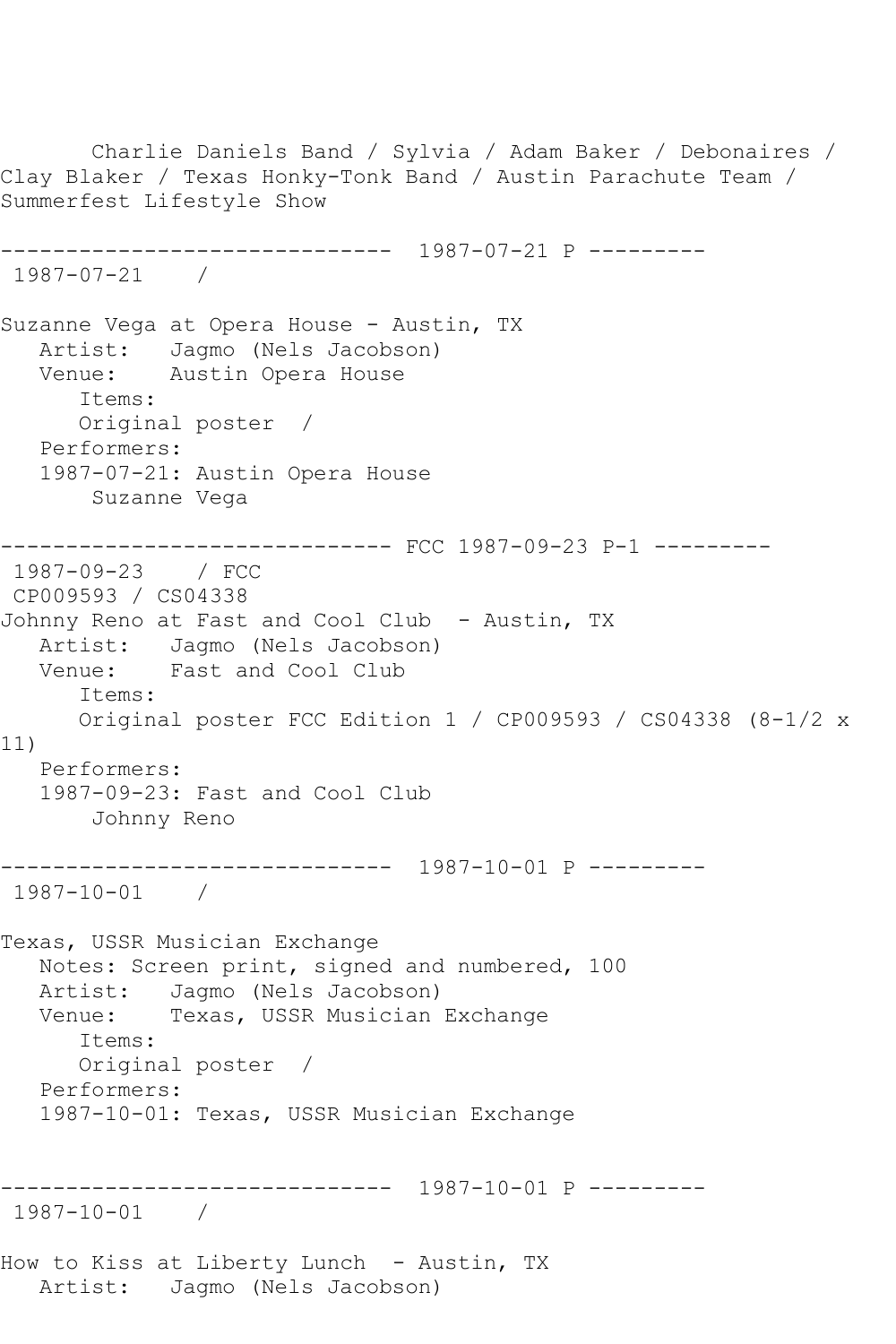Charlie Daniels Band / Sylvia / Adam Baker / Debonaires / Clay Blaker / Texas Honky-Tonk Band / Austin Parachute Team / Summerfest Lifestyle Show

------------------------------ 1987-07-21 P ---------

1987-07-21 /

Suzanne Vega at Opera House - Austin, TX

Artist: Jagmo (Nels Jacobson)

Venue: Austin Opera House

Items:

Original poster /

Performers:

1987-07-21: Austin Opera House

Suzanne Vega

------------------------------ FCC 1987-09-23 P-1 ---------

1987-09-23 / FCC

CP009593 / CS04338

Johnny Reno at Fast and Cool Club - Austin, TX

Artist: Jagmo (Nels Jacobson)

Venue: Fast and Cool Club

Items:

Original poster FCC Edition 1 / CP009593 / CS04338 (8-1/2 x 11)

Performers:

1987-09-23: Fast and Cool Club

Johnny Reno

------------------------------ 1987-10-01 P ---------

1987-10-01 /

Texas, USSR Musician Exchange

Notes: Screen print, signed and numbered, 100

Artist: Jagmo (Nels Jacobson)

Venue: Texas, USSR Musician Exchange

Items:

Original poster /

Performers:

1987-10-01: Texas, USSR Musician Exchange

------------------------------ 1987-10-01 P ---------

1987-10-01 /

How to Kiss at Liberty Lunch - Austin, TX

Artist: Jagmo (Nels Jacobson)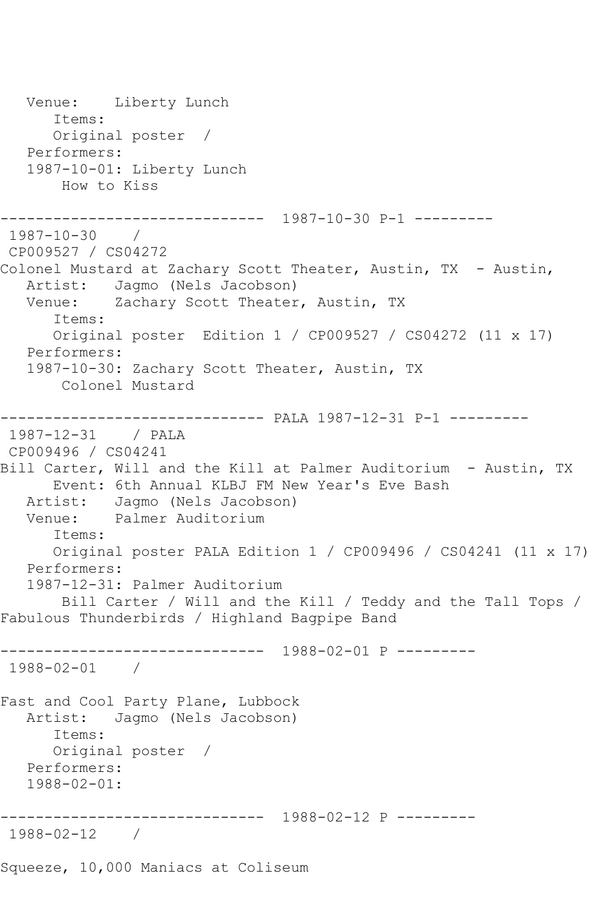```
   Venue:    Liberty Lunch
      Items:
      Original poster  /
   Performers:
   1987-10-01: Liberty Lunch
       How to Kiss

------------------------------  1987-10-30 P-1 ---------
 1987-10-30    /
 CP009527 / CS04272
Colonel Mustard at Zachary Scott Theater, Austin, TX  - Austin,
   Artist:   Jagmo (Nels Jacobson)
   Venue:    Zachary Scott Theater, Austin, TX
      Items:
      Original poster  Edition 1 / CP009527 / CS04272 (11 x 17)
   Performers:
   1987-10-30: Zachary Scott Theater, Austin, TX
       Colonel Mustard

------------------------------ PALA 1987-12-31 P-1 ---------
 1987-12-31    / PALA
 CP009496 / CS04241
Bill Carter, Will and the Kill at Palmer Auditorium  - Austin, TX
      Event: 6th Annual KLBJ FM New Year's Eve Bash
   Artist:   Jagmo (Nels Jacobson)
   Venue:    Palmer Auditorium
      Items:
      Original poster PALA Edition 1 / CP009496 / CS04241 (11 x 17)
   Performers:
   1987-12-31: Palmer Auditorium
       Bill Carter / Will and the Kill / Teddy and the Tall Tops /
Fabulous Thunderbirds / Highland Bagpipe Band

------------------------------  1988-02-01 P ---------
 1988-02-01    /

Fast and Cool Party Plane, Lubbock
   Artist:   Jagmo (Nels Jacobson)
      Items:
      Original poster  /
   Performers:
   1988-02-01:

------------------------------  1988-02-12 P ---------
 1988-02-12    /

Squeeze, 10,000 Maniacs at Coliseum
```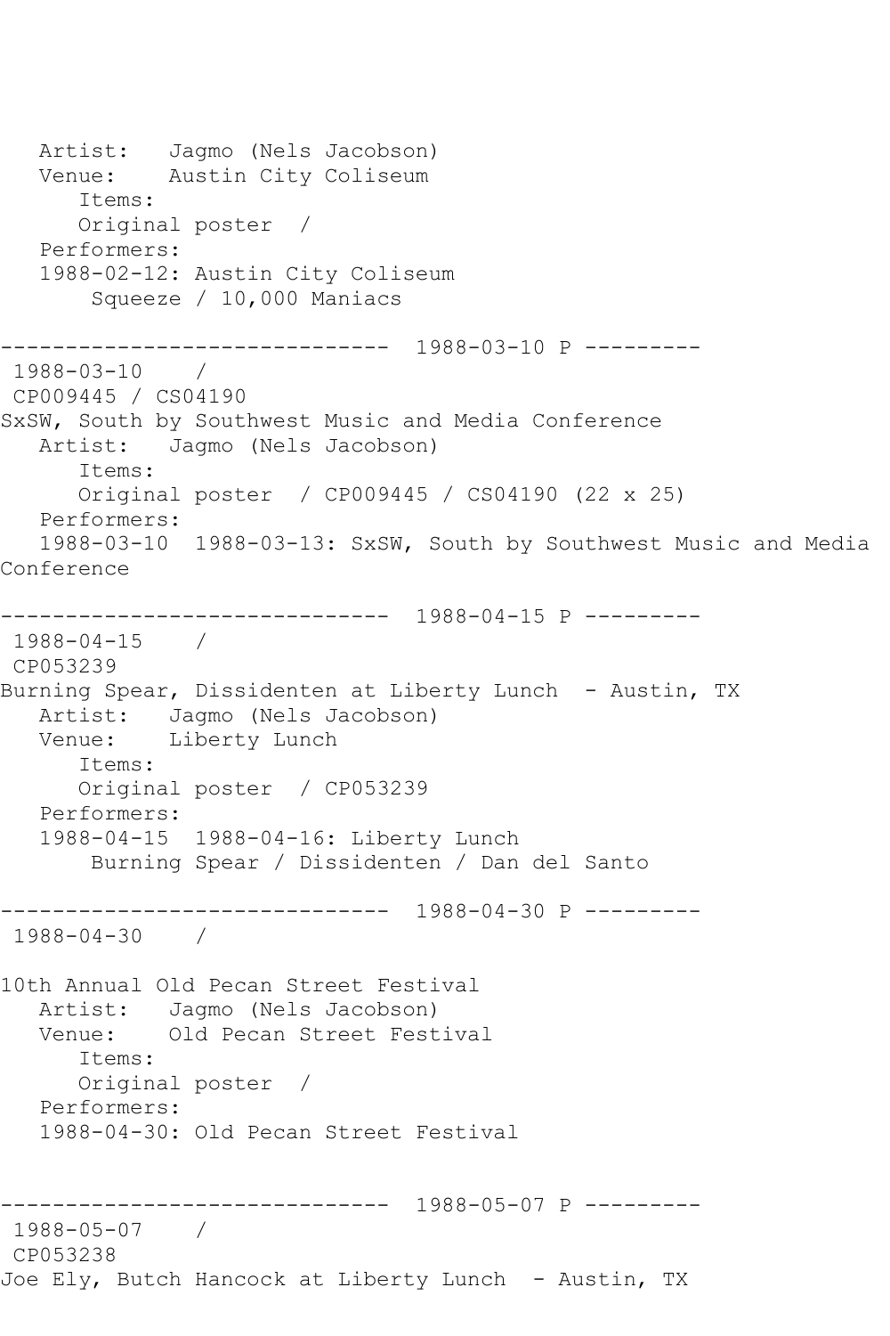```
   Artist:   Jagmo (Nels Jacobson)
   Venue:    Austin City Coliseum
      Items:
      Original poster  /
   Performers:
   1988-02-12: Austin City Coliseum
       Squeeze / 10,000 Maniacs

------------------------------  1988-03-10 P ---------
 1988-03-10    /
 CP009445 / CS04190
SxSW, South by Southwest Music and Media Conference
   Artist:   Jagmo (Nels Jacobson)
      Items:
      Original poster  / CP009445 / CS04190 (22 x 25)
   Performers:
   1988-03-10  1988-03-13: SxSW, South by Southwest Music and Media
Conference

------------------------------  1988-04-15 P ---------
 1988-04-15    /
 CP053239
Burning Spear, Dissidenten at Liberty Lunch  - Austin, TX
   Artist:   Jagmo (Nels Jacobson)
   Venue:    Liberty Lunch
      Items:
      Original poster  / CP053239
   Performers:
   1988-04-15  1988-04-16: Liberty Lunch
       Burning Spear / Dissidenten / Dan del Santo

------------------------------  1988-04-30 P ---------
 1988-04-30    /

10th Annual Old Pecan Street Festival
   Artist:   Jagmo (Nels Jacobson)
   Venue:    Old Pecan Street Festival
      Items:
      Original poster  /
   Performers:
   1988-04-30: Old Pecan Street Festival


------------------------------  1988-05-07 P ---------
 1988-05-07    /
 CP053238
Joe Ely, Butch Hancock at Liberty Lunch  - Austin, TX
```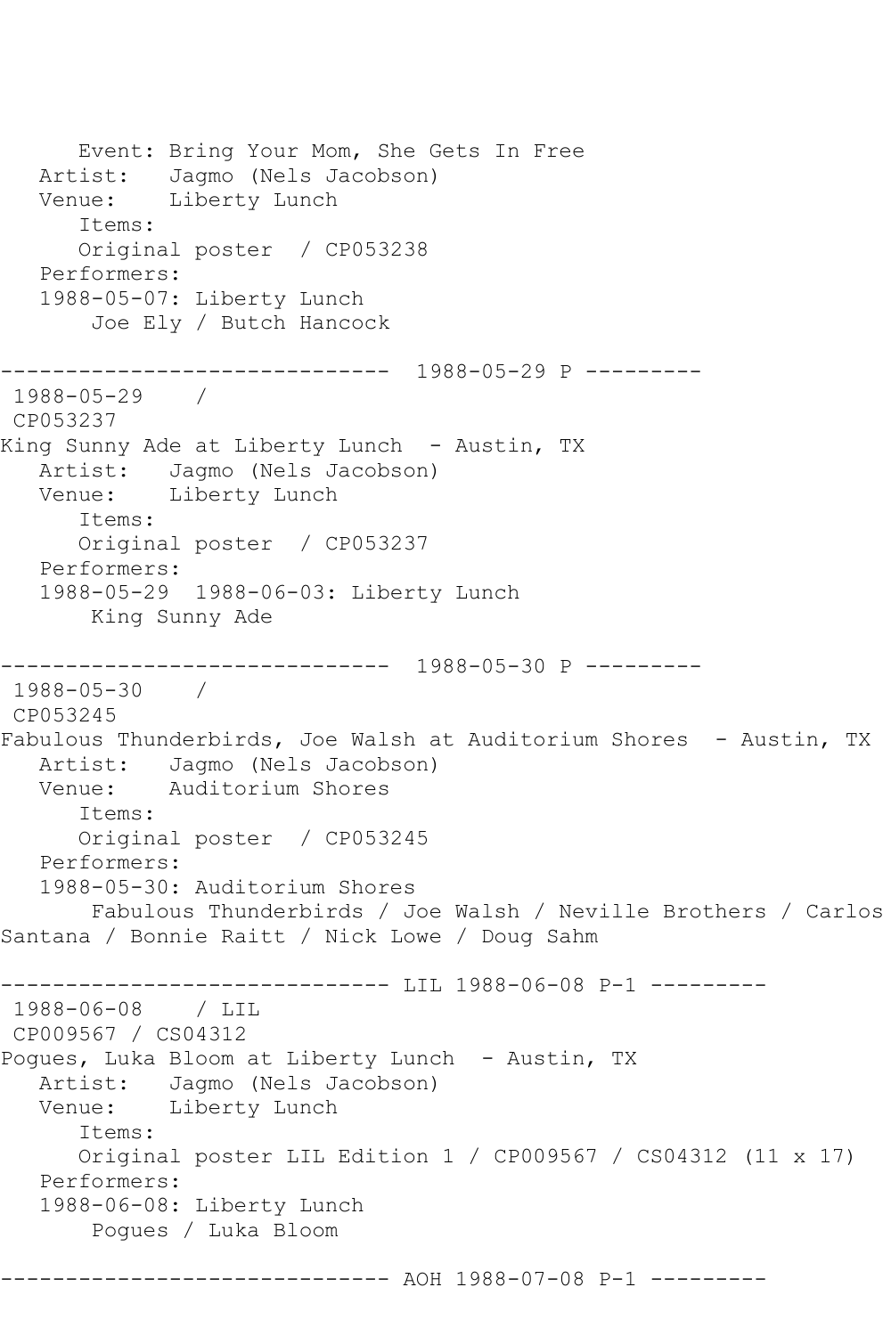Event: Bring Your Mom, She Gets In Free
Artist: Jagmo (Nels Jacobson)
Venue: Liberty Lunch
Items:
Original poster / CP053238
Performers:
1988-05-07: Liberty Lunch
Joe Ely / Butch Hancock

------------------------------ 1988-05-29 P ---------

1988-05-29 /
CP053237
King Sunny Ade at Liberty Lunch - Austin, TX
Artist: Jagmo (Nels Jacobson)
Venue: Liberty Lunch
Items:
Original poster / CP053237
Performers:
1988-05-29 1988-06-03: Liberty Lunch
King Sunny Ade

------------------------------ 1988-05-30 P ---------

1988-05-30 /
CP053245
Fabulous Thunderbirds, Joe Walsh at Auditorium Shores - Austin, TX
Artist: Jagmo (Nels Jacobson)
Venue: Auditorium Shores
Items:
Original poster / CP053245
Performers:
1988-05-30: Auditorium Shores
Fabulous Thunderbirds / Joe Walsh / Neville Brothers / Carlos Santana / Bonnie Raitt / Nick Lowe / Doug Sahm

------------------------------ LIL 1988-06-08 P-1 ---------

1988-06-08 / LIL
CP009567 / CS04312
Pogues, Luka Bloom at Liberty Lunch - Austin, TX
Artist: Jagmo (Nels Jacobson)
Venue: Liberty Lunch
Items:
Original poster LIL Edition 1 / CP009567 / CS04312 (11 x 17)
Performers:
1988-06-08: Liberty Lunch
Pogues / Luka Bloom

------------------------------ AOH 1988-07-08 P-1 ---------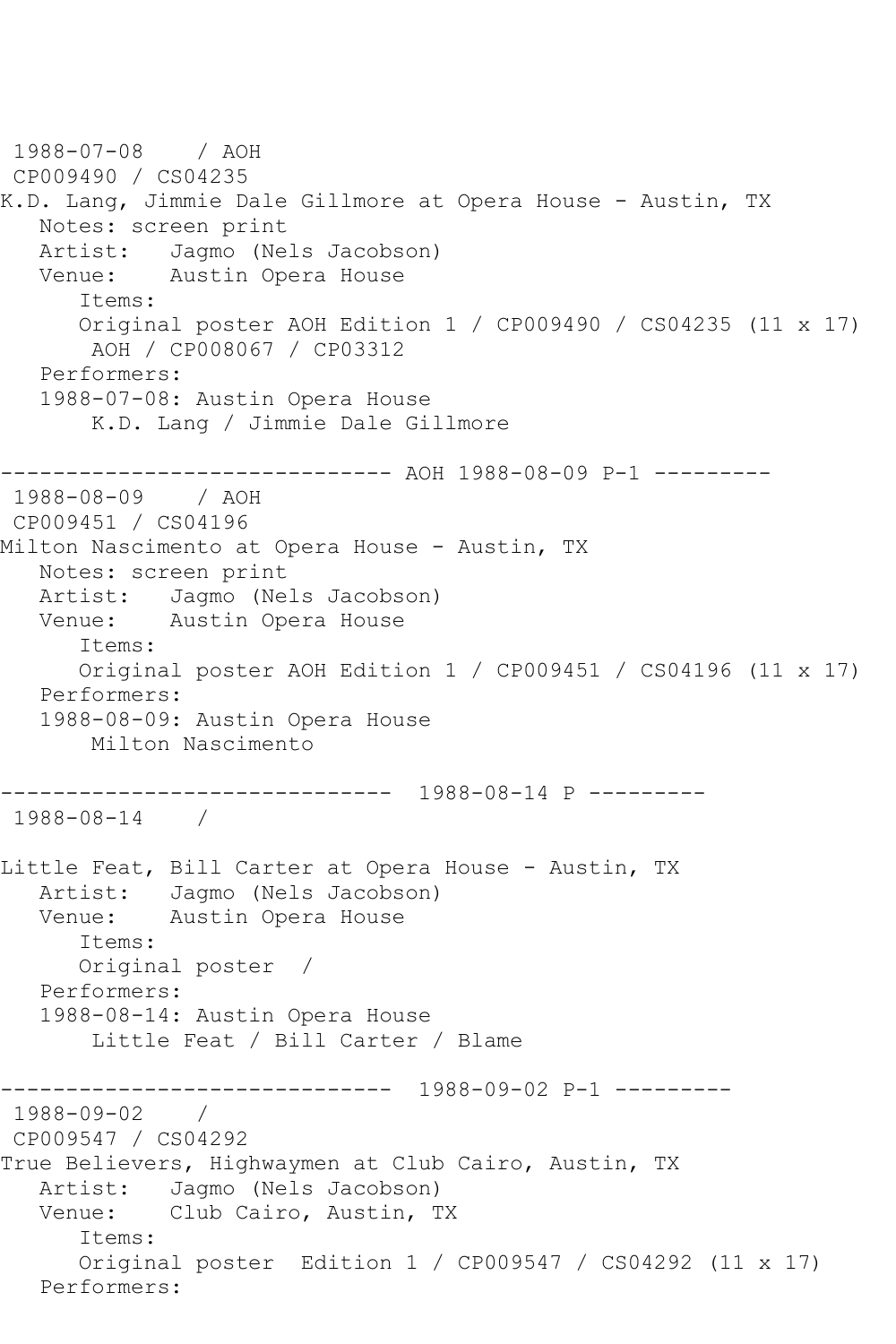1988-07-08 / AOH
CP009490 / CS04235
K.D. Lang, Jimmie Dale Gillmore at Opera House - Austin, TX
   Notes: screen print
   Artist: Jagmo (Nels Jacobson)
   Venue: Austin Opera House
      Items:
      Original poster AOH Edition 1 / CP009490 / CS04235 (11 x 17)
       AOH / CP008067 / CP03312
   Performers:
   1988-07-08: Austin Opera House
       K.D. Lang / Jimmie Dale Gillmore

------------------------------ AOH 1988-08-09 P-1 ---------
1988-08-09 / AOH
CP009451 / CS04196
Milton Nascimento at Opera House - Austin, TX
   Notes: screen print
   Artist: Jagmo (Nels Jacobson)
   Venue: Austin Opera House
      Items:
      Original poster AOH Edition 1 / CP009451 / CS04196 (11 x 17)
   Performers:
   1988-08-09: Austin Opera House
       Milton Nascimento

------------------------------ 1988-08-14 P ---------
1988-08-14 /

Little Feat, Bill Carter at Opera House - Austin, TX
   Artist: Jagmo (Nels Jacobson)
   Venue: Austin Opera House
      Items:
      Original poster /
   Performers:
   1988-08-14: Austin Opera House
       Little Feat / Bill Carter / Blame

------------------------------ 1988-09-02 P-1 ---------
1988-09-02 /
CP009547 / CS04292
True Believers, Highwaymen at Club Cairo, Austin, TX
   Artist: Jagmo (Nels Jacobson)
   Venue: Club Cairo, Austin, TX
      Items:
      Original poster Edition 1 / CP009547 / CS04292 (11 x 17)
   Performers: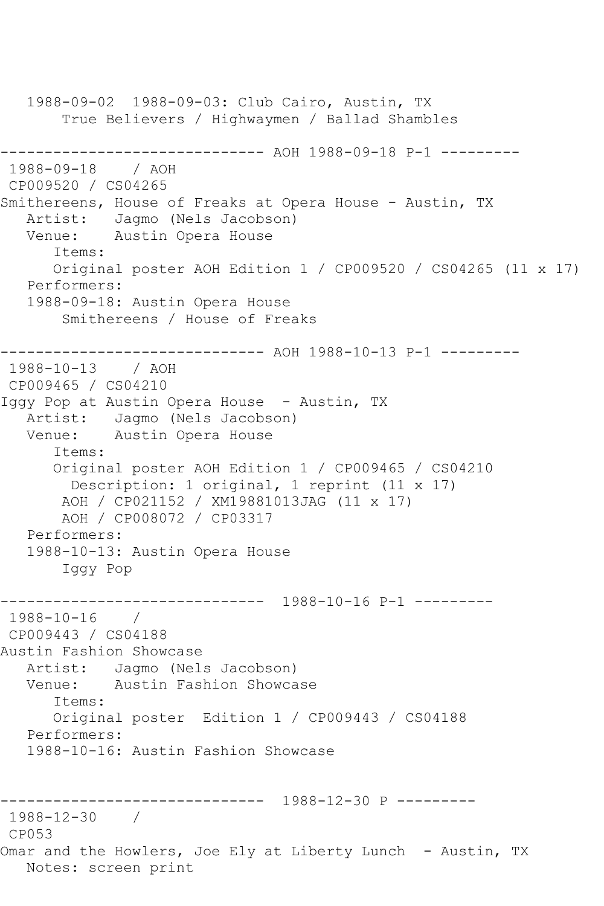1988-09-02  1988-09-03: Club Cairo, Austin, TX
    True Believers / Highwaymen / Ballad Shambles

------------------------------ AOH 1988-09-18 P-1 ---------

1988-09-18    / AOH
CP009520 / CS04265
Smithereens, House of Freaks at Opera House - Austin, TX
   Artist:   Jagmo (Nels Jacobson)
   Venue:    Austin Opera House
      Items:
      Original poster AOH Edition 1 / CP009520 / CS04265 (11 x 17)
   Performers:
   1988-09-18: Austin Opera House
       Smithereens / House of Freaks

------------------------------ AOH 1988-10-13 P-1 ---------

1988-10-13    / AOH
CP009465 / CS04210
Iggy Pop at Austin Opera House  - Austin, TX
   Artist:   Jagmo (Nels Jacobson)
   Venue:    Austin Opera House
      Items:
      Original poster AOH Edition 1 / CP009465 / CS04210
        Description: 1 original, 1 reprint (11 x 17)
       AOH / CP021152 / XM19881013JAG (11 x 17)
       AOH / CP008072 / CP03317
   Performers:
   1988-10-13: Austin Opera House
       Iggy Pop

------------------------------  1988-10-16 P-1 ---------

1988-10-16    /
CP009443 / CS04188
Austin Fashion Showcase
   Artist:   Jagmo (Nels Jacobson)
   Venue:    Austin Fashion Showcase
      Items:
      Original poster  Edition 1 / CP009443 / CS04188
   Performers:
   1988-10-16: Austin Fashion Showcase

------------------------------  1988-12-30 P ---------

1988-12-30    /
CP053
Omar and the Howlers, Joe Ely at Liberty Lunch  - Austin, TX
   Notes: screen print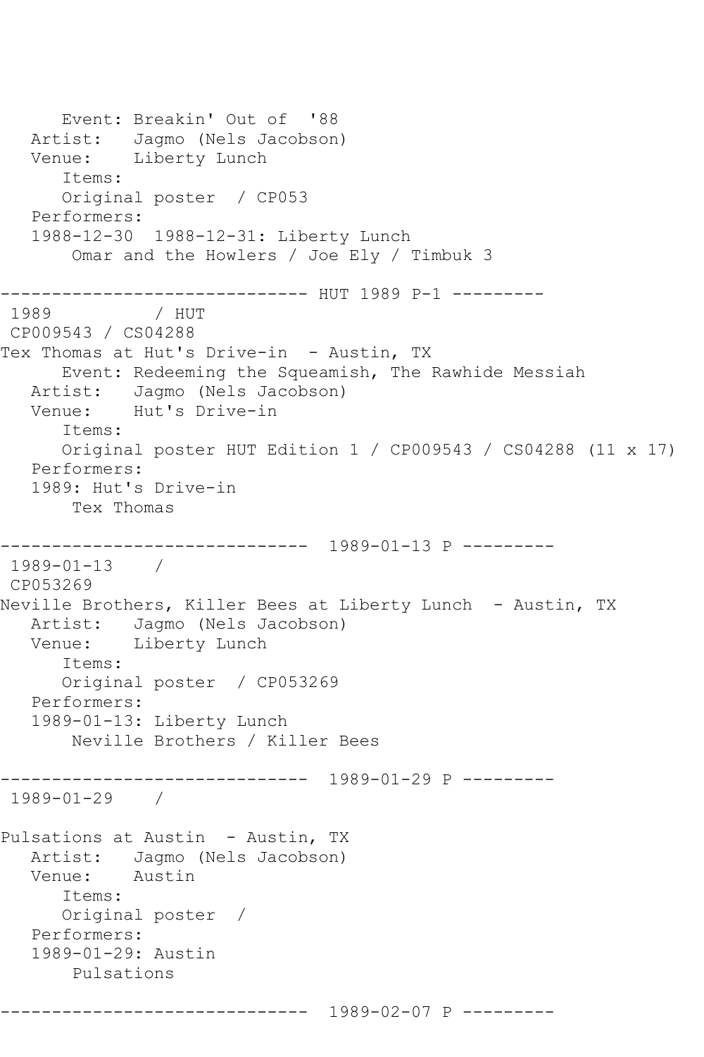```
      Event: Breakin' Out of  '88
   Artist:   Jagmo (Nels Jacobson)
   Venue:    Liberty Lunch
      Items:
      Original poster  / CP053
   Performers:
   1988-12-30  1988-12-31: Liberty Lunch
       Omar and the Howlers / Joe Ely / Timbuk 3

------------------------------ HUT 1989 P-1 ---------
 1989          / HUT
 CP009543 / CS04288
Tex Thomas at Hut's Drive-in  - Austin, TX
      Event: Redeeming the Squeamish, The Rawhide Messiah
   Artist:   Jagmo (Nels Jacobson)
   Venue:    Hut's Drive-in
      Items:
      Original poster HUT Edition 1 / CP009543 / CS04288 (11 x 17)
   Performers:
   1989: Hut's Drive-in
       Tex Thomas

------------------------------  1989-01-13 P ---------
 1989-01-13    /
 CP053269
Neville Brothers, Killer Bees at Liberty Lunch  - Austin, TX
   Artist:   Jagmo (Nels Jacobson)
   Venue:    Liberty Lunch
      Items:
      Original poster  / CP053269
   Performers:
   1989-01-13: Liberty Lunch
       Neville Brothers / Killer Bees

------------------------------  1989-01-29 P ---------
 1989-01-29    /

Pulsations at Austin  - Austin, TX
   Artist:   Jagmo (Nels Jacobson)
   Venue:    Austin
      Items:
      Original poster  /
   Performers:
   1989-01-29: Austin
       Pulsations

------------------------------  1989-02-07 P ---------
```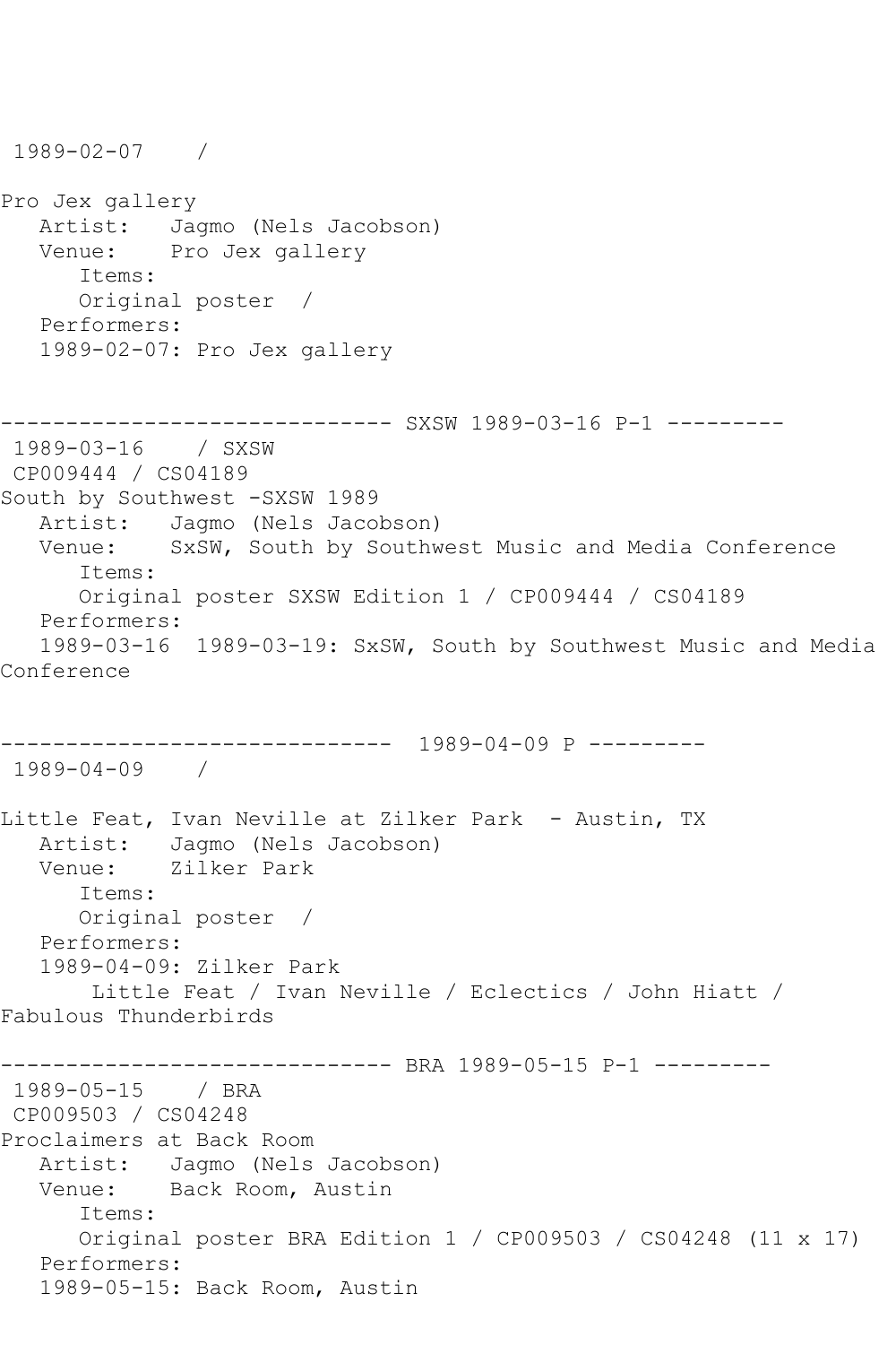1989-02-07    /

Pro Jex gallery
   Artist:   Jagmo (Nels Jacobson)
   Venue:    Pro Jex gallery
      Items:
      Original poster  /
   Performers:
   1989-02-07: Pro Jex gallery

------------------------------ SXSW 1989-03-16 P-1 ---------
 1989-03-16    / SXSW
 CP009444 / CS04189
South by Southwest -SXSW 1989
   Artist:   Jagmo (Nels Jacobson)
   Venue:    SxSW, South by Southwest Music and Media Conference
      Items:
      Original poster SXSW Edition 1 / CP009444 / CS04189
   Performers:
   1989-03-16  1989-03-19: SxSW, South by Southwest Music and Media Conference

------------------------------  1989-04-09 P ---------
 1989-04-09    /

Little Feat, Ivan Neville at Zilker Park  - Austin, TX
   Artist:   Jagmo (Nels Jacobson)
   Venue:    Zilker Park
      Items:
      Original poster  /
   Performers:
   1989-04-09: Zilker Park
       Little Feat / Ivan Neville / Eclectics / John Hiatt / Fabulous Thunderbirds

------------------------------ BRA 1989-05-15 P-1 ---------
 1989-05-15    / BRA
 CP009503 / CS04248
Proclaimers at Back Room
   Artist:   Jagmo (Nels Jacobson)
   Venue:    Back Room, Austin
      Items:
      Original poster BRA Edition 1 / CP009503 / CS04248 (11 x 17)
   Performers:
   1989-05-15: Back Room, Austin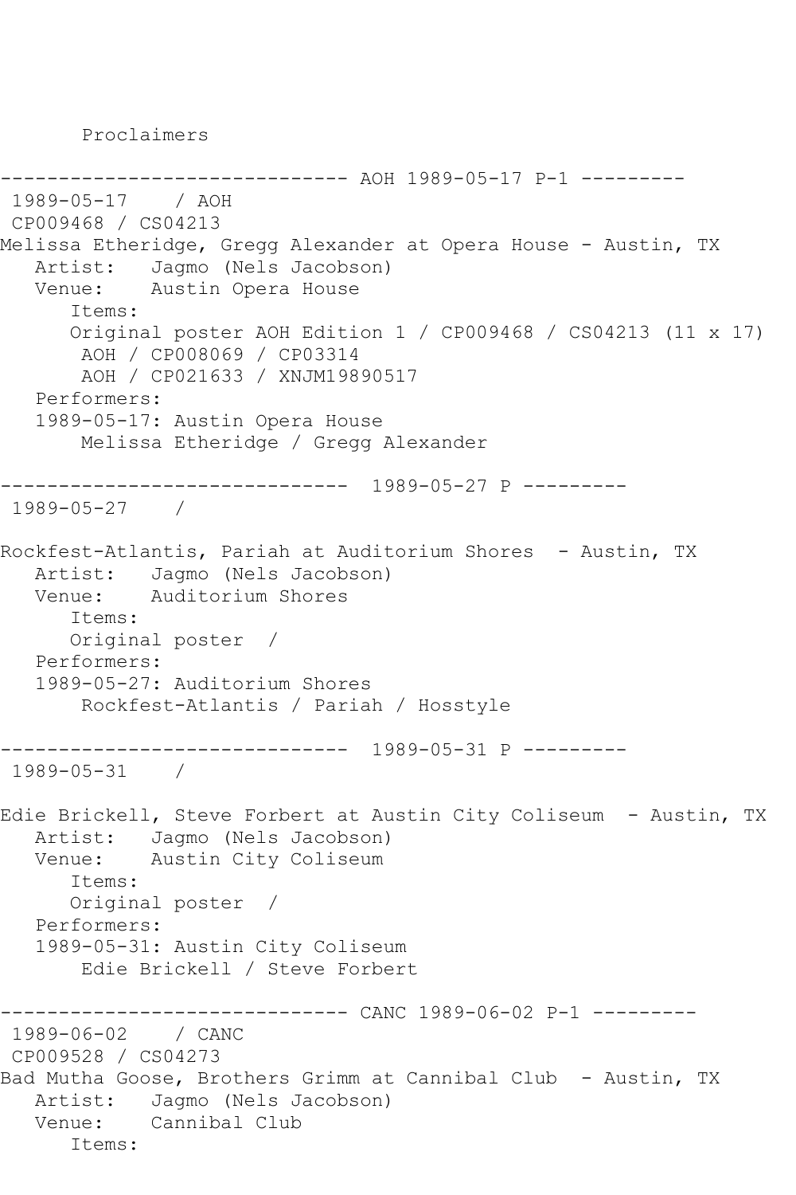Proclaimers

```
------------------------------ AOH 1989-05-17 P-1 ---------
 1989-05-17    / AOH
 CP009468 / CS04213
Melissa Etheridge, Gregg Alexander at Opera House - Austin, TX
   Artist:   Jagmo (Nels Jacobson)
   Venue:    Austin Opera House
      Items:
      Original poster AOH Edition 1 / CP009468 / CS04213 (11 x 17)
       AOH / CP008069 / CP03314
       AOH / CP021633 / XNJM19890517
   Performers:
   1989-05-17: Austin Opera House
       Melissa Etheridge / Gregg Alexander

------------------------------  1989-05-27 P ---------
 1989-05-27    /

Rockfest-Atlantis, Pariah at Auditorium Shores  - Austin, TX
   Artist:   Jagmo (Nels Jacobson)
   Venue:    Auditorium Shores
      Items:
      Original poster  /
   Performers:
   1989-05-27: Auditorium Shores
       Rockfest-Atlantis / Pariah / Hosstyle

------------------------------  1989-05-31 P ---------
 1989-05-31    /

Edie Brickell, Steve Forbert at Austin City Coliseum  - Austin, TX
   Artist:   Jagmo (Nels Jacobson)
   Venue:    Austin City Coliseum
      Items:
      Original poster  /
   Performers:
   1989-05-31: Austin City Coliseum
       Edie Brickell / Steve Forbert

------------------------------ CANC 1989-06-02 P-1 ---------
 1989-06-02    / CANC
 CP009528 / CS04273
Bad Mutha Goose, Brothers Grimm at Cannibal Club  - Austin, TX
   Artist:   Jagmo (Nels Jacobson)
   Venue:    Cannibal Club
      Items:
```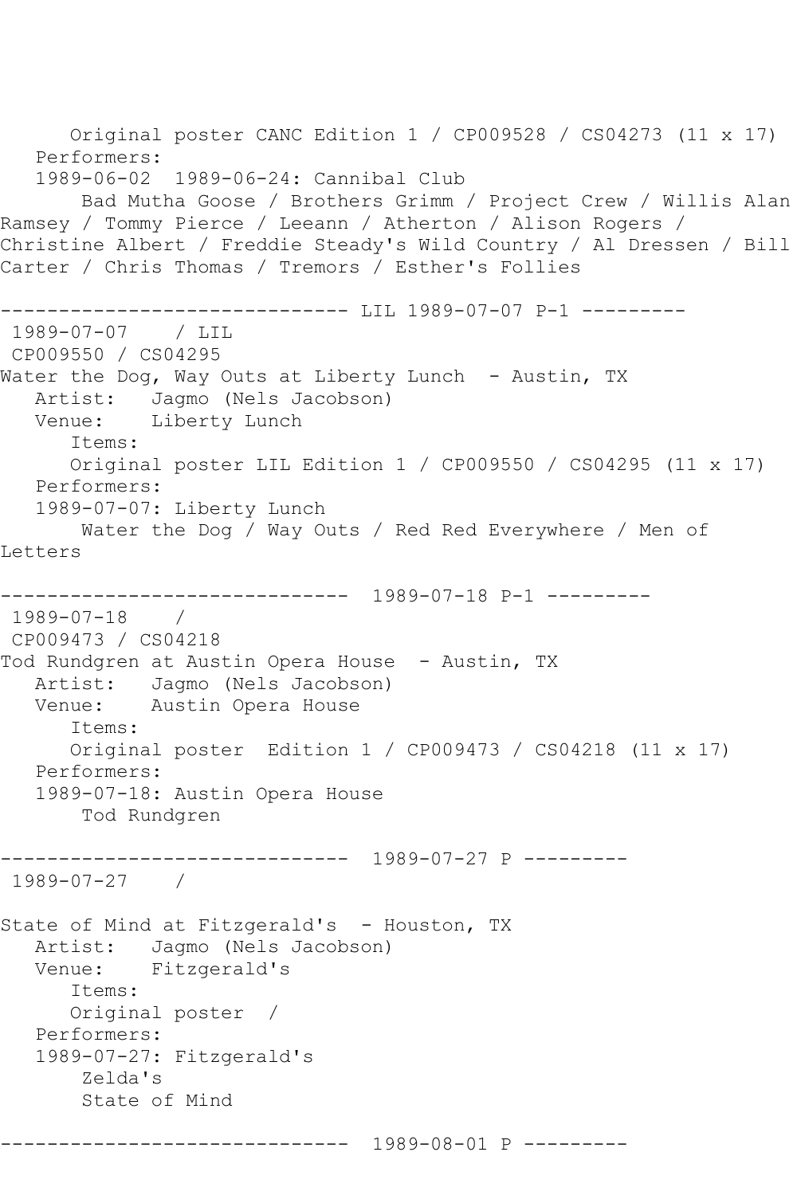Original poster CANC Edition 1 / CP009528 / CS04273 (11 x 17)
Performers:
1989-06-02 1989-06-24: Cannibal Club
Bad Mutha Goose / Brothers Grimm / Project Crew / Willis Alan Ramsey / Tommy Pierce / Leeann / Atherton / Alison Rogers / Christine Albert / Freddie Steady's Wild Country / Al Dressen / Bill Carter / Chris Thomas / Tremors / Esther's Follies

------------------------------ LIL 1989-07-07 P-1 ---------

1989-07-07 / LIL
CP009550 / CS04295
Water the Dog, Way Outs at Liberty Lunch - Austin, TX
Artist: Jagmo (Nels Jacobson)
Venue: Liberty Lunch
Items:
Original poster LIL Edition 1 / CP009550 / CS04295 (11 x 17)
Performers:
1989-07-07: Liberty Lunch
Water the Dog / Way Outs / Red Red Everywhere / Men of Letters

------------------------------ 1989-07-18 P-1 ---------

1989-07-18 /
CP009473 / CS04218
Tod Rundgren at Austin Opera House - Austin, TX
Artist: Jagmo (Nels Jacobson)
Venue: Austin Opera House
Items:
Original poster Edition 1 / CP009473 / CS04218 (11 x 17)
Performers:
1989-07-18: Austin Opera House
Tod Rundgren

------------------------------ 1989-07-27 P ---------

1989-07-27 /

State of Mind at Fitzgerald's - Houston, TX
Artist: Jagmo (Nels Jacobson)
Venue: Fitzgerald's
Items:
Original poster /
Performers:
1989-07-27: Fitzgerald's
Zelda's
State of Mind

------------------------------ 1989-08-01 P ---------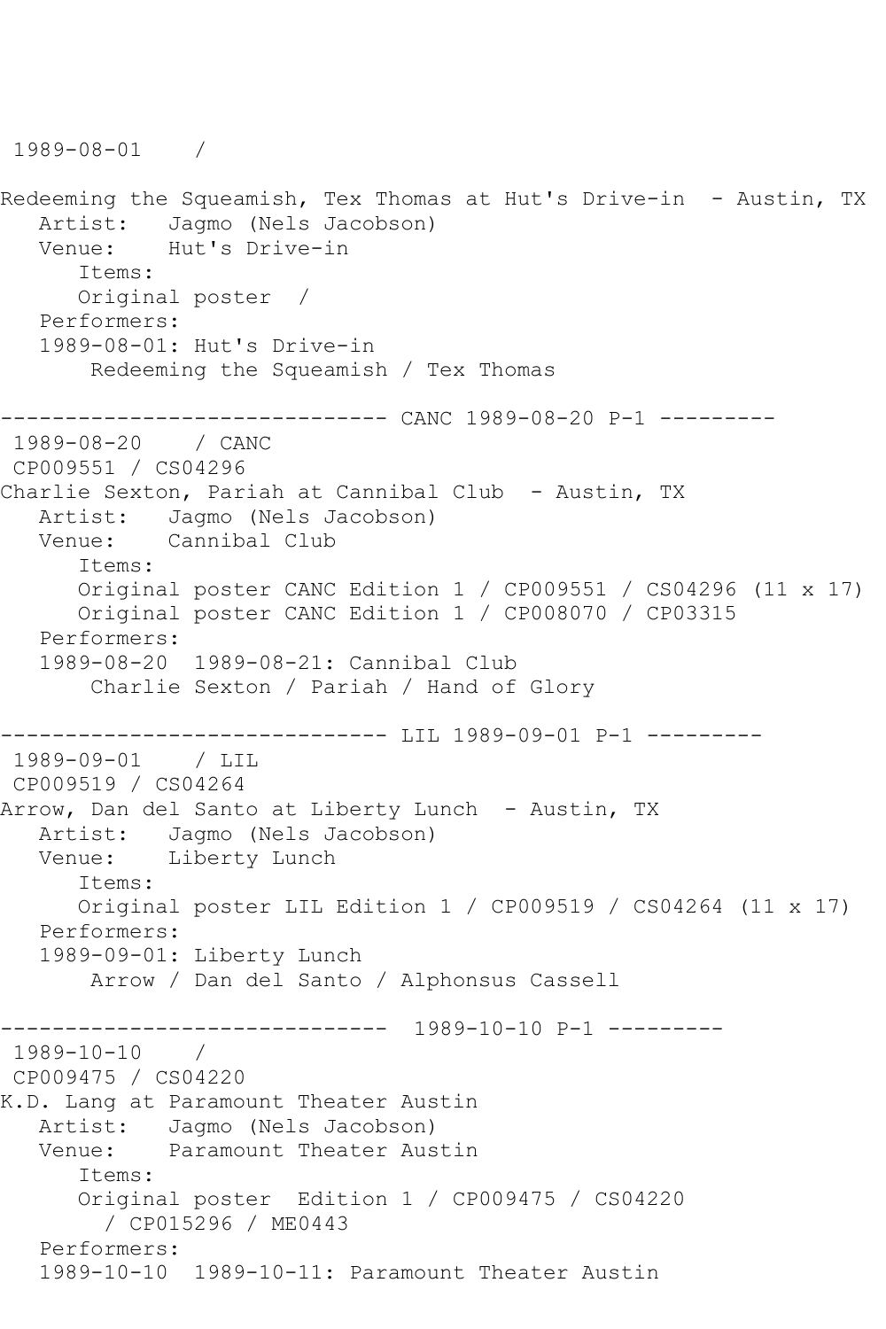```
 1989-08-01    /

Redeeming the Squeamish, Tex Thomas at Hut's Drive-in  - Austin, TX
   Artist:   Jagmo (Nels Jacobson)
   Venue:    Hut's Drive-in
      Items:
      Original poster  /
   Performers:
   1989-08-01: Hut's Drive-in
       Redeeming the Squeamish / Tex Thomas

------------------------------ CANC 1989-08-20 P-1 ---------
 1989-08-20    / CANC
 CP009551 / CS04296
Charlie Sexton, Pariah at Cannibal Club  - Austin, TX
   Artist:   Jagmo (Nels Jacobson)
   Venue:    Cannibal Club
      Items:
      Original poster CANC Edition 1 / CP009551 / CS04296 (11 x 17)
      Original poster CANC Edition 1 / CP008070 / CP03315
   Performers:
   1989-08-20  1989-08-21: Cannibal Club
       Charlie Sexton / Pariah / Hand of Glory

------------------------------ LIL 1989-09-01 P-1 ---------
 1989-09-01    / LIL
 CP009519 / CS04264
Arrow, Dan del Santo at Liberty Lunch  - Austin, TX
   Artist:   Jagmo (Nels Jacobson)
   Venue:    Liberty Lunch
      Items:
      Original poster LIL Edition 1 / CP009519 / CS04264 (11 x 17)
   Performers:
   1989-09-01: Liberty Lunch
       Arrow / Dan del Santo / Alphonsus Cassell

------------------------------  1989-10-10 P-1 ---------
 1989-10-10    /
 CP009475 / CS04220
K.D. Lang at Paramount Theater Austin
   Artist:   Jagmo (Nels Jacobson)
   Venue:    Paramount Theater Austin
      Items:
      Original poster  Edition 1 / CP009475 / CS04220
        / CP015296 / ME0443
   Performers:
   1989-10-10  1989-10-11: Paramount Theater Austin
```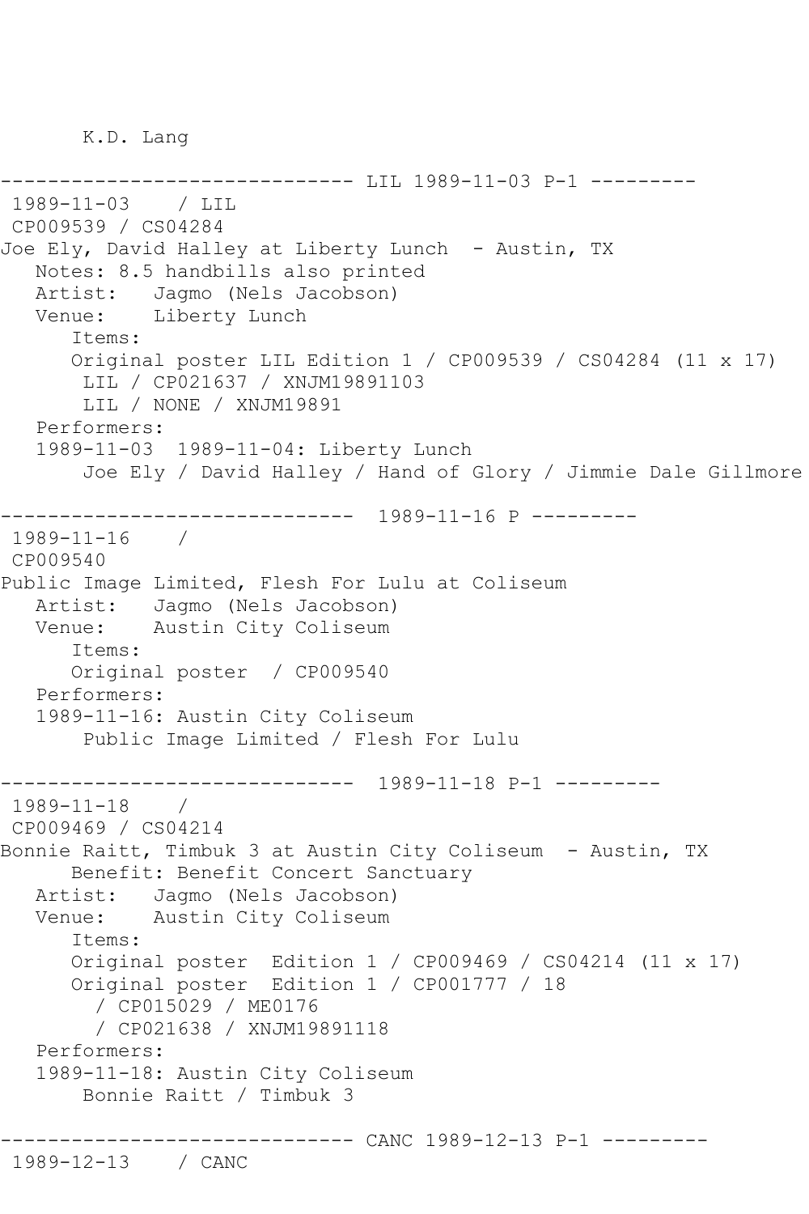K.D. Lang

------------------------------ LIL 1989-11-03 P-1 ---------

1989-11-03 / LIL

CP009539 / CS04284

Joe Ely, David Halley at Liberty Lunch - Austin, TX

Notes: 8.5 handbills also printed

Artist: Jagmo (Nels Jacobson)

Venue: Liberty Lunch

Items:

Original poster LIL Edition 1 / CP009539 / CS04284 (11 x 17)

LIL / CP021637 / XNJM19891103

LIL / NONE / XNJM19891

Performers:

1989-11-03 1989-11-04: Liberty Lunch

Joe Ely / David Halley / Hand of Glory / Jimmie Dale Gillmore

------------------------------ 1989-11-16 P ---------

1989-11-16 /

CP009540

Public Image Limited, Flesh For Lulu at Coliseum

Artist: Jagmo (Nels Jacobson)

Venue: Austin City Coliseum

Items:

Original poster / CP009540

Performers:

1989-11-16: Austin City Coliseum

Public Image Limited / Flesh For Lulu

------------------------------ 1989-11-18 P-1 ---------

1989-11-18 /

CP009469 / CS04214

Bonnie Raitt, Timbuk 3 at Austin City Coliseum - Austin, TX

Benefit: Benefit Concert Sanctuary

Artist: Jagmo (Nels Jacobson)

Venue: Austin City Coliseum

Items:

Original poster Edition 1 / CP009469 / CS04214 (11 x 17)

Original poster Edition 1 / CP001777 / 18

/ CP015029 / ME0176

/ CP021638 / XNJM19891118

Performers:

1989-11-18: Austin City Coliseum

Bonnie Raitt / Timbuk 3

------------------------------ CANC 1989-12-13 P-1 ---------

1989-12-13 / CANC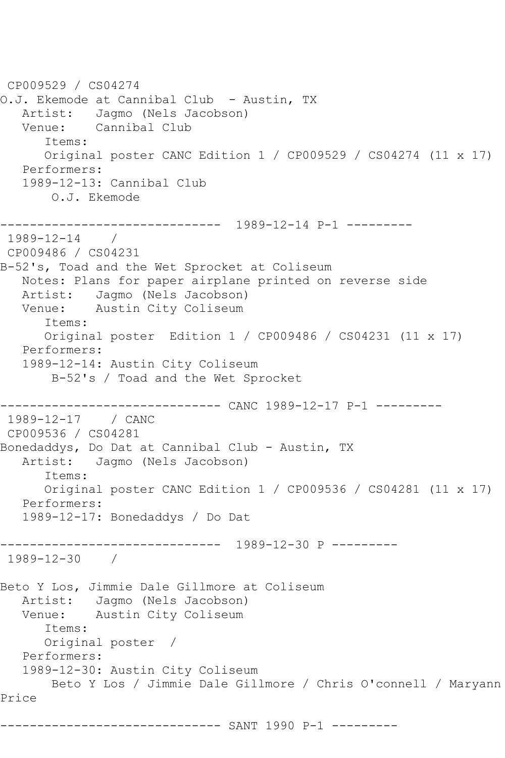CP009529 / CS04274
O.J. Ekemode at Cannibal Club - Austin, TX
   Artist: Jagmo (Nels Jacobson)
   Venue: Cannibal Club
      Items:
      Original poster CANC Edition 1 / CP009529 / CS04274 (11 x 17)
   Performers:
   1989-12-13: Cannibal Club
       O.J. Ekemode

------------------------------ 1989-12-14 P-1 ---------
1989-12-14 /
CP009486 / CS04231
B-52's, Toad and the Wet Sprocket at Coliseum
   Notes: Plans for paper airplane printed on reverse side
   Artist: Jagmo (Nels Jacobson)
   Venue: Austin City Coliseum
      Items:
      Original poster Edition 1 / CP009486 / CS04231 (11 x 17)
   Performers:
   1989-12-14: Austin City Coliseum
       B-52's / Toad and the Wet Sprocket

------------------------------ CANC 1989-12-17 P-1 ---------
1989-12-17 / CANC
CP009536 / CS04281
Bonedaddys, Do Dat at Cannibal Club - Austin, TX
   Artist: Jagmo (Nels Jacobson)
      Items:
      Original poster CANC Edition 1 / CP009536 / CS04281 (11 x 17)
   Performers:
   1989-12-17: Bonedaddys / Do Dat

------------------------------ 1989-12-30 P ---------
1989-12-30 /

Beto Y Los, Jimmie Dale Gillmore at Coliseum
   Artist: Jagmo (Nels Jacobson)
   Venue: Austin City Coliseum
      Items:
      Original poster /
   Performers:
   1989-12-30: Austin City Coliseum
       Beto Y Los / Jimmie Dale Gillmore / Chris O'connell / Maryann Price

------------------------------ SANT 1990 P-1 ---------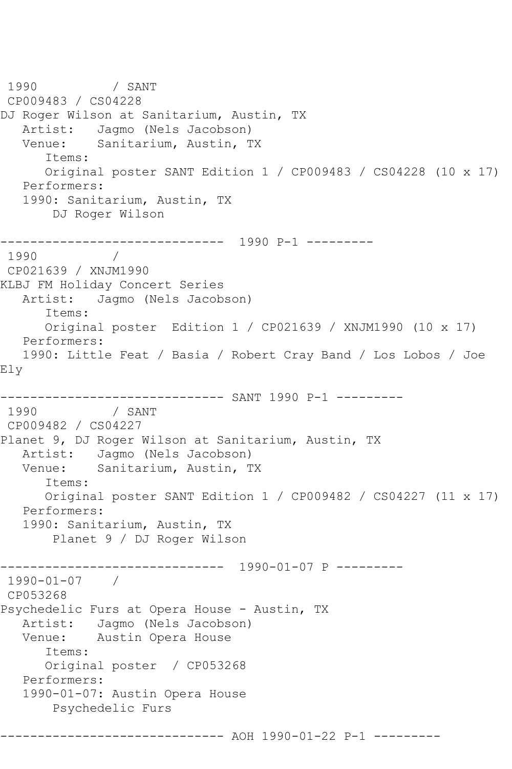```
 1990          / SANT
 CP009483 / CS04228
DJ Roger Wilson at Sanitarium, Austin, TX
   Artist:   Jagmo (Nels Jacobson)
   Venue:    Sanitarium, Austin, TX
      Items:
      Original poster SANT Edition 1 / CP009483 / CS04228 (10 x 17)
   Performers:
   1990: Sanitarium, Austin, TX
       DJ Roger Wilson

------------------------------  1990 P-1 ---------
 1990          /
 CP021639 / XNJM1990
KLBJ FM Holiday Concert Series
   Artist:   Jagmo (Nels Jacobson)
      Items:
      Original poster  Edition 1 / CP021639 / XNJM1990 (10 x 17)
   Performers:
   1990: Little Feat / Basia / Robert Cray Band / Los Lobos / Joe
Ely

------------------------------ SANT 1990 P-1 ---------
 1990          / SANT
 CP009482 / CS04227
Planet 9, DJ Roger Wilson at Sanitarium, Austin, TX
   Artist:   Jagmo (Nels Jacobson)
   Venue:    Sanitarium, Austin, TX
      Items:
      Original poster SANT Edition 1 / CP009482 / CS04227 (11 x 17)
   Performers:
   1990: Sanitarium, Austin, TX
       Planet 9 / DJ Roger Wilson

------------------------------  1990-01-07 P ---------
 1990-01-07    /
 CP053268
Psychedelic Furs at Opera House - Austin, TX
   Artist:   Jagmo (Nels Jacobson)
   Venue:    Austin Opera House
      Items:
      Original poster  / CP053268
   Performers:
   1990-01-07: Austin Opera House
       Psychedelic Furs

------------------------------ AOH 1990-01-22 P-1 ---------
```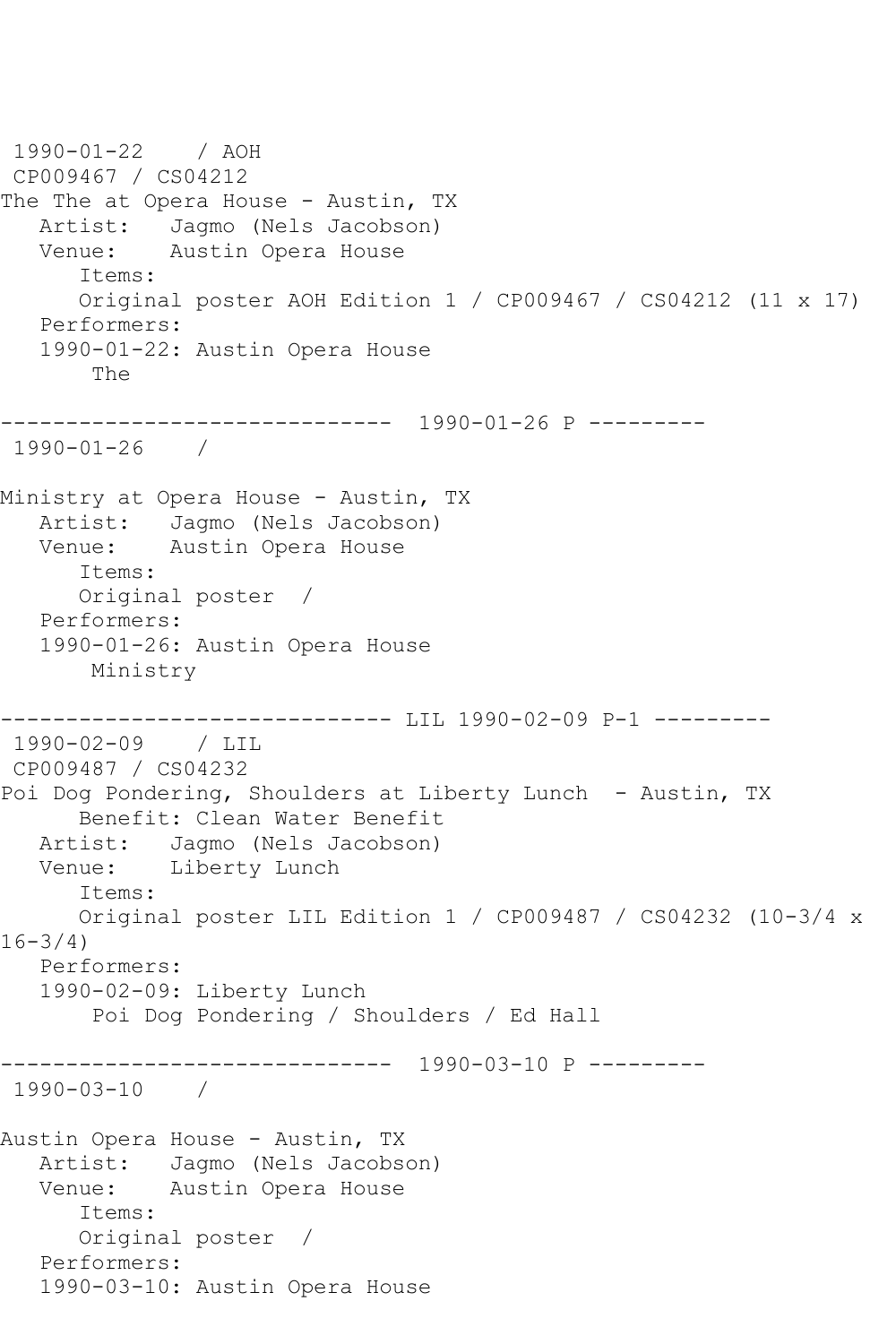1990-01-22 / AOH
CP009467 / CS04212
The The at Opera House - Austin, TX
Artist: Jagmo (Nels Jacobson)
Venue: Austin Opera House
Items:
Original poster AOH Edition 1 / CP009467 / CS04212 (11 x 17)
Performers:
1990-01-22: Austin Opera House
The

------------------------------ 1990-01-26 P ---------
1990-01-26 /

Ministry at Opera House - Austin, TX
Artist: Jagmo (Nels Jacobson)
Venue: Austin Opera House
Items:
Original poster /
Performers:
1990-01-26: Austin Opera House
Ministry

------------------------------ LIL 1990-02-09 P-1 ---------
1990-02-09 / LIL
CP009487 / CS04232
Poi Dog Pondering, Shoulders at Liberty Lunch - Austin, TX
Benefit: Clean Water Benefit
Artist: Jagmo (Nels Jacobson)
Venue: Liberty Lunch
Items:
Original poster LIL Edition 1 / CP009487 / CS04232 (10-3/4 x 16-3/4)
Performers:
1990-02-09: Liberty Lunch
Poi Dog Pondering / Shoulders / Ed Hall

------------------------------ 1990-03-10 P ---------
1990-03-10 /

Austin Opera House - Austin, TX
Artist: Jagmo (Nels Jacobson)
Venue: Austin Opera House
Items:
Original poster /
Performers:
1990-03-10: Austin Opera House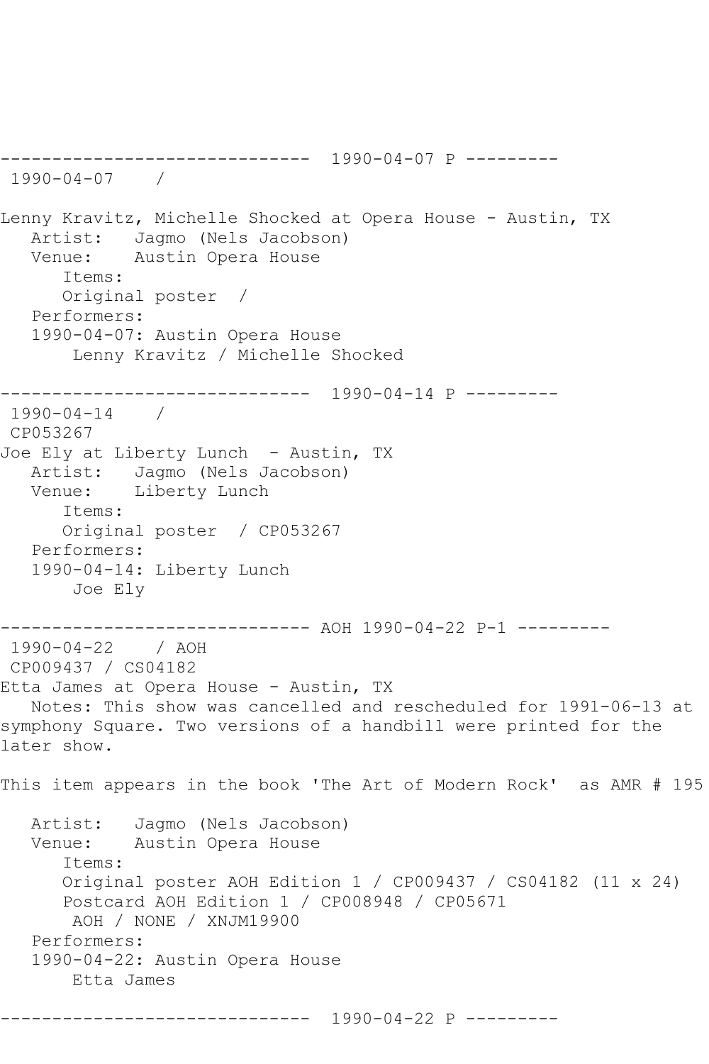------------------------------ 1990-04-07 P ---------

1990-04-07 /

Lenny Kravitz, Michelle Shocked at Opera House - Austin, TX

Artist: Jagmo (Nels Jacobson)

Venue: Austin Opera House

Items:

Original poster /

Performers:

1990-04-07: Austin Opera House

Lenny Kravitz / Michelle Shocked

------------------------------ 1990-04-14 P ---------

1990-04-14 /

CP053267

Joe Ely at Liberty Lunch - Austin, TX

Artist: Jagmo (Nels Jacobson)

Venue: Liberty Lunch

Items:

Original poster / CP053267

Performers:

1990-04-14: Liberty Lunch

Joe Ely

------------------------------ AOH 1990-04-22 P-1 ---------

1990-04-22 / AOH

CP009437 / CS04182

Etta James at Opera House - Austin, TX

Notes: This show was cancelled and rescheduled for 1991-06-13 at symphony Square. Two versions of a handbill were printed for the later show.

This item appears in the book 'The Art of Modern Rock' as AMR # 195

Artist: Jagmo (Nels Jacobson)

Venue: Austin Opera House

Items:

Original poster AOH Edition 1 / CP009437 / CS04182 (11 x 24)

Postcard AOH Edition 1 / CP008948 / CP05671

AOH / NONE / XNJM19900

Performers:

1990-04-22: Austin Opera House

Etta James

------------------------------ 1990-04-22 P ---------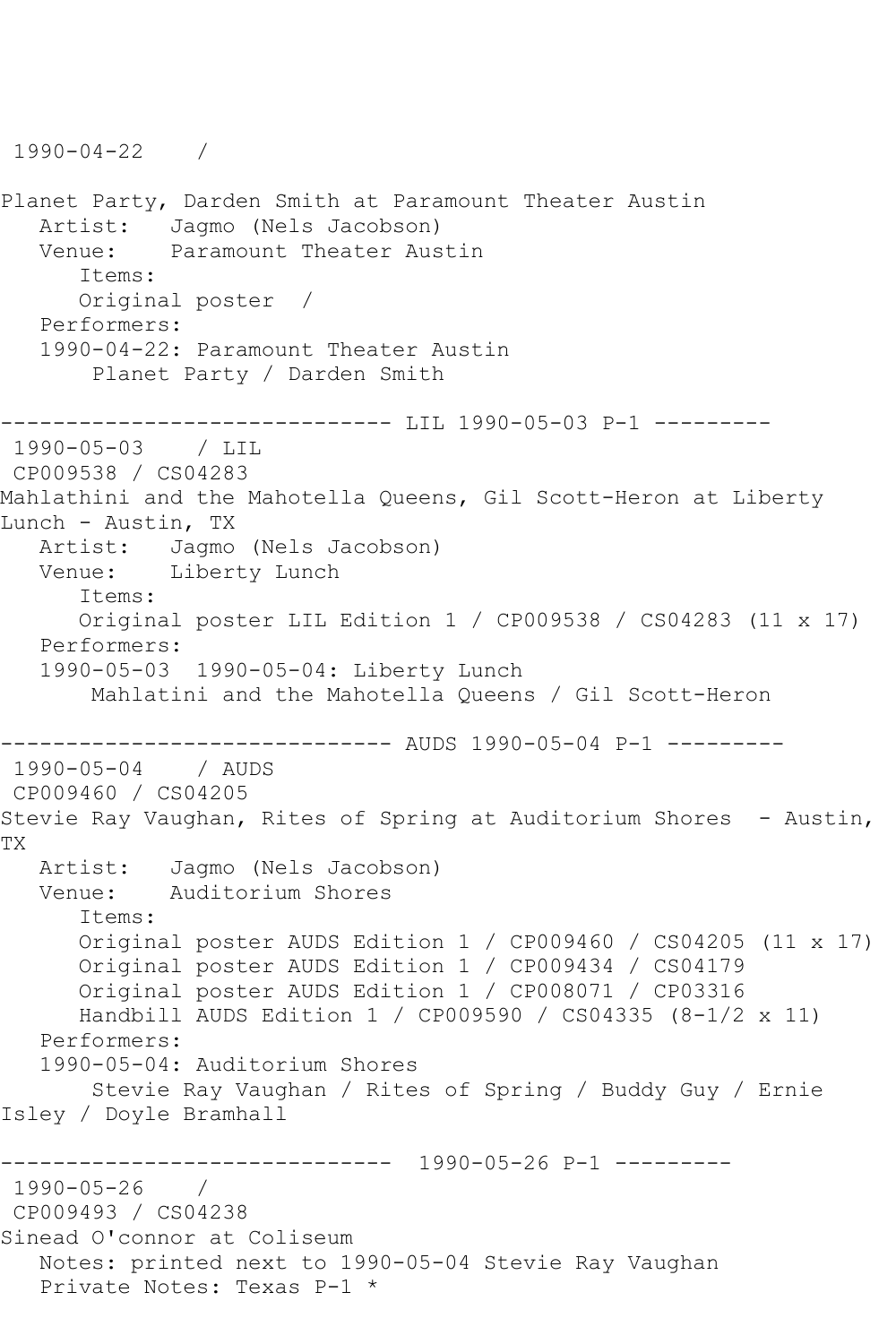1990-04-22    /

Planet Party, Darden Smith at Paramount Theater Austin
   Artist:   Jagmo (Nels Jacobson)
   Venue:    Paramount Theater Austin
      Items:
      Original poster  /
   Performers:
   1990-04-22: Paramount Theater Austin
       Planet Party / Darden Smith

------------------------------ LIL 1990-05-03 P-1 ---------
1990-05-03    / LIL
CP009538 / CS04283
Mahlathini and the Mahotella Queens, Gil Scott-Heron at Liberty Lunch - Austin, TX
   Artist:   Jagmo (Nels Jacobson)
   Venue:    Liberty Lunch
      Items:
      Original poster LIL Edition 1 / CP009538 / CS04283 (11 x 17)
   Performers:
   1990-05-03  1990-05-04: Liberty Lunch
       Mahlatini and the Mahotella Queens / Gil Scott-Heron

------------------------------ AUDS 1990-05-04 P-1 ---------
1990-05-04    / AUDS
CP009460 / CS04205
Stevie Ray Vaughan, Rites of Spring at Auditorium Shores  - Austin, TX
   Artist:   Jagmo (Nels Jacobson)
   Venue:    Auditorium Shores
      Items:
      Original poster AUDS Edition 1 / CP009460 / CS04205 (11 x 17)
      Original poster AUDS Edition 1 / CP009434 / CS04179
      Original poster AUDS Edition 1 / CP008071 / CP03316
      Handbill AUDS Edition 1 / CP009590 / CS04335 (8-1/2 x 11)
   Performers:
   1990-05-04: Auditorium Shores
       Stevie Ray Vaughan / Rites of Spring / Buddy Guy / Ernie Isley / Doyle Bramhall

------------------------------  1990-05-26 P-1 ---------
1990-05-26    /
CP009493 / CS04238
Sinead O'connor at Coliseum
   Notes: printed next to 1990-05-04 Stevie Ray Vaughan
   Private Notes: Texas P-1 *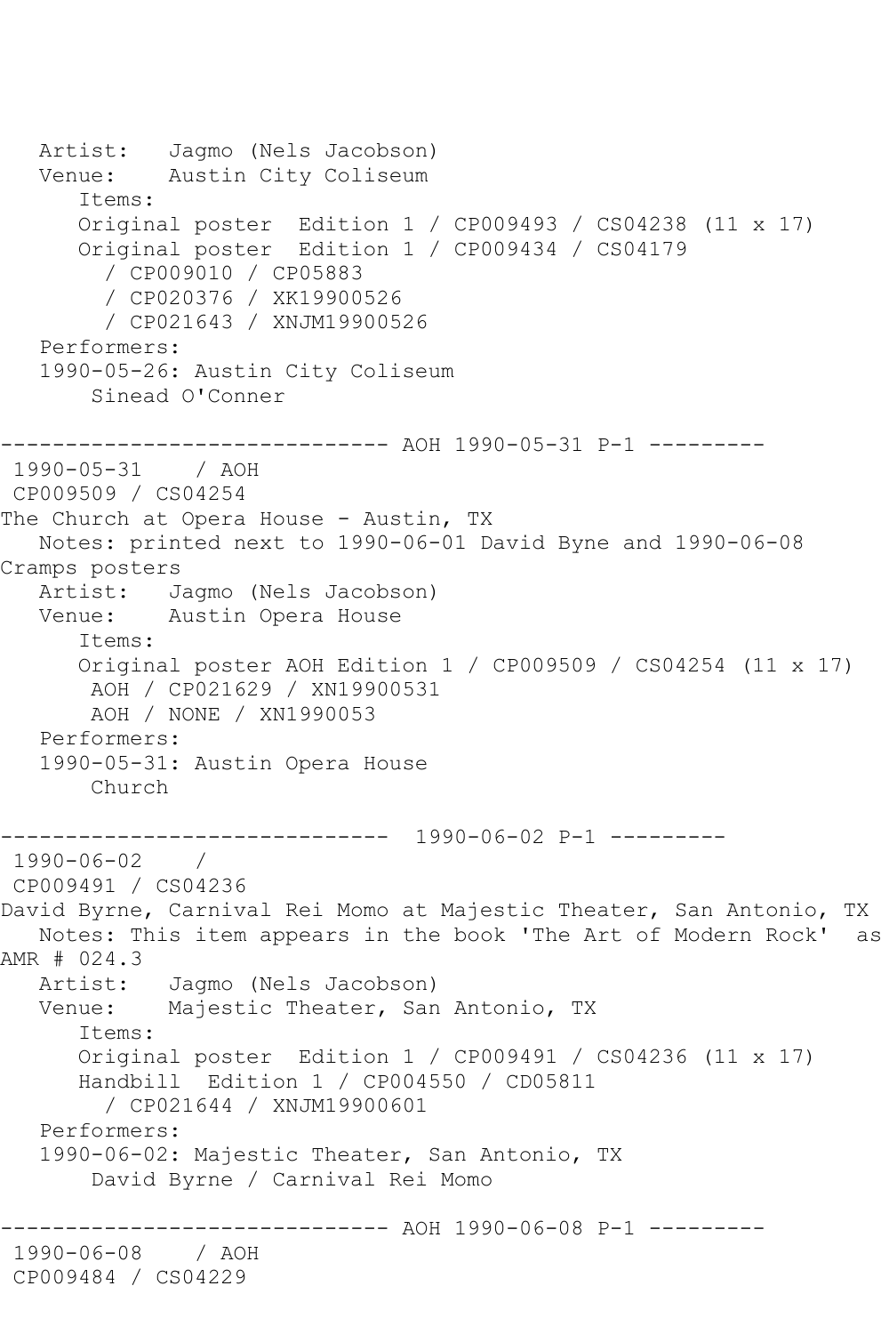```
   Artist:   Jagmo (Nels Jacobson)
   Venue:    Austin City Coliseum
      Items:
      Original poster  Edition 1 / CP009493 / CS04238 (11 x 17)
      Original poster  Edition 1 / CP009434 / CS04179
        / CP009010 / CP05883
        / CP020376 / XK19900526
        / CP021643 / XNJM19900526
   Performers:
   1990-05-26: Austin City Coliseum
       Sinead O'Conner

------------------------------ AOH 1990-05-31 P-1 ---------
 1990-05-31    / AOH
 CP009509 / CS04254
The Church at Opera House - Austin, TX
   Notes: printed next to 1990-06-01 David Byne and 1990-06-08
Cramps posters
   Artist:   Jagmo (Nels Jacobson)
   Venue:    Austin Opera House
      Items:
      Original poster AOH Edition 1 / CP009509 / CS04254 (11 x 17)
       AOH / CP021629 / XN19900531
       AOH / NONE / XN1990053
   Performers:
   1990-05-31: Austin Opera House
       Church

------------------------------  1990-06-02 P-1 ---------
 1990-06-02    /
 CP009491 / CS04236
David Byrne, Carnival Rei Momo at Majestic Theater, San Antonio, TX
   Notes: This item appears in the book 'The Art of Modern Rock'  as
AMR # 024.3
   Artist:   Jagmo (Nels Jacobson)
   Venue:    Majestic Theater, San Antonio, TX
      Items:
      Original poster  Edition 1 / CP009491 / CS04236 (11 x 17)
      Handbill  Edition 1 / CP004550 / CD05811
        / CP021644 / XNJM19900601
   Performers:
   1990-06-02: Majestic Theater, San Antonio, TX
       David Byrne / Carnival Rei Momo

------------------------------ AOH 1990-06-08 P-1 ---------
 1990-06-08    / AOH
 CP009484 / CS04229
```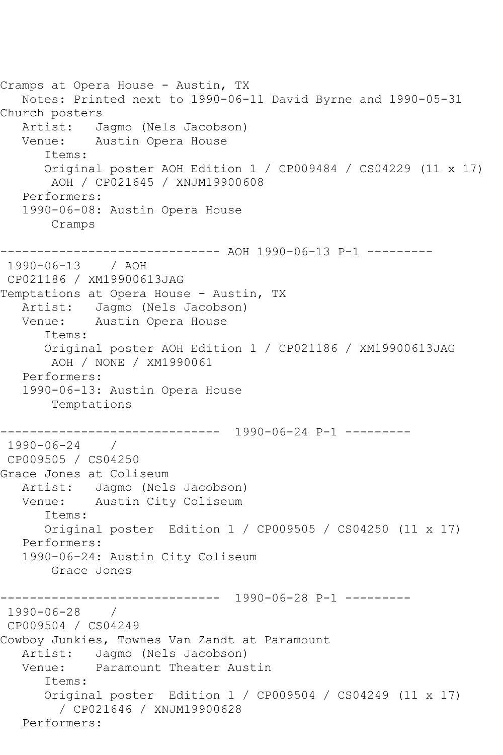Cramps at Opera House - Austin, TX
   Notes: Printed next to 1990-06-11 David Byrne and 1990-05-31 Church posters
   Artist:   Jagmo (Nels Jacobson)
   Venue:    Austin Opera House
      Items:
      Original poster AOH Edition 1 / CP009484 / CS04229 (11 x 17)
       AOH / CP021645 / XNJM19900608
   Performers:
   1990-06-08: Austin Opera House
       Cramps

------------------------------ AOH 1990-06-13 P-1 ---------
 1990-06-13    / AOH
 CP021186 / XM19900613JAG
Temptations at Opera House - Austin, TX
   Artist:   Jagmo (Nels Jacobson)
   Venue:    Austin Opera House
      Items:
      Original poster AOH Edition 1 / CP021186 / XM19900613JAG
       AOH / NONE / XM1990061
   Performers:
   1990-06-13: Austin Opera House
       Temptations

------------------------------  1990-06-24 P-1 ---------
 1990-06-24    /
 CP009505 / CS04250
Grace Jones at Coliseum
   Artist:   Jagmo (Nels Jacobson)
   Venue:    Austin City Coliseum
      Items:
      Original poster  Edition 1 / CP009505 / CS04250 (11 x 17)
   Performers:
   1990-06-24: Austin City Coliseum
       Grace Jones

------------------------------  1990-06-28 P-1 ---------
 1990-06-28    /
 CP009504 / CS04249
Cowboy Junkies, Townes Van Zandt at Paramount
   Artist:   Jagmo (Nels Jacobson)
   Venue:    Paramount Theater Austin
      Items:
      Original poster  Edition 1 / CP009504 / CS04249 (11 x 17)
        / CP021646 / XNJM19900628
   Performers: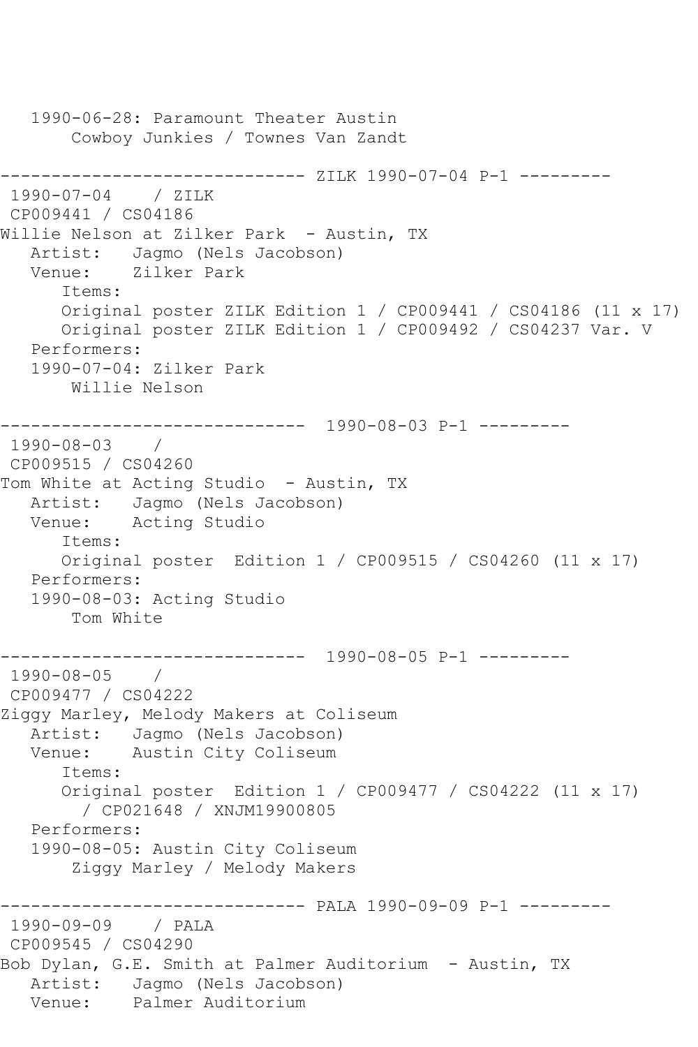```
   1990-06-28: Paramount Theater Austin
       Cowboy Junkies / Townes Van Zandt

------------------------------ ZILK 1990-07-04 P-1 ---------
 1990-07-04    / ZILK
 CP009441 / CS04186
Willie Nelson at Zilker Park  - Austin, TX
   Artist:   Jagmo (Nels Jacobson)
   Venue:    Zilker Park
      Items:
      Original poster ZILK Edition 1 / CP009441 / CS04186 (11 x 17)
      Original poster ZILK Edition 1 / CP009492 / CS04237 Var. V
   Performers:
   1990-07-04: Zilker Park
       Willie Nelson

------------------------------  1990-08-03 P-1 ---------
 1990-08-03    /
 CP009515 / CS04260
Tom White at Acting Studio  - Austin, TX
   Artist:   Jagmo (Nels Jacobson)
   Venue:    Acting Studio
      Items:
      Original poster  Edition 1 / CP009515 / CS04260 (11 x 17)
   Performers:
   1990-08-03: Acting Studio
       Tom White

------------------------------  1990-08-05 P-1 ---------
 1990-08-05    /
 CP009477 / CS04222
Ziggy Marley, Melody Makers at Coliseum
   Artist:   Jagmo (Nels Jacobson)
   Venue:    Austin City Coliseum
      Items:
      Original poster  Edition 1 / CP009477 / CS04222 (11 x 17)
        / CP021648 / XNJM19900805
   Performers:
   1990-08-05: Austin City Coliseum
       Ziggy Marley / Melody Makers

------------------------------ PALA 1990-09-09 P-1 ---------
 1990-09-09    / PALA
 CP009545 / CS04290
Bob Dylan, G.E. Smith at Palmer Auditorium  - Austin, TX
   Artist:   Jagmo (Nels Jacobson)
   Venue:    Palmer Auditorium
```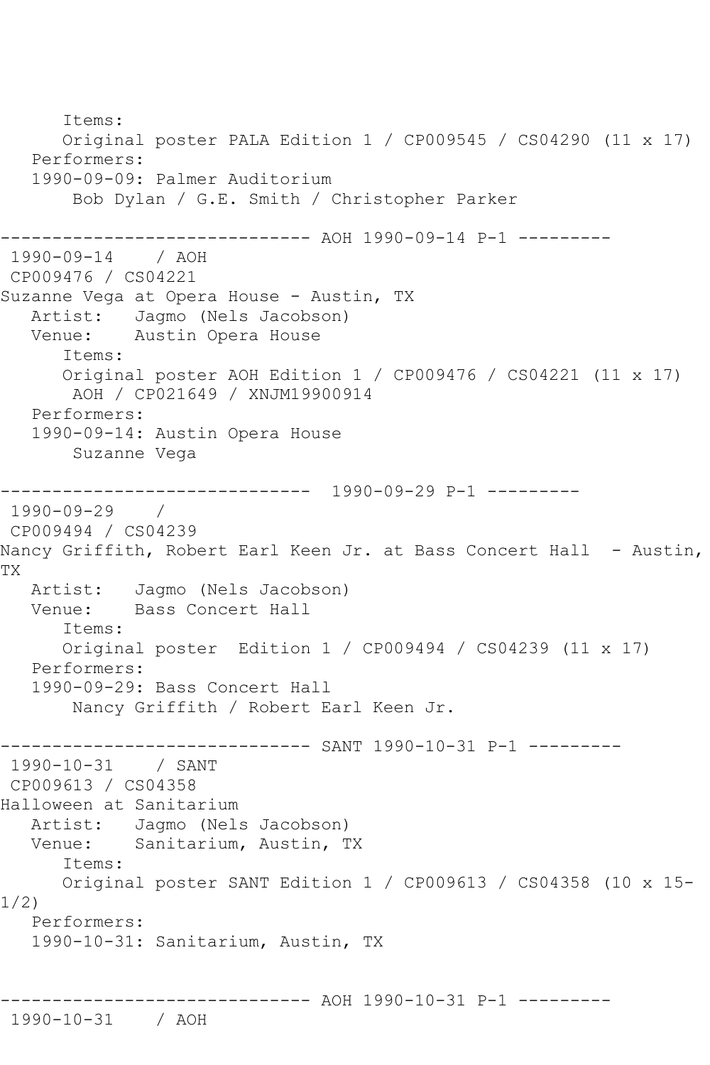```
      Items:
      Original poster PALA Edition 1 / CP009545 / CS04290 (11 x 17)
   Performers:
   1990-09-09: Palmer Auditorium
       Bob Dylan / G.E. Smith / Christopher Parker

------------------------------ AOH 1990-09-14 P-1 ---------
 1990-09-14    / AOH
 CP009476 / CS04221
Suzanne Vega at Opera House - Austin, TX
   Artist:   Jagmo (Nels Jacobson)
   Venue:    Austin Opera House
      Items:
      Original poster AOH Edition 1 / CP009476 / CS04221 (11 x 17)
       AOH / CP021649 / XNJM19900914
   Performers:
   1990-09-14: Austin Opera House
       Suzanne Vega

------------------------------  1990-09-29 P-1 ---------
 1990-09-29    /
 CP009494 / CS04239
Nancy Griffith, Robert Earl Keen Jr. at Bass Concert Hall  - Austin,
TX
   Artist:   Jagmo (Nels Jacobson)
   Venue:    Bass Concert Hall
      Items:
      Original poster  Edition 1 / CP009494 / CS04239 (11 x 17)
   Performers:
   1990-09-29: Bass Concert Hall
       Nancy Griffith / Robert Earl Keen Jr.

------------------------------ SANT 1990-10-31 P-1 ---------
 1990-10-31    / SANT
 CP009613 / CS04358
Halloween at Sanitarium
   Artist:   Jagmo (Nels Jacobson)
   Venue:    Sanitarium, Austin, TX
      Items:
      Original poster SANT Edition 1 / CP009613 / CS04358 (10 x 15-
1/2)
   Performers:
   1990-10-31: Sanitarium, Austin, TX


------------------------------ AOH 1990-10-31 P-1 ---------
 1990-10-31    / AOH
```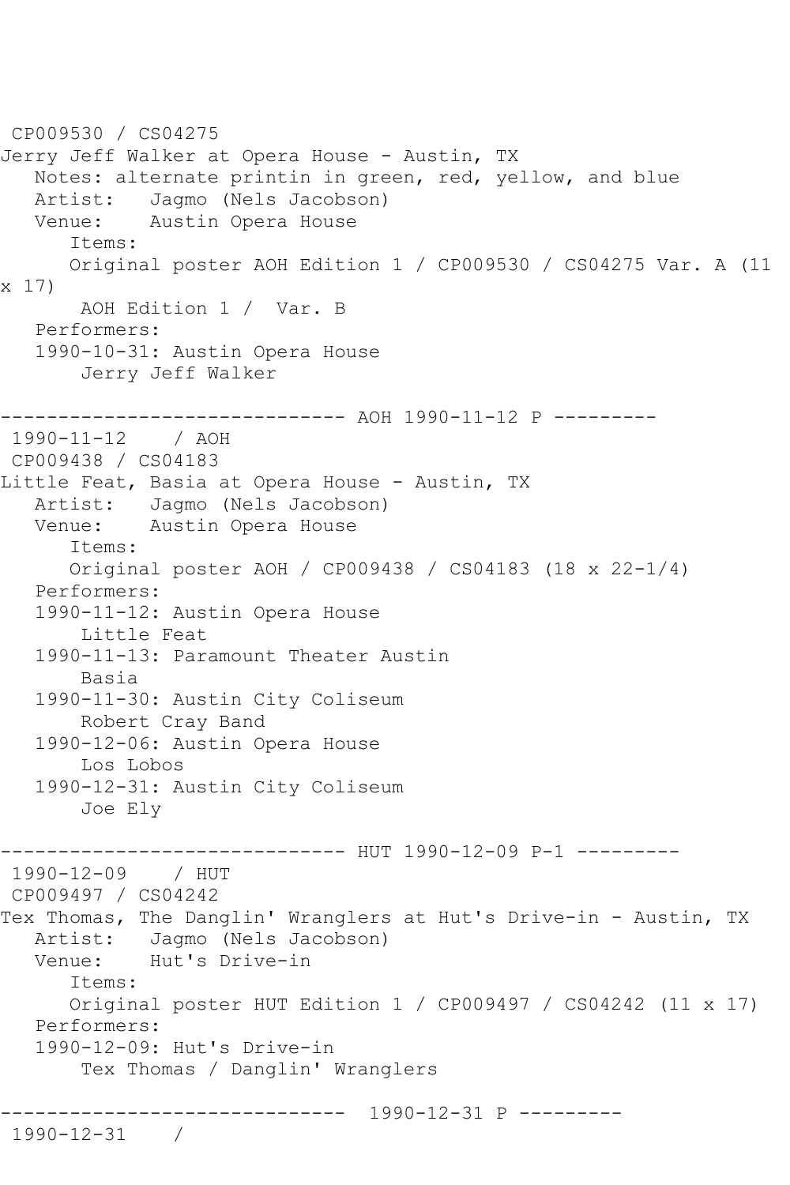CP009530 / CS04275
Jerry Jeff Walker at Opera House - Austin, TX
   Notes: alternate printin in green, red, yellow, and blue
   Artist:   Jagmo (Nels Jacobson)
   Venue:    Austin Opera House
      Items:
      Original poster AOH Edition 1 / CP009530 / CS04275 Var. A (11 x 17)
       AOH Edition 1 /  Var. B
   Performers:
   1990-10-31: Austin Opera House
       Jerry Jeff Walker

------------------------------ AOH 1990-11-12 P ---------
 1990-11-12    / AOH
 CP009438 / CS04183
Little Feat, Basia at Opera House - Austin, TX
   Artist:   Jagmo (Nels Jacobson)
   Venue:    Austin Opera House
      Items:
      Original poster AOH / CP009438 / CS04183 (18 x 22-1/4)
   Performers:
   1990-11-12: Austin Opera House
       Little Feat
   1990-11-13: Paramount Theater Austin
       Basia
   1990-11-30: Austin City Coliseum
       Robert Cray Band
   1990-12-06: Austin Opera House
       Los Lobos
   1990-12-31: Austin City Coliseum
       Joe Ely

------------------------------ HUT 1990-12-09 P-1 ---------
 1990-12-09    / HUT
 CP009497 / CS04242
Tex Thomas, The Danglin' Wranglers at Hut's Drive-in - Austin, TX
   Artist:   Jagmo (Nels Jacobson)
   Venue:    Hut's Drive-in
      Items:
      Original poster HUT Edition 1 / CP009497 / CS04242 (11 x 17)
   Performers:
   1990-12-09: Hut's Drive-in
       Tex Thomas / Danglin' Wranglers

------------------------------  1990-12-31 P ---------
 1990-12-31    /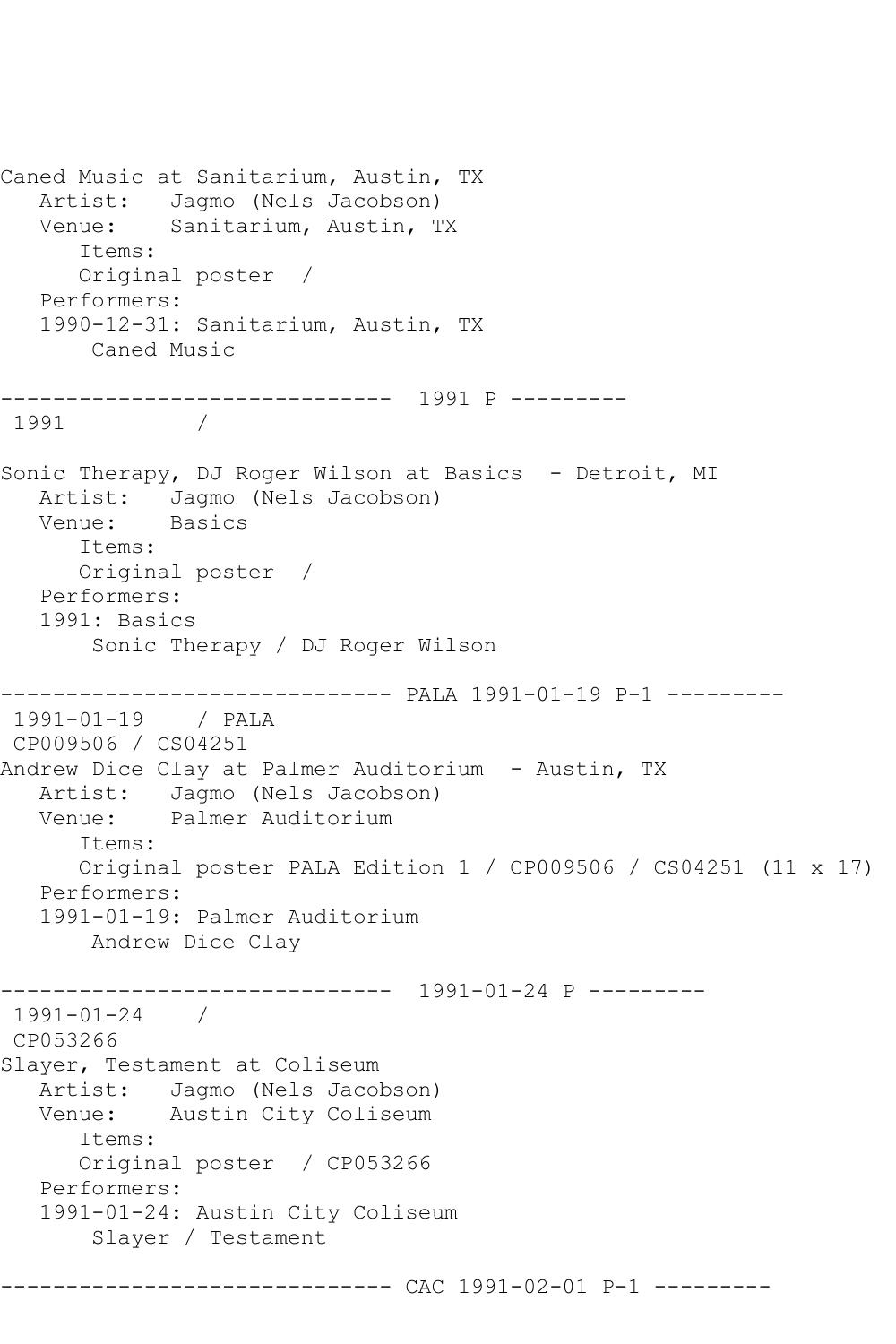```
Caned Music at Sanitarium, Austin, TX
   Artist:   Jagmo (Nels Jacobson)
   Venue:    Sanitarium, Austin, TX
      Items:
      Original poster  /
   Performers:
   1990-12-31: Sanitarium, Austin, TX
       Caned Music

------------------------------  1991 P ---------
 1991          /

Sonic Therapy, DJ Roger Wilson at Basics  - Detroit, MI
   Artist:   Jagmo (Nels Jacobson)
   Venue:    Basics
      Items:
      Original poster  /
   Performers:
   1991: Basics
       Sonic Therapy / DJ Roger Wilson

------------------------------ PALA 1991-01-19 P-1 ---------
 1991-01-19    / PALA
 CP009506 / CS04251
Andrew Dice Clay at Palmer Auditorium  - Austin, TX
   Artist:   Jagmo (Nels Jacobson)
   Venue:    Palmer Auditorium
      Items:
      Original poster PALA Edition 1 / CP009506 / CS04251 (11 x 17)
   Performers:
   1991-01-19: Palmer Auditorium
       Andrew Dice Clay

------------------------------  1991-01-24 P ---------
 1991-01-24    /
 CP053266
Slayer, Testament at Coliseum
   Artist:   Jagmo (Nels Jacobson)
   Venue:    Austin City Coliseum
      Items:
      Original poster  / CP053266
   Performers:
   1991-01-24: Austin City Coliseum
       Slayer / Testament

------------------------------ CAC 1991-02-01 P-1 ---------
```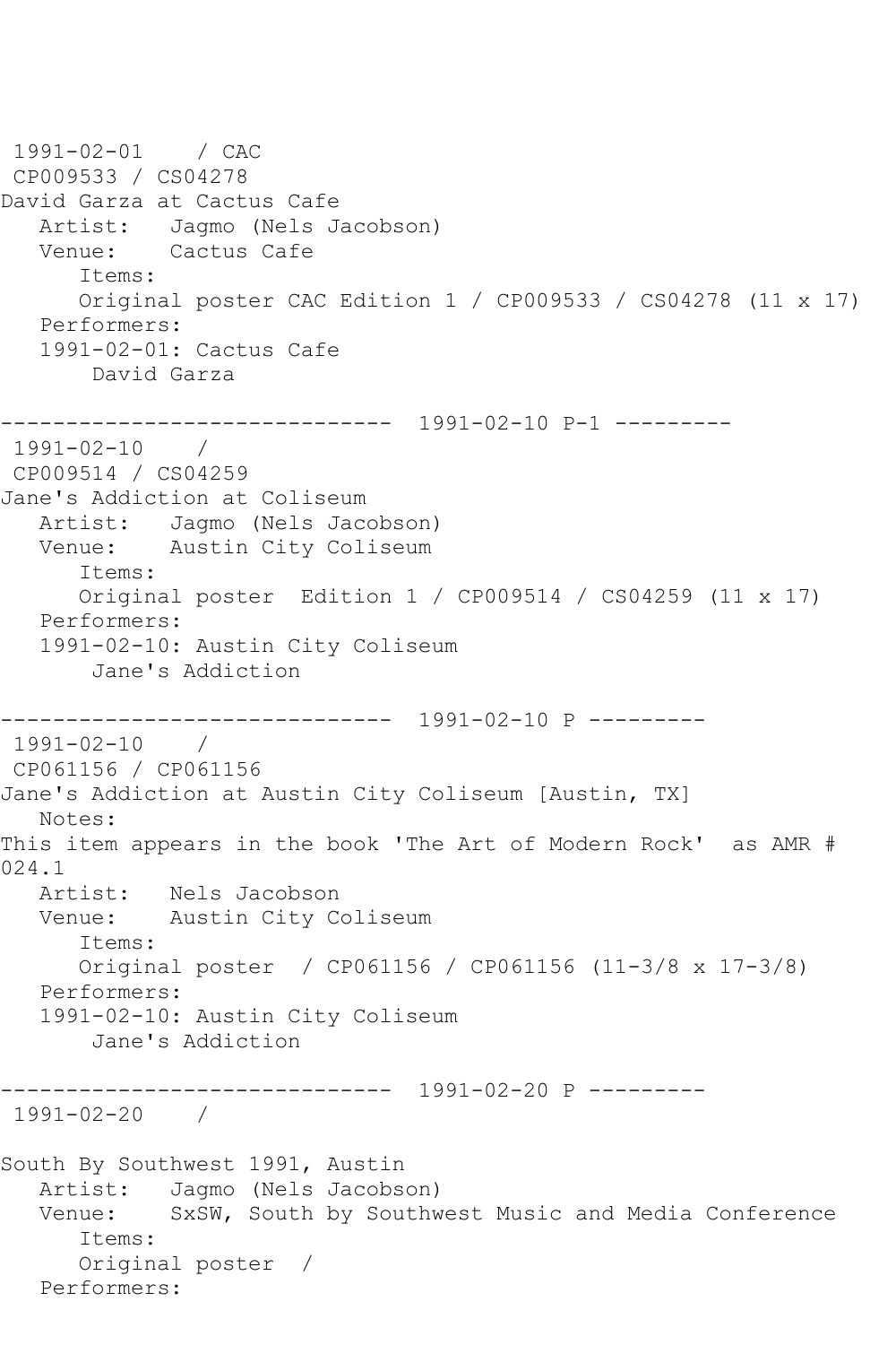```
 1991-02-01    / CAC
 CP009533 / CS04278
David Garza at Cactus Cafe
   Artist:   Jagmo (Nels Jacobson)
   Venue:    Cactus Cafe
      Items:
      Original poster CAC Edition 1 / CP009533 / CS04278 (11 x 17)
   Performers:
   1991-02-01: Cactus Cafe
       David Garza

------------------------------  1991-02-10 P-1 ---------
 1991-02-10    /
 CP009514 / CS04259
Jane's Addiction at Coliseum
   Artist:   Jagmo (Nels Jacobson)
   Venue:    Austin City Coliseum
      Items:
      Original poster  Edition 1 / CP009514 / CS04259 (11 x 17)
   Performers:
   1991-02-10: Austin City Coliseum
       Jane's Addiction

------------------------------  1991-02-10 P ---------
 1991-02-10    /
 CP061156 / CP061156
Jane's Addiction at Austin City Coliseum [Austin, TX]
   Notes:
This item appears in the book 'The Art of Modern Rock'  as AMR #
024.1
   Artist:   Nels Jacobson
   Venue:    Austin City Coliseum
      Items:
      Original poster  / CP061156 / CP061156 (11-3/8 x 17-3/8)
   Performers:
   1991-02-10: Austin City Coliseum
       Jane's Addiction

------------------------------  1991-02-20 P ---------
 1991-02-20    /

South By Southwest 1991, Austin
   Artist:   Jagmo (Nels Jacobson)
   Venue:    SxSW, South by Southwest Music and Media Conference
      Items:
      Original poster  /
   Performers:
```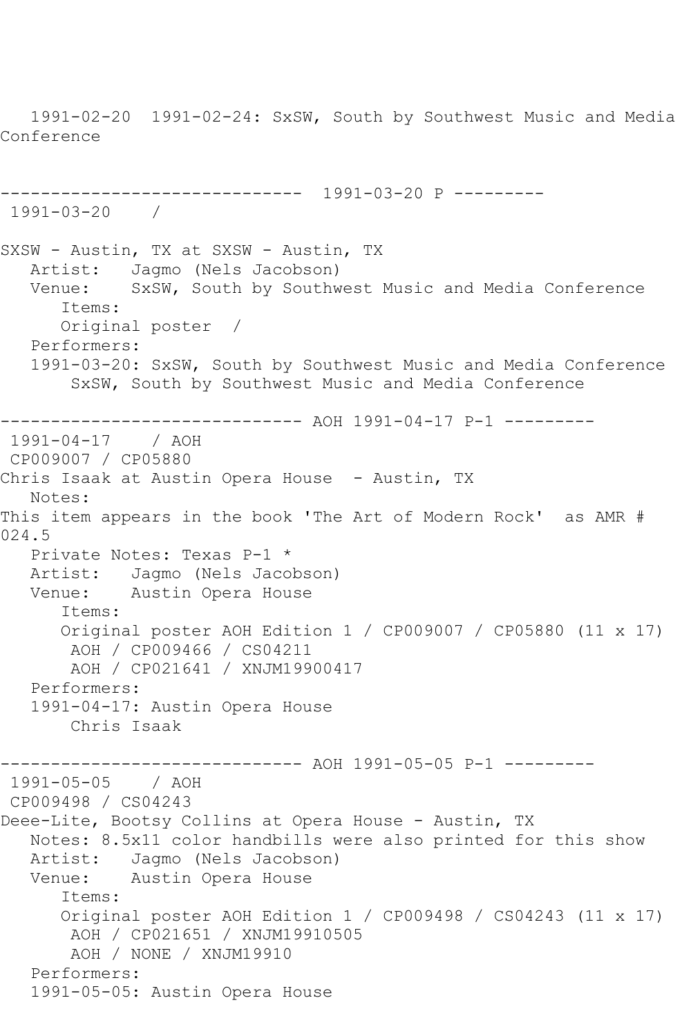1991-02-20 1991-02-24: SxSW, South by Southwest Music and Media Conference

------------------------------ 1991-03-20 P ---------
1991-03-20 /

SXSW - Austin, TX at SXSW - Austin, TX
Artist: Jagmo (Nels Jacobson)
Venue: SxSW, South by Southwest Music and Media Conference
Items:
Original poster /
Performers:
1991-03-20: SxSW, South by Southwest Music and Media Conference
SxSW, South by Southwest Music and Media Conference

------------------------------ AOH 1991-04-17 P-1 ---------
1991-04-17 / AOH
CP009007 / CP05880
Chris Isaak at Austin Opera House - Austin, TX
Notes:
This item appears in the book 'The Art of Modern Rock' as AMR # 024.5
Private Notes: Texas P-1 *
Artist: Jagmo (Nels Jacobson)
Venue: Austin Opera House
Items:
Original poster AOH Edition 1 / CP009007 / CP05880 (11 x 17)
AOH / CP009466 / CS04211
AOH / CP021641 / XNJM19900417
Performers:
1991-04-17: Austin Opera House
Chris Isaak

------------------------------ AOH 1991-05-05 P-1 ---------
1991-05-05 / AOH
CP009498 / CS04243
Deee-Lite, Bootsy Collins at Opera House - Austin, TX
Notes: 8.5x11 color handbills were also printed for this show
Artist: Jagmo (Nels Jacobson)
Venue: Austin Opera House
Items:
Original poster AOH Edition 1 / CP009498 / CS04243 (11 x 17)
AOH / CP021651 / XNJM19910505
AOH / NONE / XNJM19910
Performers:
1991-05-05: Austin Opera House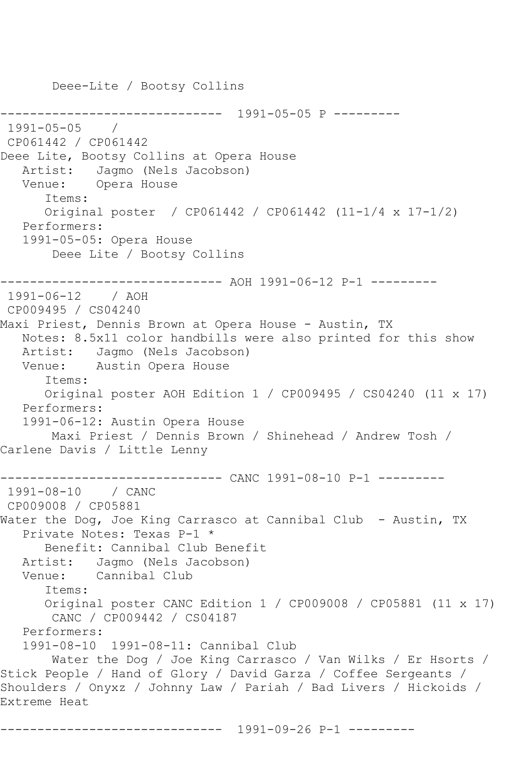Deee-Lite / Bootsy Collins

------------------------------ 1991-05-05 P ---------

1991-05-05 /

CP061442 / CP061442

Deee Lite, Bootsy Collins at Opera House

Artist: Jagmo (Nels Jacobson)

Venue: Opera House

Items:

Original poster / CP061442 / CP061442 (11-1/4 x 17-1/2)

Performers:

1991-05-05: Opera House

Deee Lite / Bootsy Collins

------------------------------ AOH 1991-06-12 P-1 ---------

1991-06-12 / AOH

CP009495 / CS04240

Maxi Priest, Dennis Brown at Opera House - Austin, TX

Notes: 8.5x11 color handbills were also printed for this show

Artist: Jagmo (Nels Jacobson)

Venue: Austin Opera House

Items:

Original poster AOH Edition 1 / CP009495 / CS04240 (11 x 17)

Performers:

1991-06-12: Austin Opera House

Maxi Priest / Dennis Brown / Shinehead / Andrew Tosh / Carlene Davis / Little Lenny

------------------------------ CANC 1991-08-10 P-1 ---------

1991-08-10 / CANC

CP009008 / CP05881

Water the Dog, Joe King Carrasco at Cannibal Club - Austin, TX

Private Notes: Texas P-1 *

Benefit: Cannibal Club Benefit

Artist: Jagmo (Nels Jacobson)

Venue: Cannibal Club

Items:

Original poster CANC Edition 1 / CP009008 / CP05881 (11 x 17)

CANC / CP009442 / CS04187

Performers:

1991-08-10 1991-08-11: Cannibal Club

Water the Dog / Joe King Carrasco / Van Wilks / Er Hsorts / Stick People / Hand of Glory / David Garza / Coffee Sergeants / Shoulders / Onyxz / Johnny Law / Pariah / Bad Livers / Hickoids / Extreme Heat

------------------------------ 1991-09-26 P-1 ---------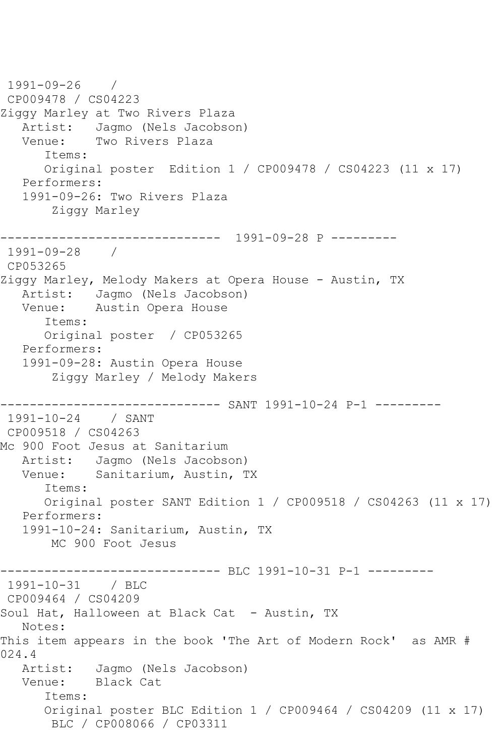1991-09-26 /
CP009478 / CS04223
Ziggy Marley at Two Rivers Plaza
Artist: Jagmo (Nels Jacobson)
Venue: Two Rivers Plaza
Items:
Original poster Edition 1 / CP009478 / CS04223 (11 x 17)
Performers:
1991-09-26: Two Rivers Plaza
Ziggy Marley

------------------------------ 1991-09-28 P ---------
1991-09-28 /
CP053265
Ziggy Marley, Melody Makers at Opera House - Austin, TX
Artist: Jagmo (Nels Jacobson)
Venue: Austin Opera House
Items:
Original poster / CP053265
Performers:
1991-09-28: Austin Opera House
Ziggy Marley / Melody Makers

------------------------------ SANT 1991-10-24 P-1 ---------
1991-10-24 / SANT
CP009518 / CS04263
Mc 900 Foot Jesus at Sanitarium
Artist: Jagmo (Nels Jacobson)
Venue: Sanitarium, Austin, TX
Items:
Original poster SANT Edition 1 / CP009518 / CS04263 (11 x 17)
Performers:
1991-10-24: Sanitarium, Austin, TX
MC 900 Foot Jesus

------------------------------ BLC 1991-10-31 P-1 ---------
1991-10-31 / BLC
CP009464 / CS04209
Soul Hat, Halloween at Black Cat - Austin, TX
Notes:
This item appears in the book 'The Art of Modern Rock' as AMR # 024.4
Artist: Jagmo (Nels Jacobson)
Venue: Black Cat
Items:
Original poster BLC Edition 1 / CP009464 / CS04209 (11 x 17)
BLC / CP008066 / CP03311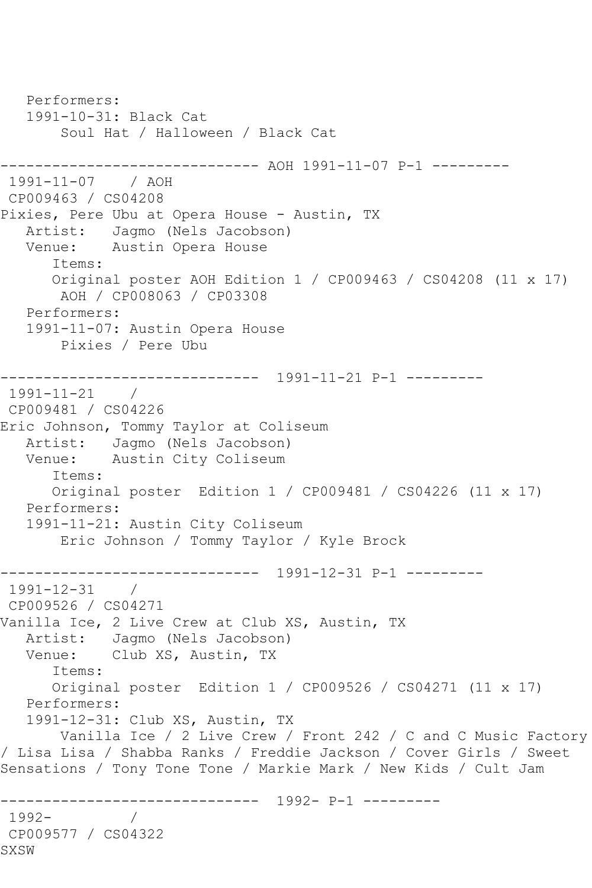Performers:
   1991-10-31: Black Cat
       Soul Hat / Halloween / Black Cat

------------------------------ AOH 1991-11-07 P-1 ---------
 1991-11-07    / AOH
 CP009463 / CS04208
Pixies, Pere Ubu at Opera House - Austin, TX
   Artist:   Jagmo (Nels Jacobson)
   Venue:    Austin Opera House
      Items:
      Original poster AOH Edition 1 / CP009463 / CS04208 (11 x 17)
       AOH / CP008063 / CP03308
   Performers:
   1991-11-07: Austin Opera House
       Pixies / Pere Ubu

------------------------------  1991-11-21 P-1 ---------
 1991-11-21    /
 CP009481 / CS04226
Eric Johnson, Tommy Taylor at Coliseum
   Artist:   Jagmo (Nels Jacobson)
   Venue:    Austin City Coliseum
      Items:
      Original poster  Edition 1 / CP009481 / CS04226 (11 x 17)
   Performers:
   1991-11-21: Austin City Coliseum
       Eric Johnson / Tommy Taylor / Kyle Brock

------------------------------  1991-12-31 P-1 ---------
 1991-12-31    /
 CP009526 / CS04271
Vanilla Ice, 2 Live Crew at Club XS, Austin, TX
   Artist:   Jagmo (Nels Jacobson)
   Venue:    Club XS, Austin, TX
      Items:
      Original poster  Edition 1 / CP009526 / CS04271 (11 x 17)
   Performers:
   1991-12-31: Club XS, Austin, TX
       Vanilla Ice / 2 Live Crew / Front 242 / C and C Music Factory / Lisa Lisa / Shabba Ranks / Freddie Jackson / Cover Girls / Sweet Sensations / Tony Tone Tone / Markie Mark / New Kids / Cult Jam

------------------------------  1992- P-1 ---------
 1992-         /
 CP009577 / CS04322
SXSW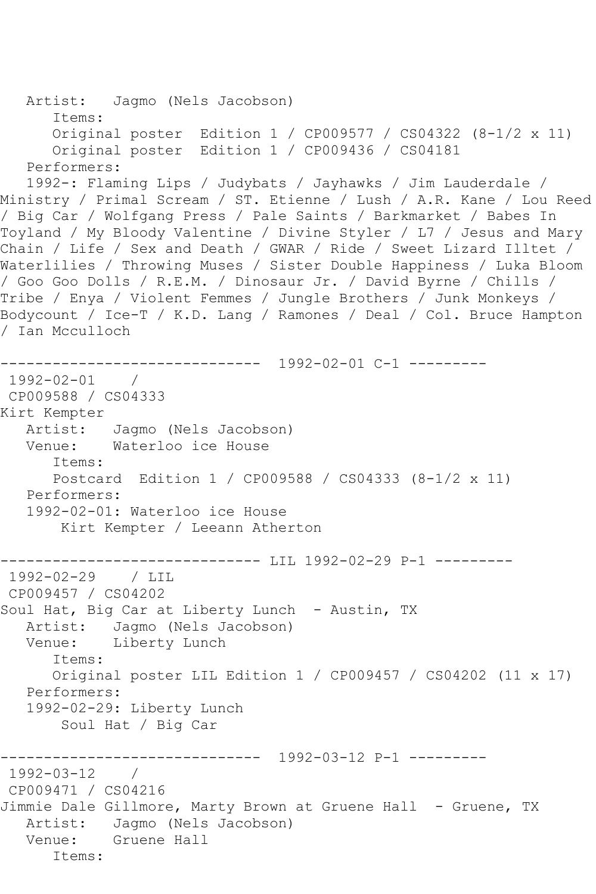Artist: Jagmo (Nels Jacobson)
Items:
Original poster Edition 1 / CP009577 / CS04322 (8-1/2 x 11)
Original poster Edition 1 / CP009436 / CS04181
Performers:
1992-: Flaming Lips / Judybats / Jayhawks / Jim Lauderdale / Ministry / Primal Scream / ST. Etienne / Lush / A.R. Kane / Lou Reed / Big Car / Wolfgang Press / Pale Saints / Barkmarket / Babes In Toyland / My Bloody Valentine / Divine Styler / L7 / Jesus and Mary Chain / Life / Sex and Death / GWAR / Ride / Sweet Lizard Illtet / Waterlilies / Throwing Muses / Sister Double Happiness / Luka Bloom / Goo Goo Dolls / R.E.M. / Dinosaur Jr. / David Byrne / Chills / Tribe / Enya / Violent Femmes / Jungle Brothers / Junk Monkeys / Bodycount / Ice-T / K.D. Lang / Ramones / Deal / Col. Bruce Hampton / Ian Mcculloch

------------------------------ 1992-02-01 C-1 ---------

1992-02-01 /
CP009588 / CS04333
Kirt Kempter
Artist: Jagmo (Nels Jacobson)
Venue: Waterloo ice House
Items:
Postcard Edition 1 / CP009588 / CS04333 (8-1/2 x 11)
Performers:
1992-02-01: Waterloo ice House
Kirt Kempter / Leeann Atherton

------------------------------ LIL 1992-02-29 P-1 ---------

1992-02-29 / LIL
CP009457 / CS04202
Soul Hat, Big Car at Liberty Lunch - Austin, TX
Artist: Jagmo (Nels Jacobson)
Venue: Liberty Lunch
Items:
Original poster LIL Edition 1 / CP009457 / CS04202 (11 x 17)
Performers:
1992-02-29: Liberty Lunch
Soul Hat / Big Car

------------------------------ 1992-03-12 P-1 ---------

1992-03-12 /
CP009471 / CS04216
Jimmie Dale Gillmore, Marty Brown at Gruene Hall - Gruene, TX
Artist: Jagmo (Nels Jacobson)
Venue: Gruene Hall
Items: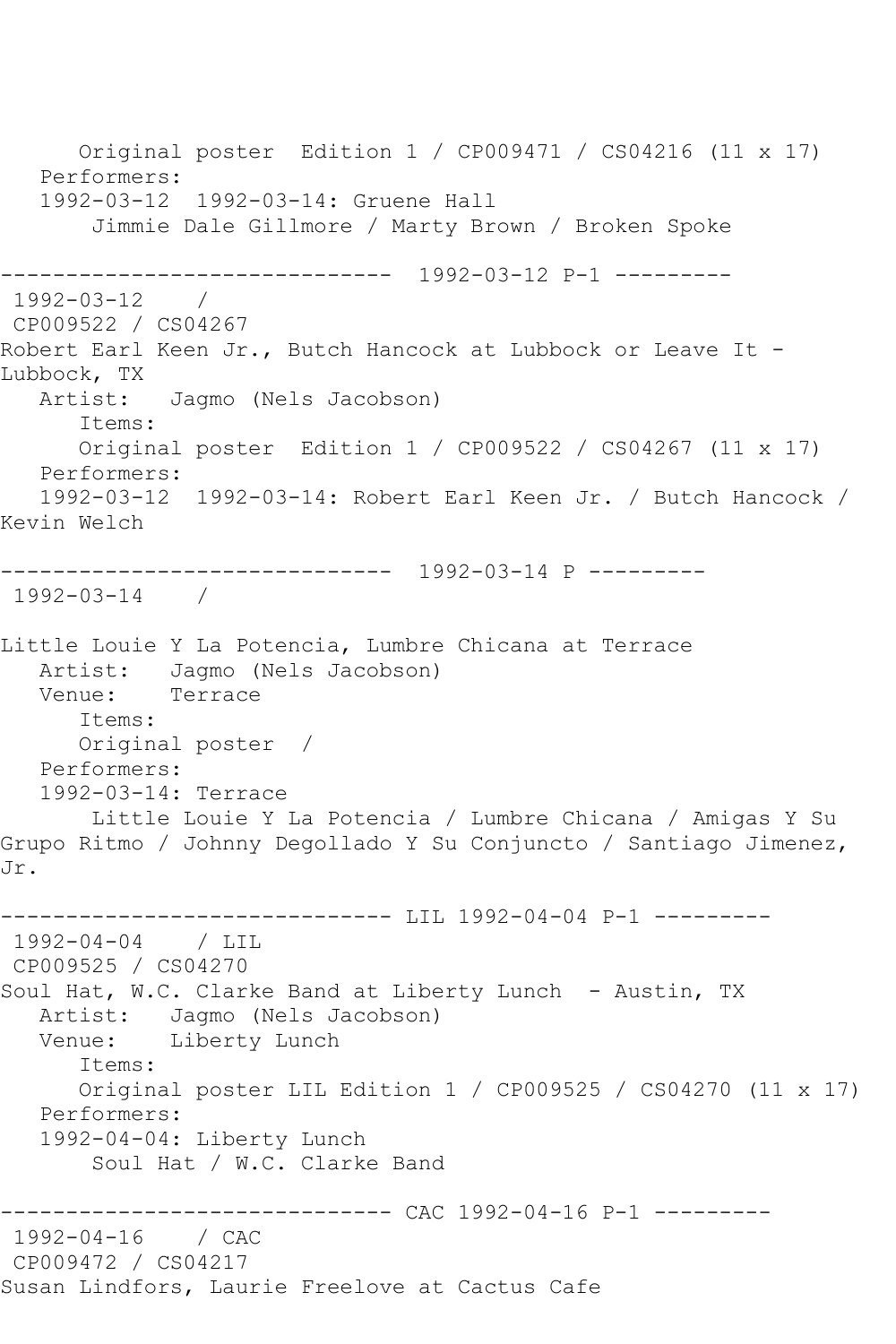```
      Original poster  Edition 1 / CP009471 / CS04216 (11 x 17)
   Performers:
   1992-03-12  1992-03-14: Gruene Hall
       Jimmie Dale Gillmore / Marty Brown / Broken Spoke

------------------------------  1992-03-12 P-1 ---------
 1992-03-12    / 
 CP009522 / CS04267
Robert Earl Keen Jr., Butch Hancock at Lubbock or Leave It - 
Lubbock, TX
   Artist:   Jagmo (Nels Jacobson)
      Items:
      Original poster  Edition 1 / CP009522 / CS04267 (11 x 17)
   Performers:
   1992-03-12  1992-03-14: Robert Earl Keen Jr. / Butch Hancock / 
Kevin Welch

------------------------------  1992-03-14 P ---------
 1992-03-14    / 

Little Louie Y La Potencia, Lumbre Chicana at Terrace
   Artist:   Jagmo (Nels Jacobson)
   Venue:    Terrace
      Items:
      Original poster  / 
   Performers:
   1992-03-14: Terrace
       Little Louie Y La Potencia / Lumbre Chicana / Amigas Y Su 
Grupo Ritmo / Johnny Degollado Y Su Conjuncto / Santiago Jimenez, 
Jr.

------------------------------ LIL 1992-04-04 P-1 ---------
 1992-04-04    / LIL
 CP009525 / CS04270
Soul Hat, W.C. Clarke Band at Liberty Lunch  - Austin, TX
   Artist:   Jagmo (Nels Jacobson)
   Venue:    Liberty Lunch
      Items:
      Original poster LIL Edition 1 / CP009525 / CS04270 (11 x 17)
   Performers:
   1992-04-04: Liberty Lunch
       Soul Hat / W.C. Clarke Band

------------------------------ CAC 1992-04-16 P-1 ---------
 1992-04-16    / CAC
 CP009472 / CS04217
Susan Lindfors, Laurie Freelove at Cactus Cafe
```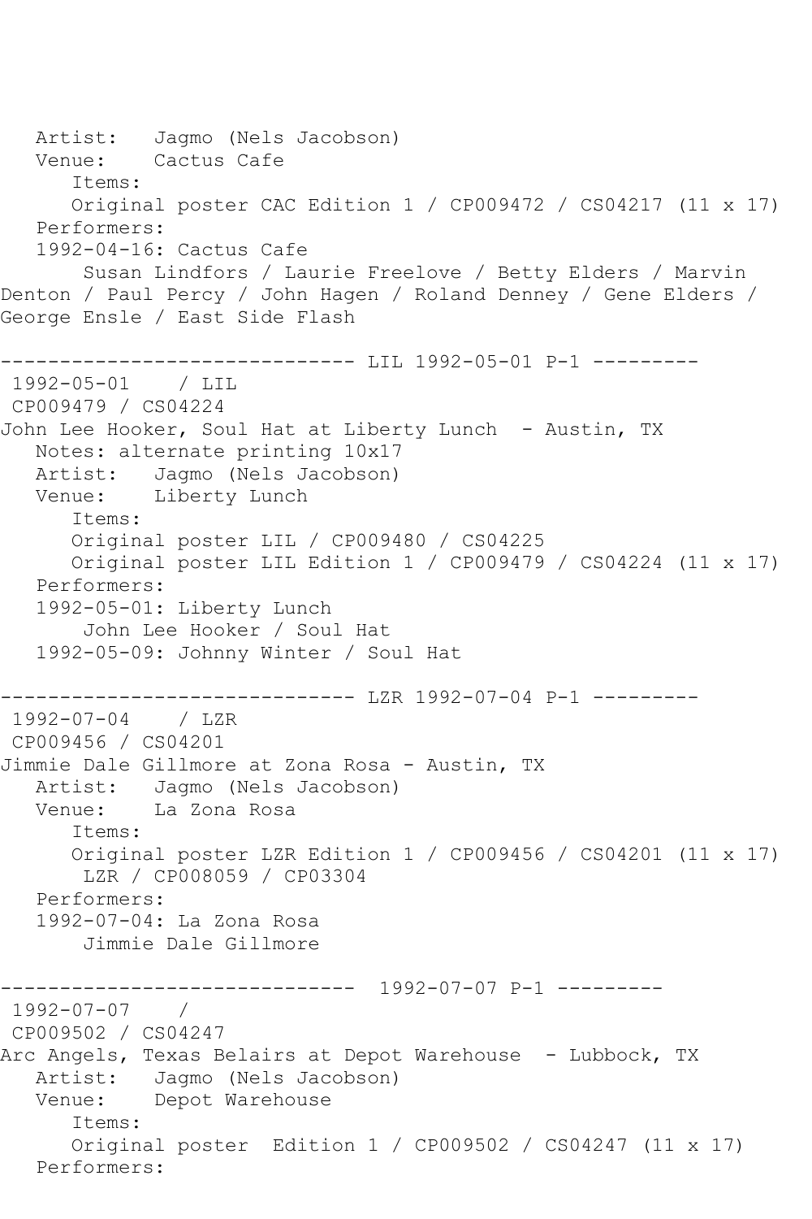Artist: Jagmo (Nels Jacobson)
Venue: Cactus Cafe
Items:
Original poster CAC Edition 1 / CP009472 / CS04217 (11 x 17)
Performers:
1992-04-16: Cactus Cafe
Susan Lindfors / Laurie Freelove / Betty Elders / Marvin Denton / Paul Percy / John Hagen / Roland Denney / Gene Elders / George Ensle / East Side Flash

------------------------------ LIL 1992-05-01 P-1 ---------

1992-05-01 / LIL
CP009479 / CS04224
John Lee Hooker, Soul Hat at Liberty Lunch - Austin, TX
Notes: alternate printing 10x17
Artist: Jagmo (Nels Jacobson)
Venue: Liberty Lunch
Items:
Original poster LIL / CP009480 / CS04225
Original poster LIL Edition 1 / CP009479 / CS04224 (11 x 17)
Performers:
1992-05-01: Liberty Lunch
John Lee Hooker / Soul Hat
1992-05-09: Johnny Winter / Soul Hat

------------------------------ LZR 1992-07-04 P-1 ---------

1992-07-04 / LZR
CP009456 / CS04201
Jimmie Dale Gillmore at Zona Rosa - Austin, TX
Artist: Jagmo (Nels Jacobson)
Venue: La Zona Rosa
Items:
Original poster LZR Edition 1 / CP009456 / CS04201 (11 x 17)
LZR / CP008059 / CP03304
Performers:
1992-07-04: La Zona Rosa
Jimmie Dale Gillmore

------------------------------ 1992-07-07 P-1 ---------

1992-07-07 /
CP009502 / CS04247
Arc Angels, Texas Belairs at Depot Warehouse - Lubbock, TX
Artist: Jagmo (Nels Jacobson)
Venue: Depot Warehouse
Items:
Original poster Edition 1 / CP009502 / CS04247 (11 x 17)
Performers: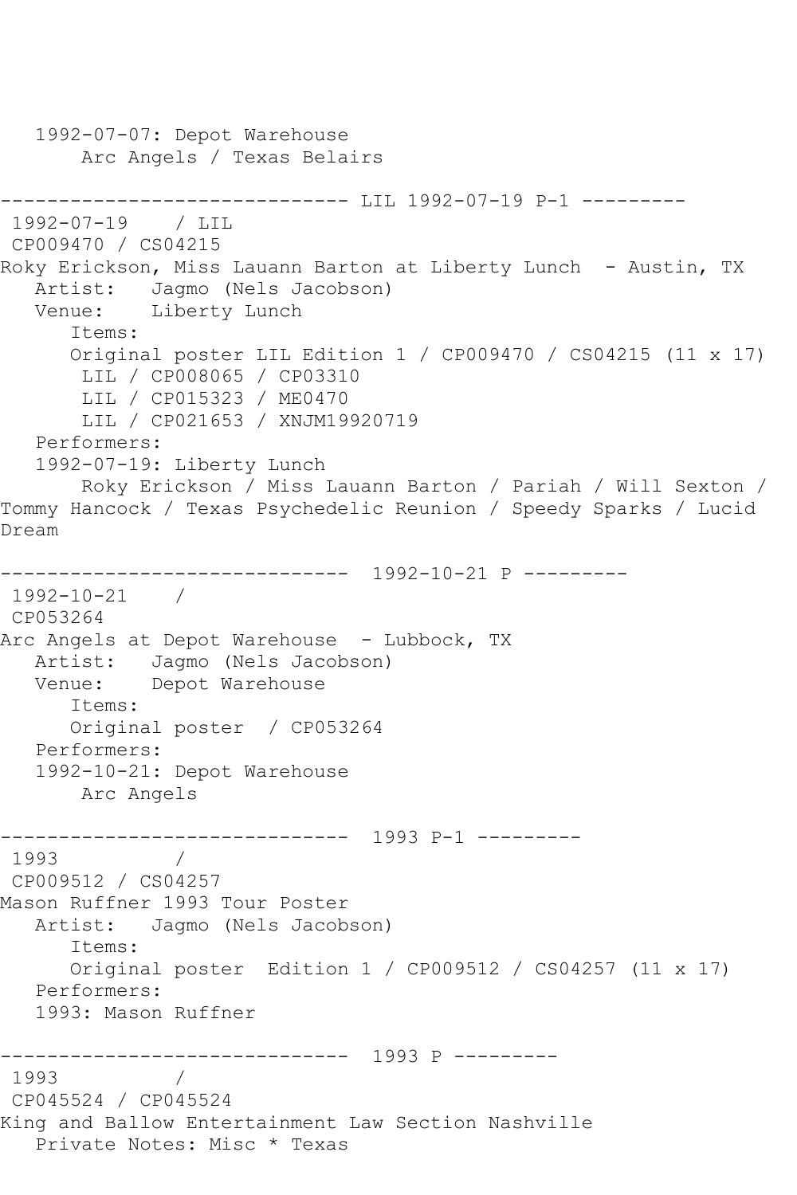1992-07-07: Depot Warehouse
 Arc Angels / Texas Belairs

------------------------------ LIL 1992-07-19 P-1 ---------
1992-07-19 / LIL
CP009470 / CS04215
Roky Erickson, Miss Lauann Barton at Liberty Lunch - Austin, TX
 Artist: Jagmo (Nels Jacobson)
 Venue: Liberty Lunch
 Items:
 Original poster LIL Edition 1 / CP009470 / CS04215 (11 x 17)
 LIL / CP008065 / CP03310
 LIL / CP015323 / ME0470
 LIL / CP021653 / XNJM19920719
 Performers:
 1992-07-19: Liberty Lunch
 Roky Erickson / Miss Lauann Barton / Pariah / Will Sexton / Tommy Hancock / Texas Psychedelic Reunion / Speedy Sparks / Lucid Dream

------------------------------ 1992-10-21 P ---------
1992-10-21 /
CP053264
Arc Angels at Depot Warehouse - Lubbock, TX
 Artist: Jagmo (Nels Jacobson)
 Venue: Depot Warehouse
 Items:
 Original poster / CP053264
 Performers:
 1992-10-21: Depot Warehouse
 Arc Angels

------------------------------ 1993 P-1 ---------
1993 /
CP009512 / CS04257
Mason Ruffner 1993 Tour Poster
 Artist: Jagmo (Nels Jacobson)
 Items:
 Original poster Edition 1 / CP009512 / CS04257 (11 x 17)
 Performers:
 1993: Mason Ruffner

------------------------------ 1993 P ---------
1993 /
CP045524 / CP045524
King and Ballow Entertainment Law Section Nashville
 Private Notes: Misc * Texas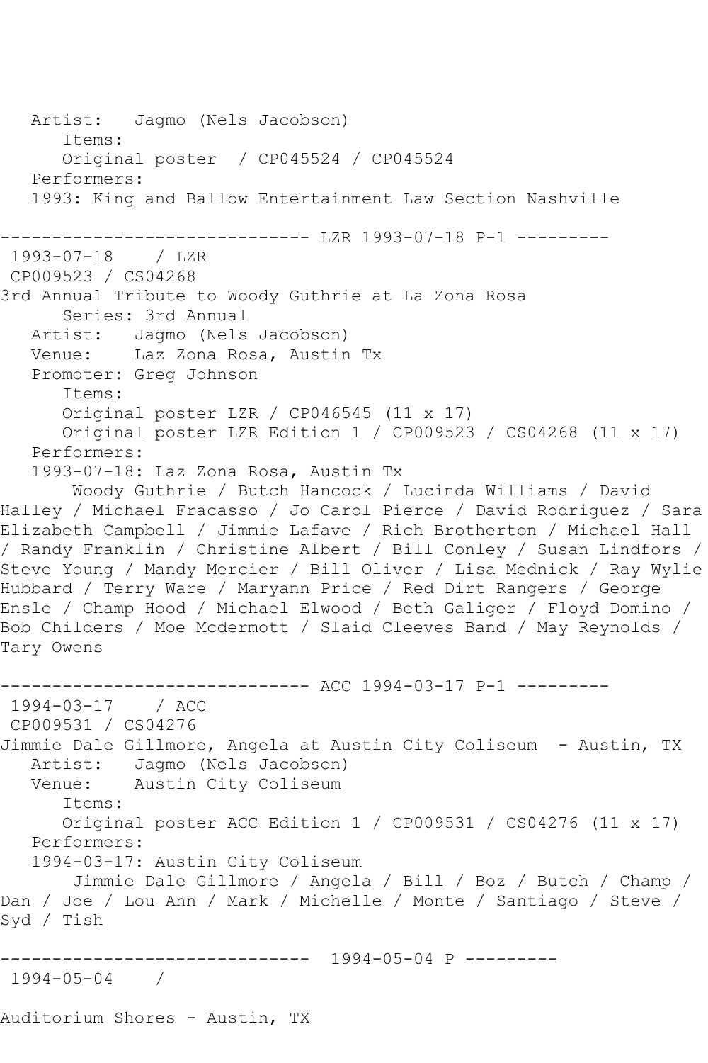Artist: Jagmo (Nels Jacobson)
Items:
Original poster / CP045524 / CP045524
Performers:
1993: King and Ballow Entertainment Law Section Nashville

------------------------------ LZR 1993-07-18 P-1 ---------

1993-07-18 / LZR
CP009523 / CS04268
3rd Annual Tribute to Woody Guthrie at La Zona Rosa
Series: 3rd Annual
Artist: Jagmo (Nels Jacobson)
Venue: Laz Zona Rosa, Austin Tx
Promoter: Greg Johnson
Items:
Original poster LZR / CP046545 (11 x 17)
Original poster LZR Edition 1 / CP009523 / CS04268 (11 x 17)
Performers:
1993-07-18: Laz Zona Rosa, Austin Tx
Woody Guthrie / Butch Hancock / Lucinda Williams / David Halley / Michael Fracasso / Jo Carol Pierce / David Rodriguez / Sara Elizabeth Campbell / Jimmie Lafave / Rich Brotherton / Michael Hall / Randy Franklin / Christine Albert / Bill Conley / Susan Lindfors / Steve Young / Mandy Mercier / Bill Oliver / Lisa Mednick / Ray Wylie Hubbard / Terry Ware / Maryann Price / Red Dirt Rangers / George Ensle / Champ Hood / Michael Elwood / Beth Galiger / Floyd Domino / Bob Childers / Moe Mcdermott / Slaid Cleeves Band / May Reynolds / Tary Owens

------------------------------ ACC 1994-03-17 P-1 ---------

1994-03-17 / ACC
CP009531 / CS04276
Jimmie Dale Gillmore, Angela at Austin City Coliseum - Austin, TX
Artist: Jagmo (Nels Jacobson)
Venue: Austin City Coliseum
Items:
Original poster ACC Edition 1 / CP009531 / CS04276 (11 x 17)
Performers:
1994-03-17: Austin City Coliseum
Jimmie Dale Gillmore / Angela / Bill / Boz / Butch / Champ / Dan / Joe / Lou Ann / Mark / Michelle / Monte / Santiago / Steve / Syd / Tish

------------------------------ 1994-05-04 P ---------

1994-05-04 /

Auditorium Shores - Austin, TX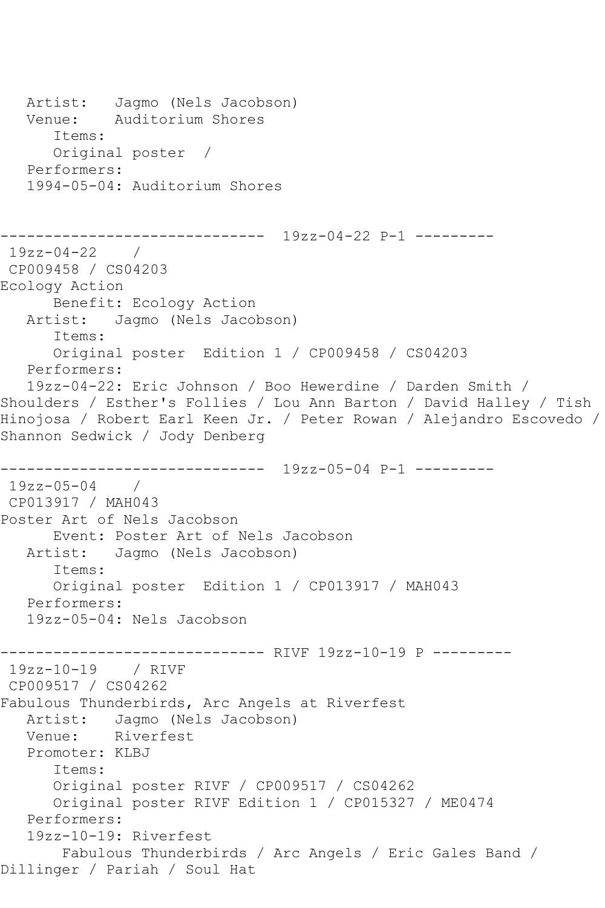```
   Artist:   Jagmo (Nels Jacobson)
   Venue:    Auditorium Shores
      Items:
      Original poster  /
   Performers:
   1994-05-04: Auditorium Shores


------------------------------  19zz-04-22 P-1 ---------
 19zz-04-22    /
 CP009458 / CS04203
Ecology Action
      Benefit: Ecology Action
   Artist:   Jagmo (Nels Jacobson)
      Items:
      Original poster  Edition 1 / CP009458 / CS04203
   Performers:
   19zz-04-22: Eric Johnson / Boo Hewerdine / Darden Smith /
Shoulders / Esther's Follies / Lou Ann Barton / David Halley / Tish
Hinojosa / Robert Earl Keen Jr. / Peter Rowan / Alejandro Escovedo /
Shannon Sedwick / Jody Denberg

------------------------------  19zz-05-04 P-1 ---------
 19zz-05-04    /
 CP013917 / MAH043
Poster Art of Nels Jacobson
      Event: Poster Art of Nels Jacobson
   Artist:   Jagmo (Nels Jacobson)
      Items:
      Original poster  Edition 1 / CP013917 / MAH043
   Performers:
   19zz-05-04: Nels Jacobson

------------------------------ RIVF 19zz-10-19 P ---------
 19zz-10-19    / RIVF
 CP009517 / CS04262
Fabulous Thunderbirds, Arc Angels at Riverfest
   Artist:   Jagmo (Nels Jacobson)
   Venue:    Riverfest
   Promoter: KLBJ
      Items:
      Original poster RIVF / CP009517 / CS04262
      Original poster RIVF Edition 1 / CP015327 / ME0474
   Performers:
   19zz-10-19: Riverfest
       Fabulous Thunderbirds / Arc Angels / Eric Gales Band /
Dillinger / Pariah / Soul Hat
```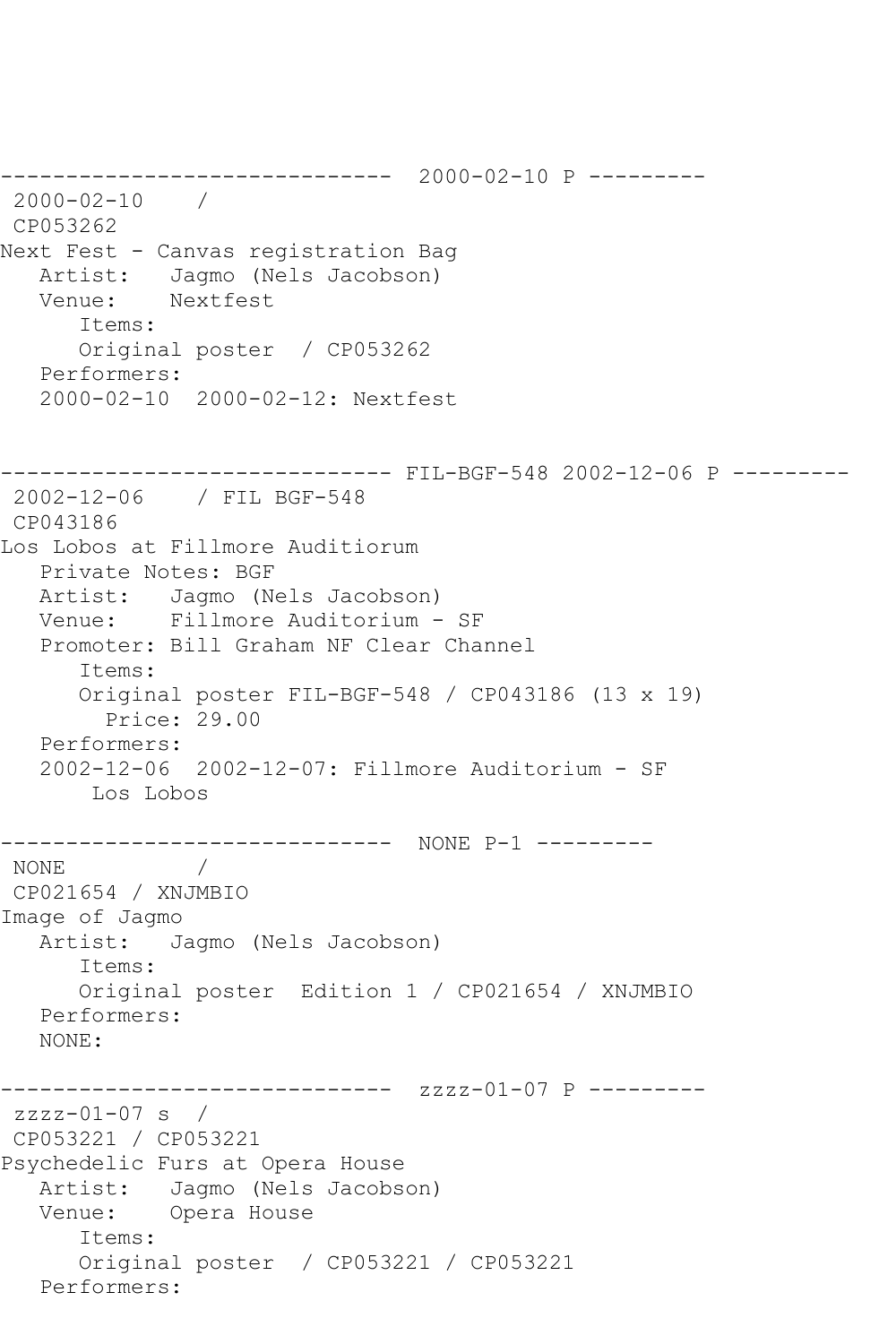```
------------------------------  2000-02-10 P ---------
 2000-02-10    /
 CP053262
Next Fest - Canvas registration Bag
   Artist:   Jagmo (Nels Jacobson)
   Venue:    Nextfest
      Items:
      Original poster  / CP053262
   Performers:
   2000-02-10  2000-02-12: Nextfest


------------------------------ FIL-BGF-548 2002-12-06 P ---------
 2002-12-06    / FIL BGF-548
 CP043186
Los Lobos at Fillmore Auditiorum
   Private Notes: BGF
   Artist:   Jagmo (Nels Jacobson)
   Venue:    Fillmore Auditorium - SF
   Promoter: Bill Graham NF Clear Channel
      Items:
      Original poster FIL-BGF-548 / CP043186 (13 x 19)
        Price: 29.00
   Performers:
   2002-12-06  2002-12-07: Fillmore Auditorium - SF
       Los Lobos

------------------------------  NONE P-1 ---------
 NONE          /
 CP021654 / XNJMBIO
Image of Jagmo
   Artist:   Jagmo (Nels Jacobson)
      Items:
      Original poster  Edition 1 / CP021654 / XNJMBIO
   Performers:
   NONE:

------------------------------  zzzz-01-07 P ---------
 zzzz-01-07 s  /
 CP053221 / CP053221
Psychedelic Furs at Opera House
   Artist:   Jagmo (Nels Jacobson)
   Venue:    Opera House
      Items:
      Original poster  / CP053221 / CP053221
   Performers:
```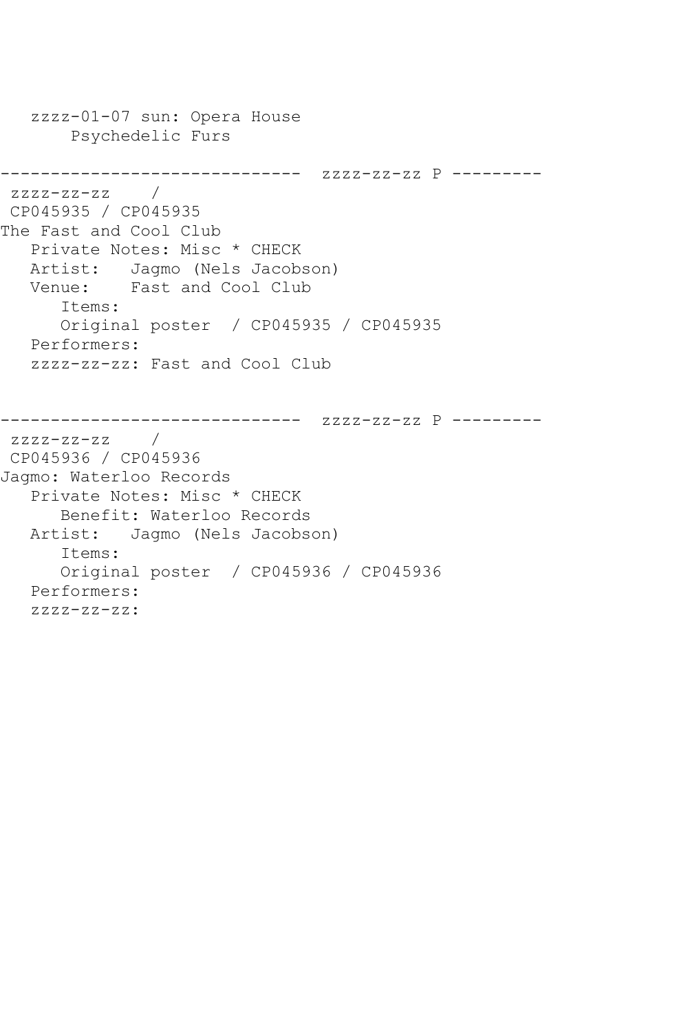```
   zzzz-01-07 sun: Opera House
       Psychedelic Furs

------------------------------  zzzz-zz-zz P ---------
 zzzz-zz-zz    /  
 CP045935 / CP045935
The Fast and Cool Club
   Private Notes: Misc * CHECK
   Artist:   Jagmo (Nels Jacobson)
   Venue:    Fast and Cool Club
      Items:
      Original poster  / CP045935 / CP045935
   Performers:
   zzzz-zz-zz: Fast and Cool Club


------------------------------  zzzz-zz-zz P ---------
 zzzz-zz-zz    /  
 CP045936 / CP045936
Jagmo: Waterloo Records
   Private Notes: Misc * CHECK
      Benefit: Waterloo Records
   Artist:   Jagmo (Nels Jacobson)
      Items:
      Original poster  / CP045936 / CP045936
   Performers:
   zzzz-zz-zz:
```